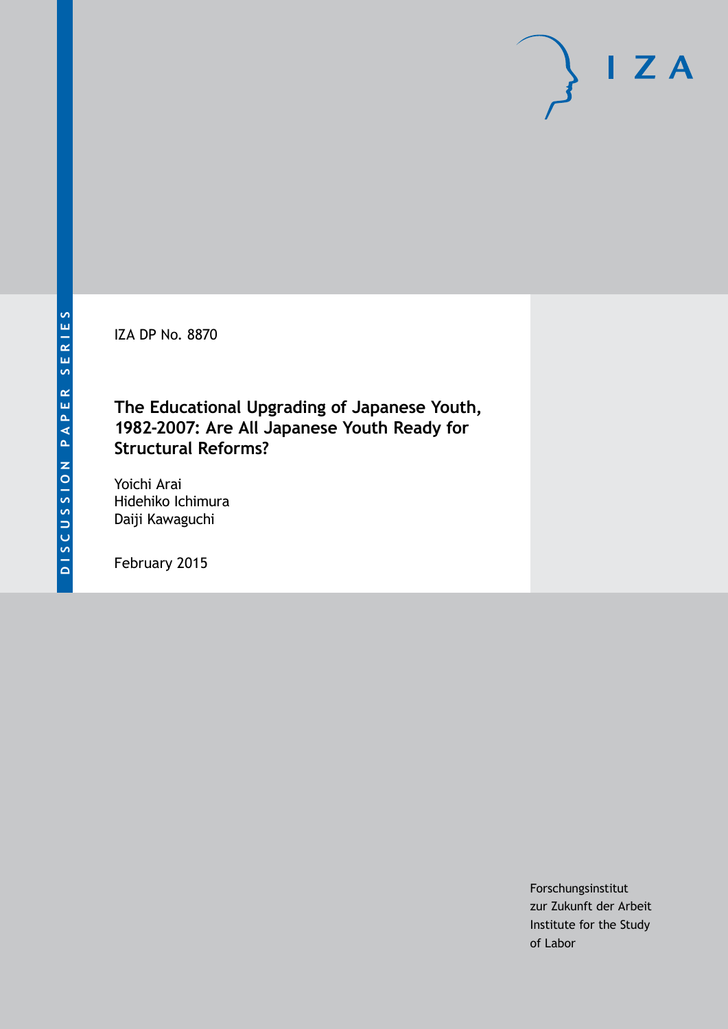DISCUSSION PAPER SERIES

IZA DP No. 8870

# The Educational Upgrading of Japanese Youth, 1982-2007: Are All Japanese Youth Ready for Structural Reforms?

Yoichi Arai
Hidehiko Ichimura
Daiji Kawaguchi

February 2015

Forschungsinstitut
zur Zukunft der Arbeit
Institute for the Study
of Labor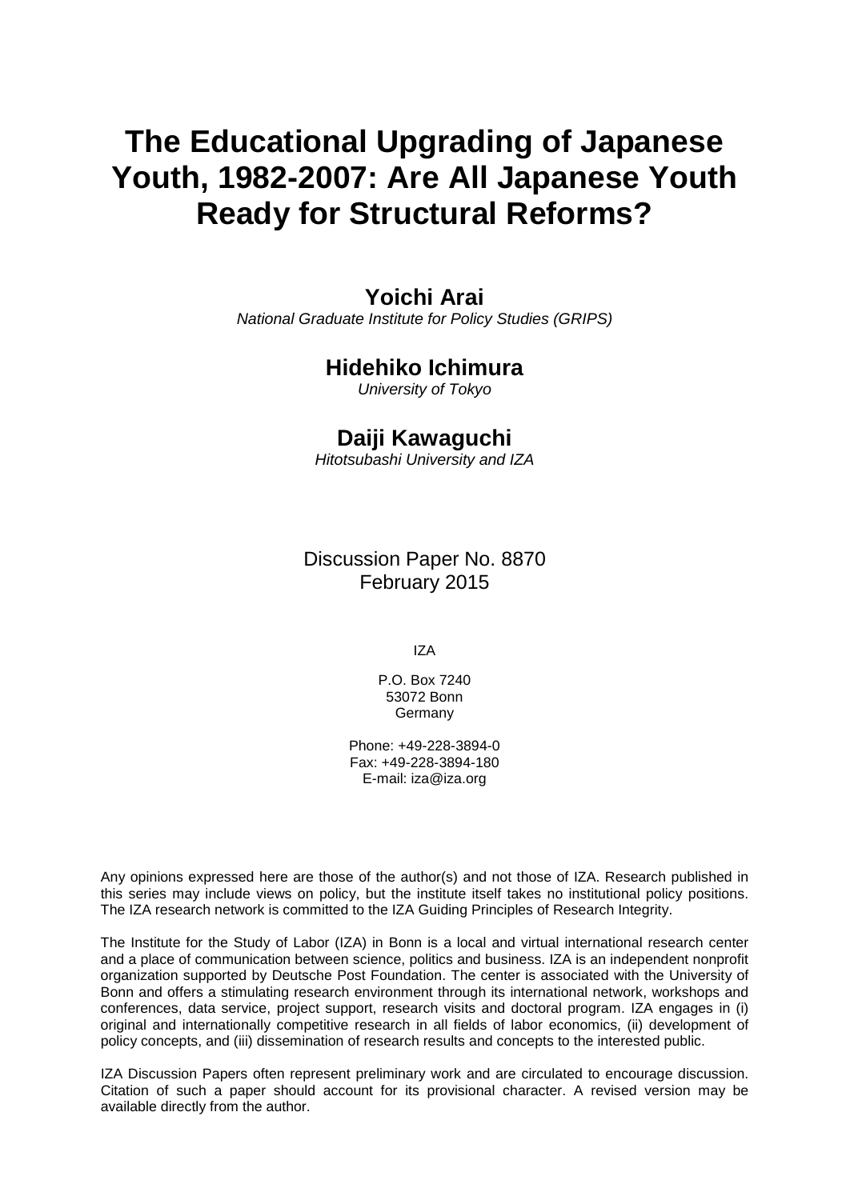# The Educational Upgrading of Japanese Youth, 1982-2007: Are All Japanese Youth Ready for Structural Reforms?

## Yoichi Arai

*National Graduate Institute for Policy Studies (GRIPS)*

## Hidehiko Ichimura

*University of Tokyo*

## Daiji Kawaguchi

*Hitotsubashi University and IZA*

Discussion Paper No. 8870
February 2015

IZA

P.O. Box 7240
53072 Bonn
Germany

Phone: +49-228-3894-0
Fax: +49-228-3894-180
E-mail: iza@iza.org

Any opinions expressed here are those of the author(s) and not those of IZA. Research published in this series may include views on policy, but the institute itself takes no institutional policy positions. The IZA research network is committed to the IZA Guiding Principles of Research Integrity.

The Institute for the Study of Labor (IZA) in Bonn is a local and virtual international research center and a place of communication between science, politics and business. IZA is an independent nonprofit organization supported by Deutsche Post Foundation. The center is associated with the University of Bonn and offers a stimulating research environment through its international network, workshops and conferences, data service, project support, research visits and doctoral program. IZA engages in (i) original and internationally competitive research in all fields of labor economics, (ii) development of policy concepts, and (iii) dissemination of research results and concepts to the interested public.

IZA Discussion Papers often represent preliminary work and are circulated to encourage discussion. Citation of such a paper should account for its provisional character. A revised version may be available directly from the author.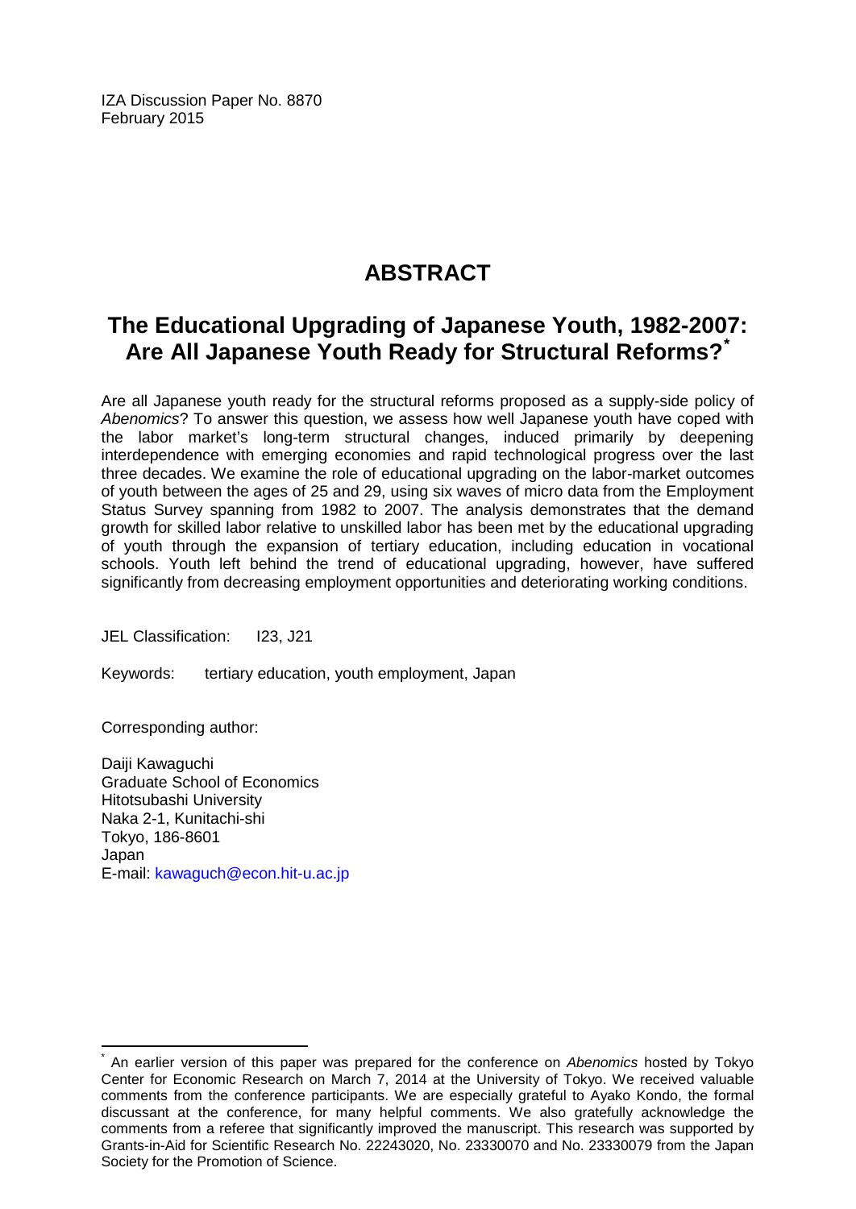IZA Discussion Paper No. 8870
February 2015

# ABSTRACT

## The Educational Upgrading of Japanese Youth, 1982-2007: Are All Japanese Youth Ready for Structural Reforms?*

Are all Japanese youth ready for the structural reforms proposed as a supply-side policy of *Abenomics*? To answer this question, we assess how well Japanese youth have coped with the labor market's long-term structural changes, induced primarily by deepening interdependence with emerging economies and rapid technological progress over the last three decades. We examine the role of educational upgrading on the labor-market outcomes of youth between the ages of 25 and 29, using six waves of micro data from the Employment Status Survey spanning from 1982 to 2007. The analysis demonstrates that the demand growth for skilled labor relative to unskilled labor has been met by the educational upgrading of youth through the expansion of tertiary education, including education in vocational schools. Youth left behind the trend of educational upgrading, however, have suffered significantly from decreasing employment opportunities and deteriorating working conditions.

JEL Classification: I23, J21

Keywords: tertiary education, youth employment, Japan

Corresponding author:

Daiji Kawaguchi
Graduate School of Economics
Hitotsubashi University
Naka 2-1, Kunitachi-shi
Tokyo, 186-8601
Japan
E-mail: kawaguch@econ.hit-u.ac.jp

* An earlier version of this paper was prepared for the conference on *Abenomics* hosted by Tokyo Center for Economic Research on March 7, 2014 at the University of Tokyo. We received valuable comments from the conference participants. We are especially grateful to Ayako Kondo, the formal discussant at the conference, for many helpful comments. We also gratefully acknowledge the comments from a referee that significantly improved the manuscript. This research was supported by Grants-in-Aid for Scientific Research No. 22243020, No. 23330070 and No. 23330079 from the Japan Society for the Promotion of Science.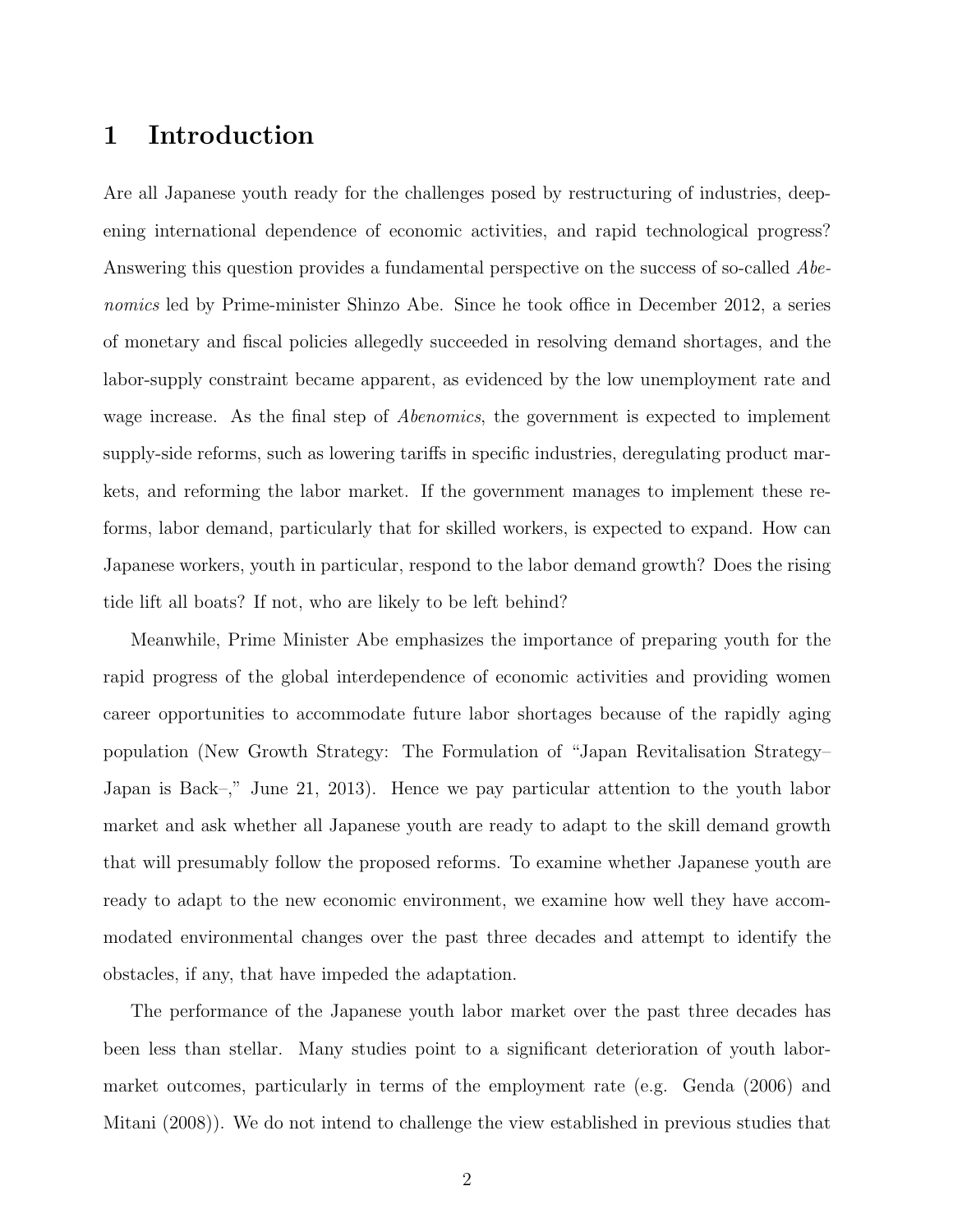# 1 Introduction

Are all Japanese youth ready for the challenges posed by restructuring of industries, deepening international dependence of economic activities, and rapid technological progress? Answering this question provides a fundamental perspective on the success of so-called *Abenomics* led by Prime-minister Shinzo Abe. Since he took office in December 2012, a series of monetary and fiscal policies allegedly succeeded in resolving demand shortages, and the labor-supply constraint became apparent, as evidenced by the low unemployment rate and wage increase. As the final step of *Abenomics*, the government is expected to implement supply-side reforms, such as lowering tariffs in specific industries, deregulating product markets, and reforming the labor market. If the government manages to implement these reforms, labor demand, particularly that for skilled workers, is expected to expand. How can Japanese workers, youth in particular, respond to the labor demand growth? Does the rising tide lift all boats? If not, who are likely to be left behind?

Meanwhile, Prime Minister Abe emphasizes the importance of preparing youth for the rapid progress of the global interdependence of economic activities and providing women career opportunities to accommodate future labor shortages because of the rapidly aging population (New Growth Strategy: The Formulation of "Japan Revitalisation Strategy–Japan is Back–," June 21, 2013). Hence we pay particular attention to the youth labor market and ask whether all Japanese youth are ready to adapt to the skill demand growth that will presumably follow the proposed reforms. To examine whether Japanese youth are ready to adapt to the new economic environment, we examine how well they have accommodated environmental changes over the past three decades and attempt to identify the obstacles, if any, that have impeded the adaptation.

The performance of the Japanese youth labor market over the past three decades has been less than stellar. Many studies point to a significant deterioration of youth labor-market outcomes, particularly in terms of the employment rate (e.g. Genda (2006) and Mitani (2008)). We do not intend to challenge the view established in previous studies that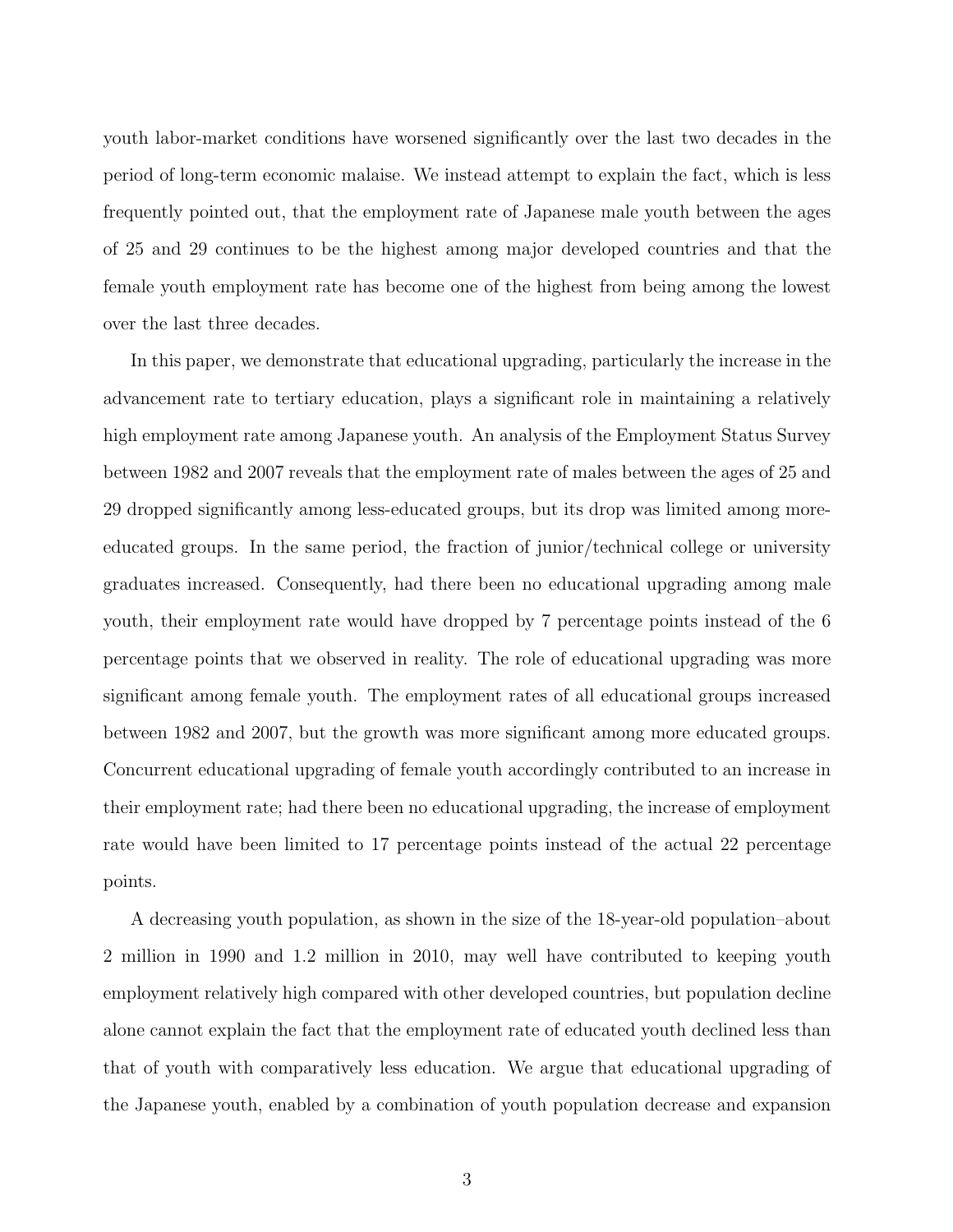youth labor-market conditions have worsened significantly over the last two decades in the period of long-term economic malaise. We instead attempt to explain the fact, which is less frequently pointed out, that the employment rate of Japanese male youth between the ages of 25 and 29 continues to be the highest among major developed countries and that the female youth employment rate has become one of the highest from being among the lowest over the last three decades.

In this paper, we demonstrate that educational upgrading, particularly the increase in the advancement rate to tertiary education, plays a significant role in maintaining a relatively high employment rate among Japanese youth. An analysis of the Employment Status Survey between 1982 and 2007 reveals that the employment rate of males between the ages of 25 and 29 dropped significantly among less-educated groups, but its drop was limited among more-educated groups. In the same period, the fraction of junior/technical college or university graduates increased. Consequently, had there been no educational upgrading among male youth, their employment rate would have dropped by 7 percentage points instead of the 6 percentage points that we observed in reality. The role of educational upgrading was more significant among female youth. The employment rates of all educational groups increased between 1982 and 2007, but the growth was more significant among more educated groups. Concurrent educational upgrading of female youth accordingly contributed to an increase in their employment rate; had there been no educational upgrading, the increase of employment rate would have been limited to 17 percentage points instead of the actual 22 percentage points.

A decreasing youth population, as shown in the size of the 18-year-old population–about 2 million in 1990 and 1.2 million in 2010, may well have contributed to keeping youth employment relatively high compared with other developed countries, but population decline alone cannot explain the fact that the employment rate of educated youth declined less than that of youth with comparatively less education. We argue that educational upgrading of the Japanese youth, enabled by a combination of youth population decrease and expansion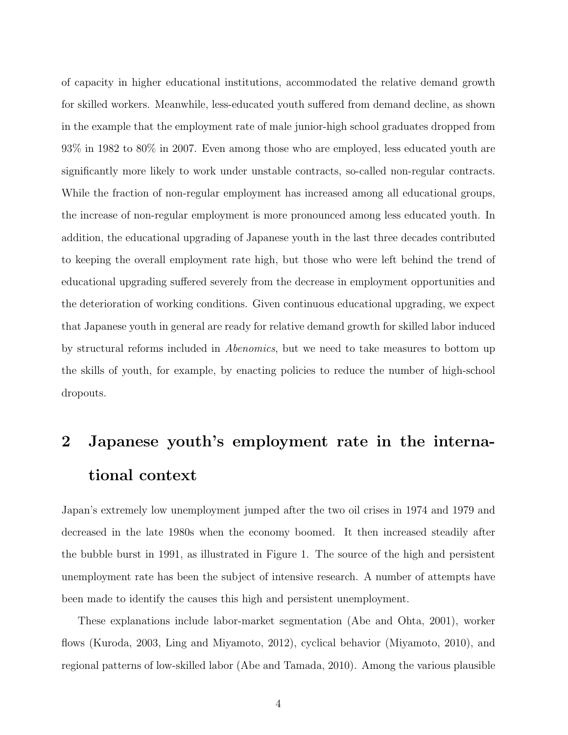of capacity in higher educational institutions, accommodated the relative demand growth for skilled workers. Meanwhile, less-educated youth suffered from demand decline, as shown in the example that the employment rate of male junior-high school graduates dropped from 93% in 1982 to 80% in 2007. Even among those who are employed, less educated youth are significantly more likely to work under unstable contracts, so-called non-regular contracts. While the fraction of non-regular employment has increased among all educational groups, the increase of non-regular employment is more pronounced among less educated youth. In addition, the educational upgrading of Japanese youth in the last three decades contributed to keeping the overall employment rate high, but those who were left behind the trend of educational upgrading suffered severely from the decrease in employment opportunities and the deterioration of working conditions. Given continuous educational upgrading, we expect that Japanese youth in general are ready for relative demand growth for skilled labor induced by structural reforms included in *Abenomics*, but we need to take measures to bottom up the skills of youth, for example, by enacting policies to reduce the number of high-school dropouts.

## 2 Japanese youth's employment rate in the international context

Japan's extremely low unemployment jumped after the two oil crises in 1974 and 1979 and decreased in the late 1980s when the economy boomed. It then increased steadily after the bubble burst in 1991, as illustrated in Figure 1. The source of the high and persistent unemployment rate has been the subject of intensive research. A number of attempts have been made to identify the causes this high and persistent unemployment.

These explanations include labor-market segmentation (Abe and Ohta, 2001), worker flows (Kuroda, 2003, Ling and Miyamoto, 2012), cyclical behavior (Miyamoto, 2010), and regional patterns of low-skilled labor (Abe and Tamada, 2010). Among the various plausible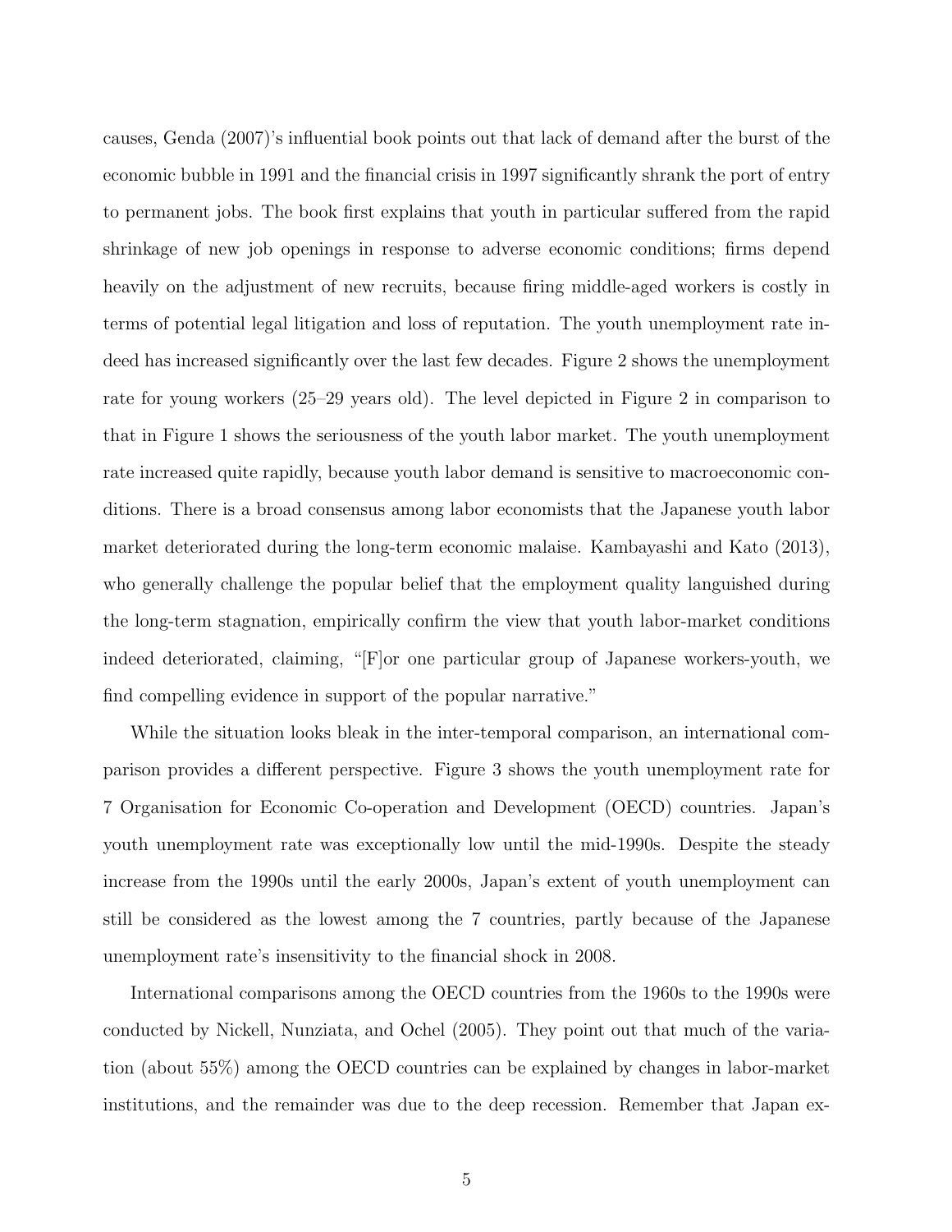causes, Genda (2007)'s influential book points out that lack of demand after the burst of the economic bubble in 1991 and the financial crisis in 1997 significantly shrank the port of entry to permanent jobs. The book first explains that youth in particular suffered from the rapid shrinkage of new job openings in response to adverse economic conditions; firms depend heavily on the adjustment of new recruits, because firing middle-aged workers is costly in terms of potential legal litigation and loss of reputation. The youth unemployment rate indeed has increased significantly over the last few decades. Figure 2 shows the unemployment rate for young workers (25–29 years old). The level depicted in Figure 2 in comparison to that in Figure 1 shows the seriousness of the youth labor market. The youth unemployment rate increased quite rapidly, because youth labor demand is sensitive to macroeconomic conditions. There is a broad consensus among labor economists that the Japanese youth labor market deteriorated during the long-term economic malaise. Kambayashi and Kato (2013), who generally challenge the popular belief that the employment quality languished during the long-term stagnation, empirically confirm the view that youth labor-market conditions indeed deteriorated, claiming, "[F]or one particular group of Japanese workers-youth, we find compelling evidence in support of the popular narrative."

While the situation looks bleak in the inter-temporal comparison, an international comparison provides a different perspective. Figure 3 shows the youth unemployment rate for 7 Organisation for Economic Co-operation and Development (OECD) countries. Japan's youth unemployment rate was exceptionally low until the mid-1990s. Despite the steady increase from the 1990s until the early 2000s, Japan's extent of youth unemployment can still be considered as the lowest among the 7 countries, partly because of the Japanese unemployment rate's insensitivity to the financial shock in 2008.

International comparisons among the OECD countries from the 1960s to the 1990s were conducted by Nickell, Nunziata, and Ochel (2005). They point out that much of the variation (about 55%) among the OECD countries can be explained by changes in labor-market institutions, and the remainder was due to the deep recession. Remember that Japan ex-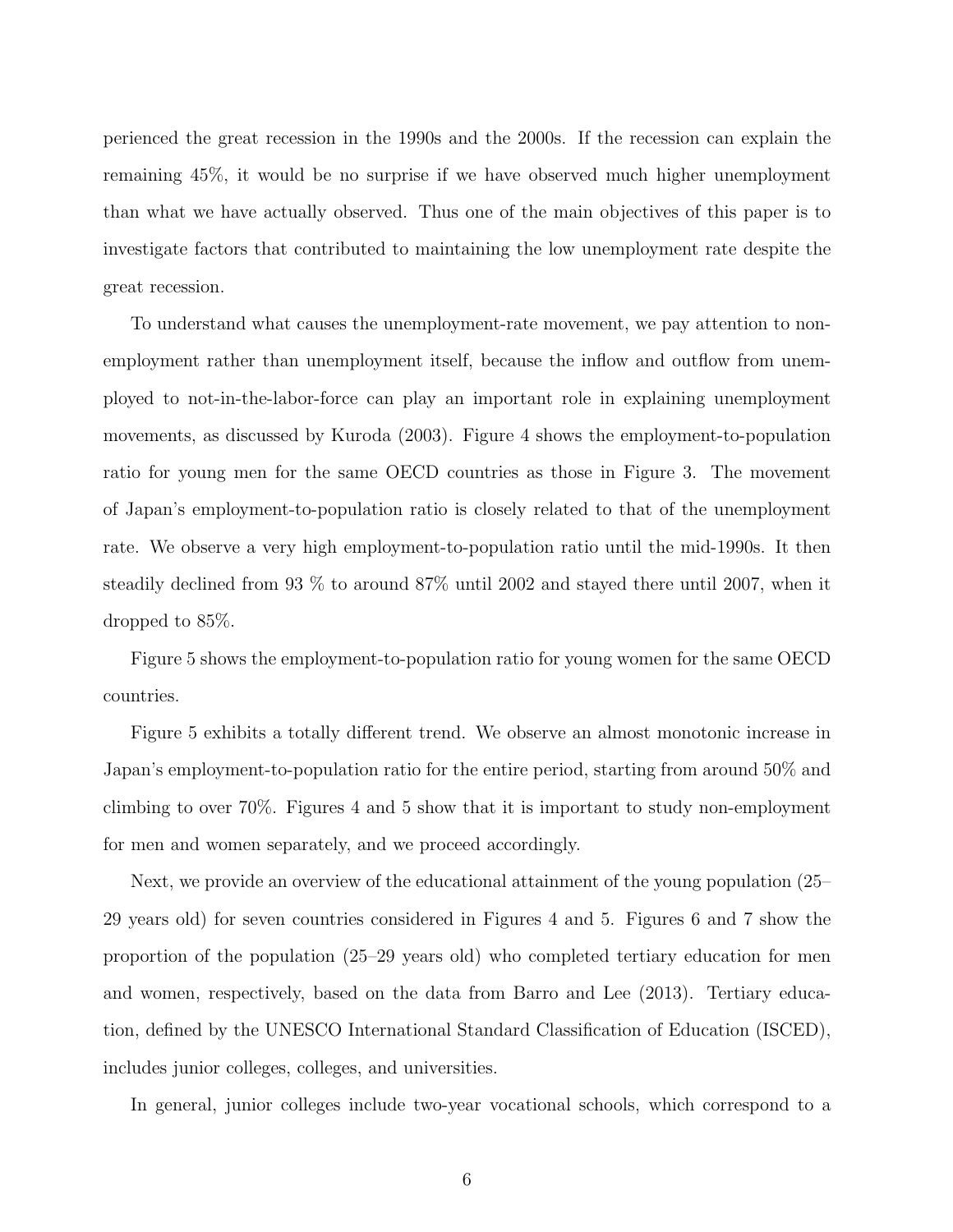perienced the great recession in the 1990s and the 2000s. If the recession can explain the remaining 45%, it would be no surprise if we have observed much higher unemployment than what we have actually observed. Thus one of the main objectives of this paper is to investigate factors that contributed to maintaining the low unemployment rate despite the great recession.

To understand what causes the unemployment-rate movement, we pay attention to non-employment rather than unemployment itself, because the inflow and outflow from unemployed to not-in-the-labor-force can play an important role in explaining unemployment movements, as discussed by Kuroda (2003). Figure 4 shows the employment-to-population ratio for young men for the same OECD countries as those in Figure 3. The movement of Japan's employment-to-population ratio is closely related to that of the unemployment rate. We observe a very high employment-to-population ratio until the mid-1990s. It then steadily declined from 93 % to around 87% until 2002 and stayed there until 2007, when it dropped to 85%.

Figure 5 shows the employment-to-population ratio for young women for the same OECD countries.

Figure 5 exhibits a totally different trend. We observe an almost monotonic increase in Japan's employment-to-population ratio for the entire period, starting from around 50% and climbing to over 70%. Figures 4 and 5 show that it is important to study non-employment for men and women separately, and we proceed accordingly.

Next, we provide an overview of the educational attainment of the young population (25–29 years old) for seven countries considered in Figures 4 and 5. Figures 6 and 7 show the proportion of the population (25–29 years old) who completed tertiary education for men and women, respectively, based on the data from Barro and Lee (2013). Tertiary education, defined by the UNESCO International Standard Classification of Education (ISCED), includes junior colleges, colleges, and universities.

In general, junior colleges include two-year vocational schools, which correspond to a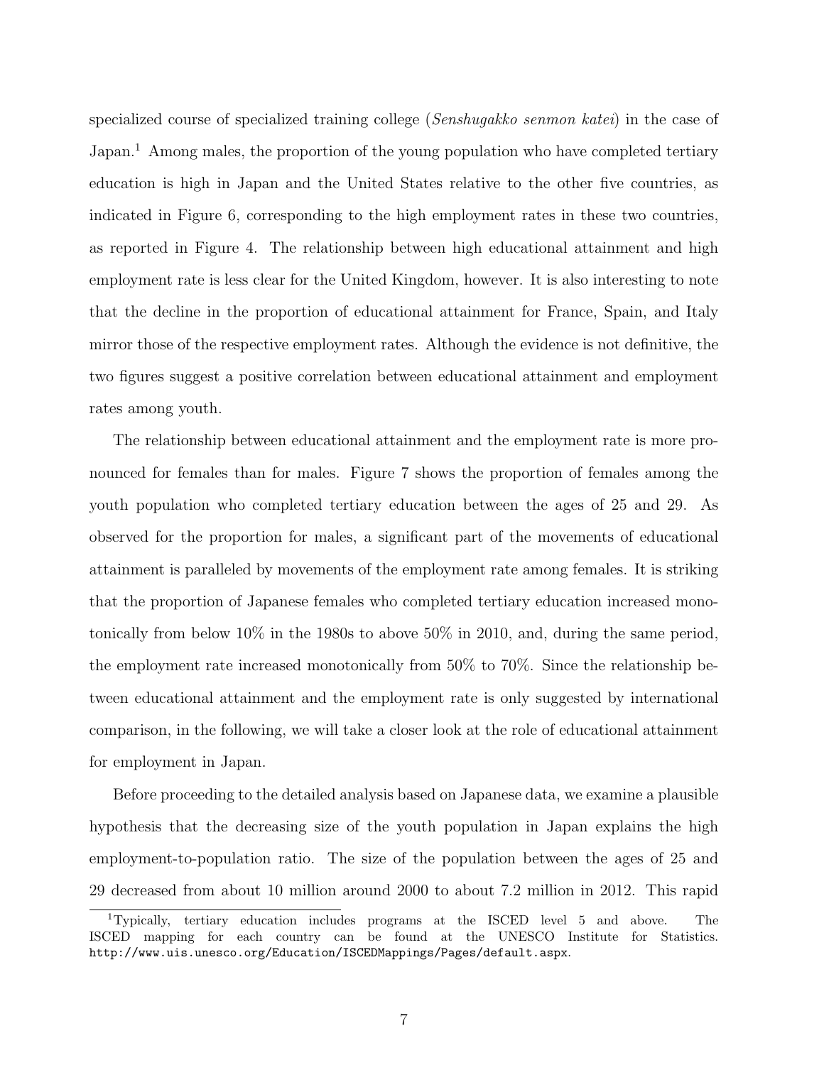specialized course of specialized training college (*Senshugakko senmon katei*) in the case of Japan.[1] Among males, the proportion of the young population who have completed tertiary education is high in Japan and the United States relative to the other five countries, as indicated in Figure 6, corresponding to the high employment rates in these two countries, as reported in Figure 4. The relationship between high educational attainment and high employment rate is less clear for the United Kingdom, however. It is also interesting to note that the decline in the proportion of educational attainment for France, Spain, and Italy mirror those of the respective employment rates. Although the evidence is not definitive, the two figures suggest a positive correlation between educational attainment and employment rates among youth.

The relationship between educational attainment and the employment rate is more pronounced for females than for males. Figure 7 shows the proportion of females among the youth population who completed tertiary education between the ages of 25 and 29. As observed for the proportion for males, a significant part of the movements of educational attainment is paralleled by movements of the employment rate among females. It is striking that the proportion of Japanese females who completed tertiary education increased monotonically from below 10% in the 1980s to above 50% in 2010, and, during the same period, the employment rate increased monotonically from 50% to 70%. Since the relationship between educational attainment and the employment rate is only suggested by international comparison, in the following, we will take a closer look at the role of educational attainment for employment in Japan.

Before proceeding to the detailed analysis based on Japanese data, we examine a plausible hypothesis that the decreasing size of the youth population in Japan explains the high employment-to-population ratio. The size of the population between the ages of 25 and 29 decreased from about 10 million around 2000 to about 7.2 million in 2012. This rapid

[1] Typically, tertiary education includes programs at the ISCED level 5 and above. The ISCED mapping for each country can be found at the UNESCO Institute for Statistics. `http://www.uis.unesco.org/Education/ISCEDMappings/Pages/default.aspx`.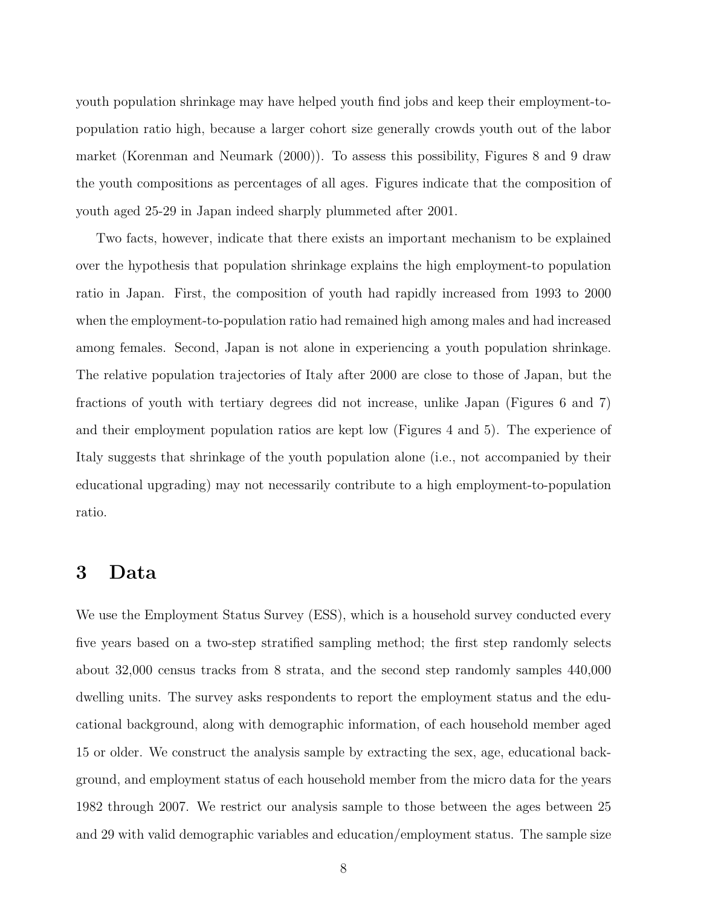youth population shrinkage may have helped youth find jobs and keep their employment-to-population ratio high, because a larger cohort size generally crowds youth out of the labor market (Korenman and Neumark (2000)). To assess this possibility, Figures 8 and 9 draw the youth compositions as percentages of all ages. Figures indicate that the composition of youth aged 25-29 in Japan indeed sharply plummeted after 2001.

Two facts, however, indicate that there exists an important mechanism to be explained over the hypothesis that population shrinkage explains the high employment-to population ratio in Japan. First, the composition of youth had rapidly increased from 1993 to 2000 when the employment-to-population ratio had remained high among males and had increased among females. Second, Japan is not alone in experiencing a youth population shrinkage. The relative population trajectories of Italy after 2000 are close to those of Japan, but the fractions of youth with tertiary degrees did not increase, unlike Japan (Figures 6 and 7) and their employment population ratios are kept low (Figures 4 and 5). The experience of Italy suggests that shrinkage of the youth population alone (i.e., not accompanied by their educational upgrading) may not necessarily contribute to a high employment-to-population ratio.

# 3 Data

We use the Employment Status Survey (ESS), which is a household survey conducted every five years based on a two-step stratified sampling method; the first step randomly selects about 32,000 census tracks from 8 strata, and the second step randomly samples 440,000 dwelling units. The survey asks respondents to report the employment status and the educational background, along with demographic information, of each household member aged 15 or older. We construct the analysis sample by extracting the sex, age, educational background, and employment status of each household member from the micro data for the years 1982 through 2007. We restrict our analysis sample to those between the ages between 25 and 29 with valid demographic variables and education/employment status. The sample size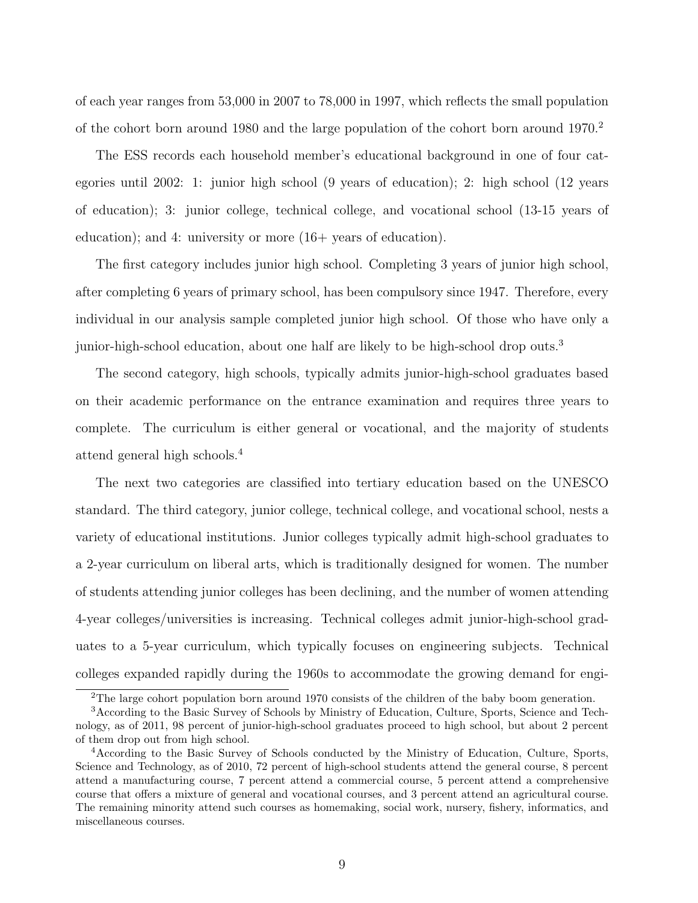of each year ranges from 53,000 in 2007 to 78,000 in 1997, which reflects the small population of the cohort born around 1980 and the large population of the cohort born around 1970.[2]

The ESS records each household member's educational background in one of four categories until 2002: 1: junior high school (9 years of education); 2: high school (12 years of education); 3: junior college, technical college, and vocational school (13-15 years of education); and 4: university or more (16+ years of education).

The first category includes junior high school. Completing 3 years of junior high school, after completing 6 years of primary school, has been compulsory since 1947. Therefore, every individual in our analysis sample completed junior high school. Of those who have only a junior-high-school education, about one half are likely to be high-school drop outs.[3]

The second category, high schools, typically admits junior-high-school graduates based on their academic performance on the entrance examination and requires three years to complete. The curriculum is either general or vocational, and the majority of students attend general high schools.[4]

The next two categories are classified into tertiary education based on the UNESCO standard. The third category, junior college, technical college, and vocational school, nests a variety of educational institutions. Junior colleges typically admit high-school graduates to a 2-year curriculum on liberal arts, which is traditionally designed for women. The number of students attending junior colleges has been declining, and the number of women attending 4-year colleges/universities is increasing. Technical colleges admit junior-high-school graduates to a 5-year curriculum, which typically focuses on engineering subjects. Technical colleges expanded rapidly during the 1960s to accommodate the growing demand for engi-

[2] The large cohort population born around 1970 consists of the children of the baby boom generation.

[3] According to the Basic Survey of Schools by Ministry of Education, Culture, Sports, Science and Technology, as of 2011, 98 percent of junior-high-school graduates proceed to high school, but about 2 percent of them drop out from high school.

[4] According to the Basic Survey of Schools conducted by the Ministry of Education, Culture, Sports, Science and Technology, as of 2010, 72 percent of high-school students attend the general course, 8 percent attend a manufacturing course, 7 percent attend a commercial course, 5 percent attend a comprehensive course that offers a mixture of general and vocational courses, and 3 percent attend an agricultural course. The remaining minority attend such courses as homemaking, social work, nursery, fishery, informatics, and miscellaneous courses.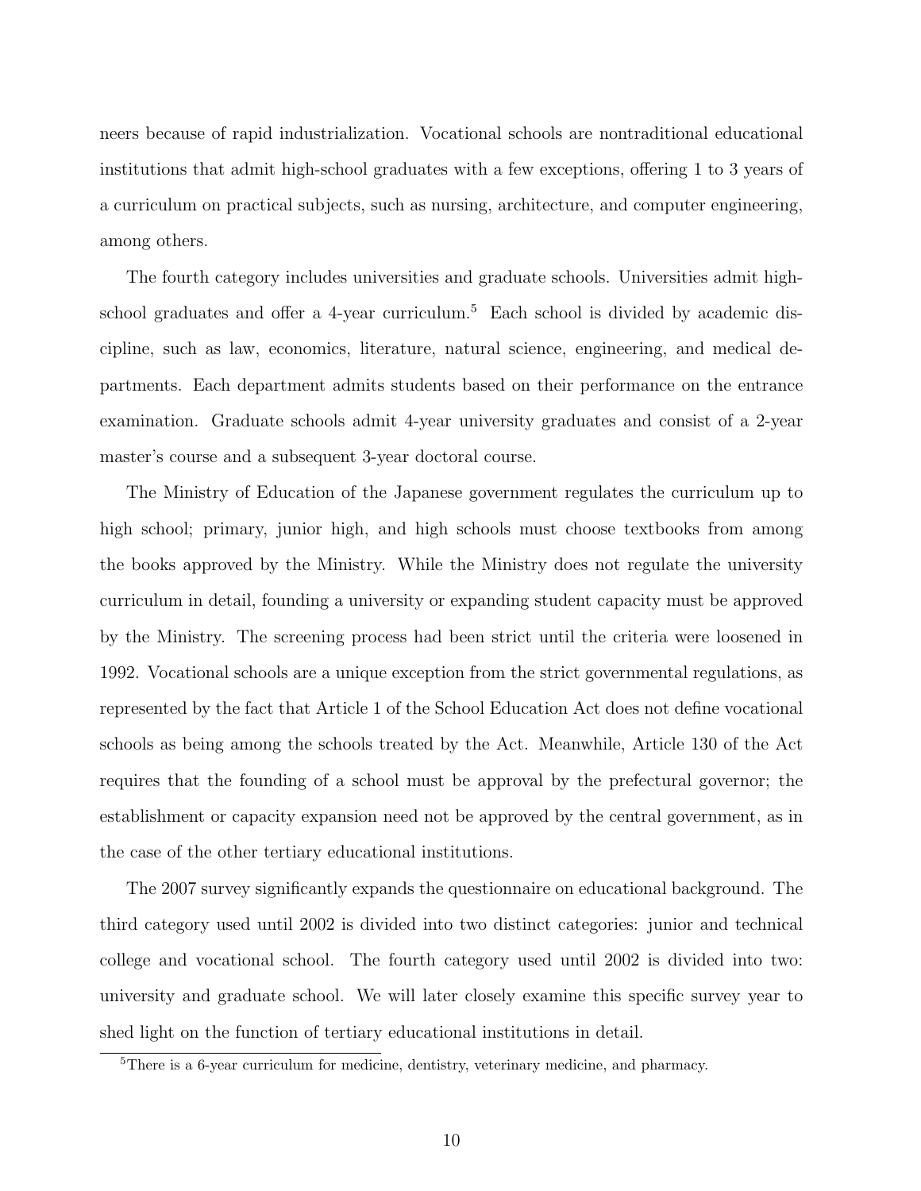neers because of rapid industrialization. Vocational schools are nontraditional educational institutions that admit high-school graduates with a few exceptions, offering 1 to 3 years of a curriculum on practical subjects, such as nursing, architecture, and computer engineering, among others.

The fourth category includes universities and graduate schools. Universities admit high-school graduates and offer a 4-year curriculum.[5] Each school is divided by academic discipline, such as law, economics, literature, natural science, engineering, and medical departments. Each department admits students based on their performance on the entrance examination. Graduate schools admit 4-year university graduates and consist of a 2-year master's course and a subsequent 3-year doctoral course.

The Ministry of Education of the Japanese government regulates the curriculum up to high school; primary, junior high, and high schools must choose textbooks from among the books approved by the Ministry. While the Ministry does not regulate the university curriculum in detail, founding a university or expanding student capacity must be approved by the Ministry. The screening process had been strict until the criteria were loosened in 1992. Vocational schools are a unique exception from the strict governmental regulations, as represented by the fact that Article 1 of the School Education Act does not define vocational schools as being among the schools treated by the Act. Meanwhile, Article 130 of the Act requires that the founding of a school must be approval by the prefectural governor; the establishment or capacity expansion need not be approved by the central government, as in the case of the other tertiary educational institutions.

The 2007 survey significantly expands the questionnaire on educational background. The third category used until 2002 is divided into two distinct categories: junior and technical college and vocational school. The fourth category used until 2002 is divided into two: university and graduate school. We will later closely examine this specific survey year to shed light on the function of tertiary educational institutions in detail.

[5] There is a 6-year curriculum for medicine, dentistry, veterinary medicine, and pharmacy.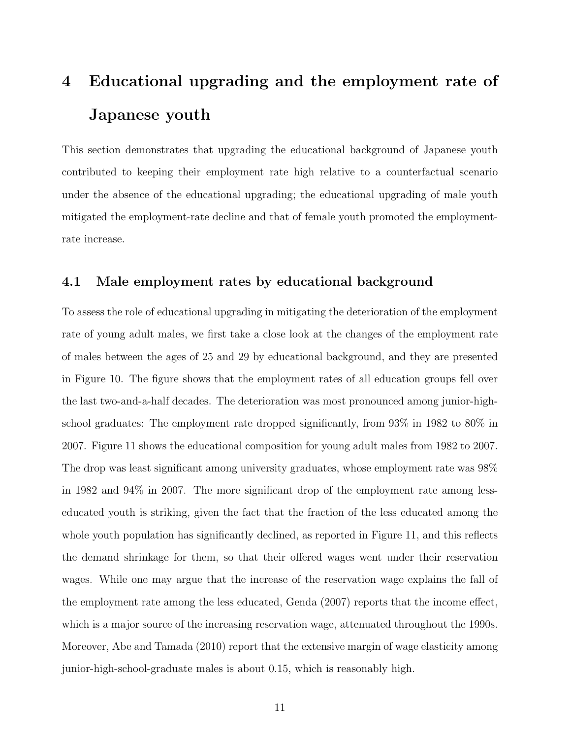# 4 Educational upgrading and the employment rate of Japanese youth

This section demonstrates that upgrading the educational background of Japanese youth contributed to keeping their employment rate high relative to a counterfactual scenario under the absence of the educational upgrading; the educational upgrading of male youth mitigated the employment-rate decline and that of female youth promoted the employment-rate increase.

## 4.1 Male employment rates by educational background

To assess the role of educational upgrading in mitigating the deterioration of the employment rate of young adult males, we first take a close look at the changes of the employment rate of males between the ages of 25 and 29 by educational background, and they are presented in Figure 10. The figure shows that the employment rates of all education groups fell over the last two-and-a-half decades. The deterioration was most pronounced among junior-high-school graduates: The employment rate dropped significantly, from 93% in 1982 to 80% in 2007. Figure 11 shows the educational composition for young adult males from 1982 to 2007. The drop was least significant among university graduates, whose employment rate was 98% in 1982 and 94% in 2007. The more significant drop of the employment rate among less-educated youth is striking, given the fact that the fraction of the less educated among the whole youth population has significantly declined, as reported in Figure 11, and this reflects the demand shrinkage for them, so that their offered wages went under their reservation wages. While one may argue that the increase of the reservation wage explains the fall of the employment rate among the less educated, Genda (2007) reports that the income effect, which is a major source of the increasing reservation wage, attenuated throughout the 1990s. Moreover, Abe and Tamada (2010) report that the extensive margin of wage elasticity among junior-high-school-graduate males is about 0.15, which is reasonably high.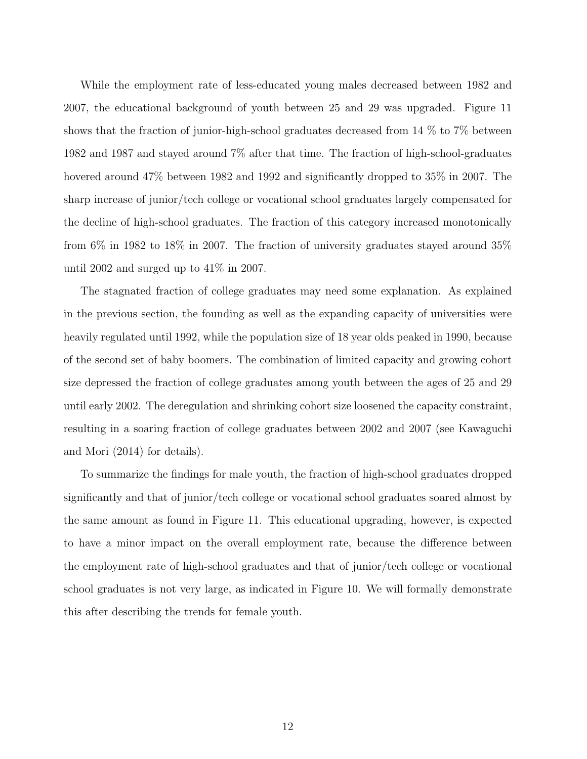While the employment rate of less-educated young males decreased between 1982 and 2007, the educational background of youth between 25 and 29 was upgraded. Figure 11 shows that the fraction of junior-high-school graduates decreased from 14 % to 7% between 1982 and 1987 and stayed around 7% after that time. The fraction of high-school-graduates hovered around 47% between 1982 and 1992 and significantly dropped to 35% in 2007. The sharp increase of junior/tech college or vocational school graduates largely compensated for the decline of high-school graduates. The fraction of this category increased monotonically from 6% in 1982 to 18% in 2007. The fraction of university graduates stayed around 35% until 2002 and surged up to 41% in 2007.

The stagnated fraction of college graduates may need some explanation. As explained in the previous section, the founding as well as the expanding capacity of universities were heavily regulated until 1992, while the population size of 18 year olds peaked in 1990, because of the second set of baby boomers. The combination of limited capacity and growing cohort size depressed the fraction of college graduates among youth between the ages of 25 and 29 until early 2002. The deregulation and shrinking cohort size loosened the capacity constraint, resulting in a soaring fraction of college graduates between 2002 and 2007 (see Kawaguchi and Mori (2014) for details).

To summarize the findings for male youth, the fraction of high-school graduates dropped significantly and that of junior/tech college or vocational school graduates soared almost by the same amount as found in Figure 11. This educational upgrading, however, is expected to have a minor impact on the overall employment rate, because the difference between the employment rate of high-school graduates and that of junior/tech college or vocational school graduates is not very large, as indicated in Figure 10. We will formally demonstrate this after describing the trends for female youth.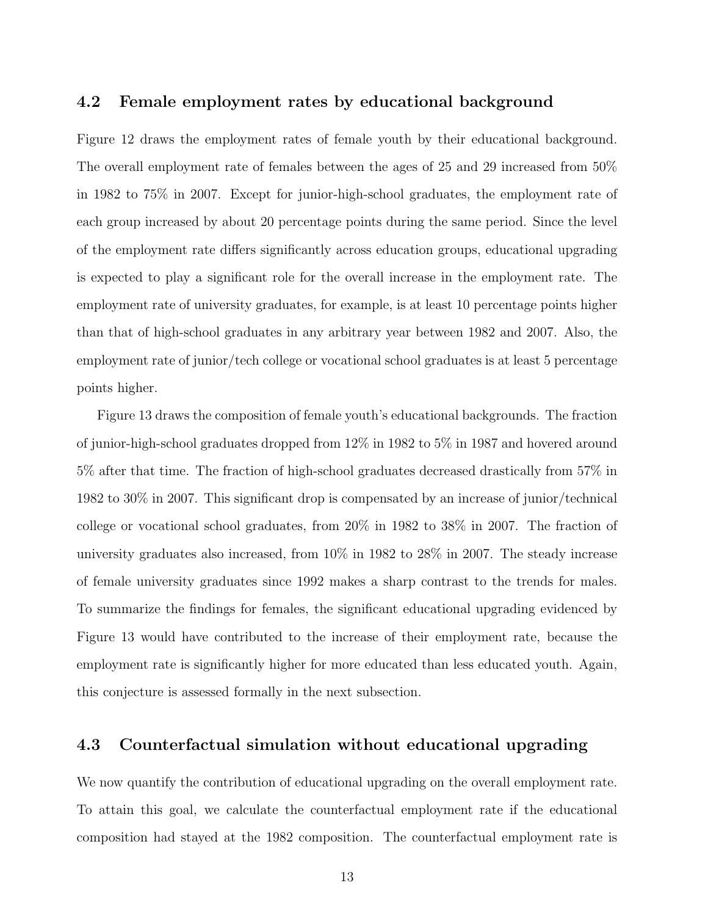### 4.2 Female employment rates by educational background

Figure 12 draws the employment rates of female youth by their educational background. The overall employment rate of females between the ages of 25 and 29 increased from 50% in 1982 to 75% in 2007. Except for junior-high-school graduates, the employment rate of each group increased by about 20 percentage points during the same period. Since the level of the employment rate differs significantly across education groups, educational upgrading is expected to play a significant role for the overall increase in the employment rate. The employment rate of university graduates, for example, is at least 10 percentage points higher than that of high-school graduates in any arbitrary year between 1982 and 2007. Also, the employment rate of junior/tech college or vocational school graduates is at least 5 percentage points higher.

Figure 13 draws the composition of female youth's educational backgrounds. The fraction of junior-high-school graduates dropped from 12% in 1982 to 5% in 1987 and hovered around 5% after that time. The fraction of high-school graduates decreased drastically from 57% in 1982 to 30% in 2007. This significant drop is compensated by an increase of junior/technical college or vocational school graduates, from 20% in 1982 to 38% in 2007. The fraction of university graduates also increased, from 10% in 1982 to 28% in 2007. The steady increase of female university graduates since 1992 makes a sharp contrast to the trends for males. To summarize the findings for females, the significant educational upgrading evidenced by Figure 13 would have contributed to the increase of their employment rate, because the employment rate is significantly higher for more educated than less educated youth. Again, this conjecture is assessed formally in the next subsection.

### 4.3 Counterfactual simulation without educational upgrading

We now quantify the contribution of educational upgrading on the overall employment rate. To attain this goal, we calculate the counterfactual employment rate if the educational composition had stayed at the 1982 composition. The counterfactual employment rate is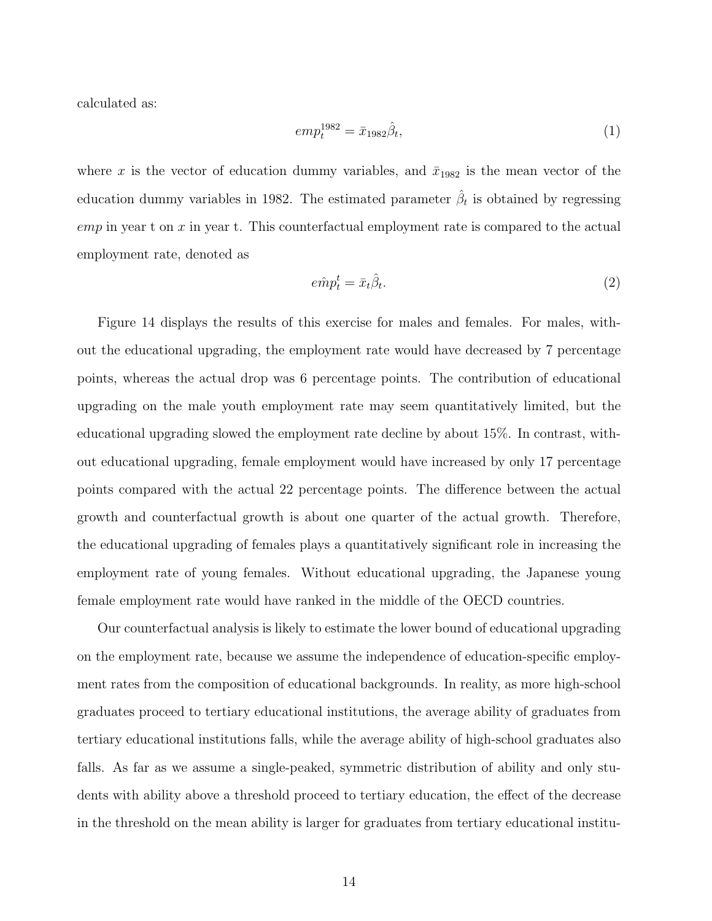calculated as:

$$emp_t^{1982} = \bar{x}_{1982}\hat{\beta}_t, \tag{1}$$

where $x$ is the vector of education dummy variables, and $\bar{x}_{1982}$ is the mean vector of the education dummy variables in 1982. The estimated parameter $\hat{\beta}_t$ is obtained by regressing $emp$ in year t on $x$ in year t. This counterfactual employment rate is compared to the actual employment rate, denoted as

$$e\hat{m}p_t^t = \bar{x}_t\hat{\beta}_t. \tag{2}$$

Figure 14 displays the results of this exercise for males and females. For males, without the educational upgrading, the employment rate would have decreased by 7 percentage points, whereas the actual drop was 6 percentage points. The contribution of educational upgrading on the male youth employment rate may seem quantitatively limited, but the educational upgrading slowed the employment rate decline by about 15%. In contrast, without educational upgrading, female employment would have increased by only 17 percentage points compared with the actual 22 percentage points. The difference between the actual growth and counterfactual growth is about one quarter of the actual growth. Therefore, the educational upgrading of females plays a quantitatively significant role in increasing the employment rate of young females. Without educational upgrading, the Japanese young female employment rate would have ranked in the middle of the OECD countries.

Our counterfactual analysis is likely to estimate the lower bound of educational upgrading on the employment rate, because we assume the independence of education-specific employment rates from the composition of educational backgrounds. In reality, as more high-school graduates proceed to tertiary educational institutions, the average ability of graduates from tertiary educational institutions falls, while the average ability of high-school graduates also falls. As far as we assume a single-peaked, symmetric distribution of ability and only students with ability above a threshold proceed to tertiary education, the effect of the decrease in the threshold on the mean ability is larger for graduates from tertiary educational institu-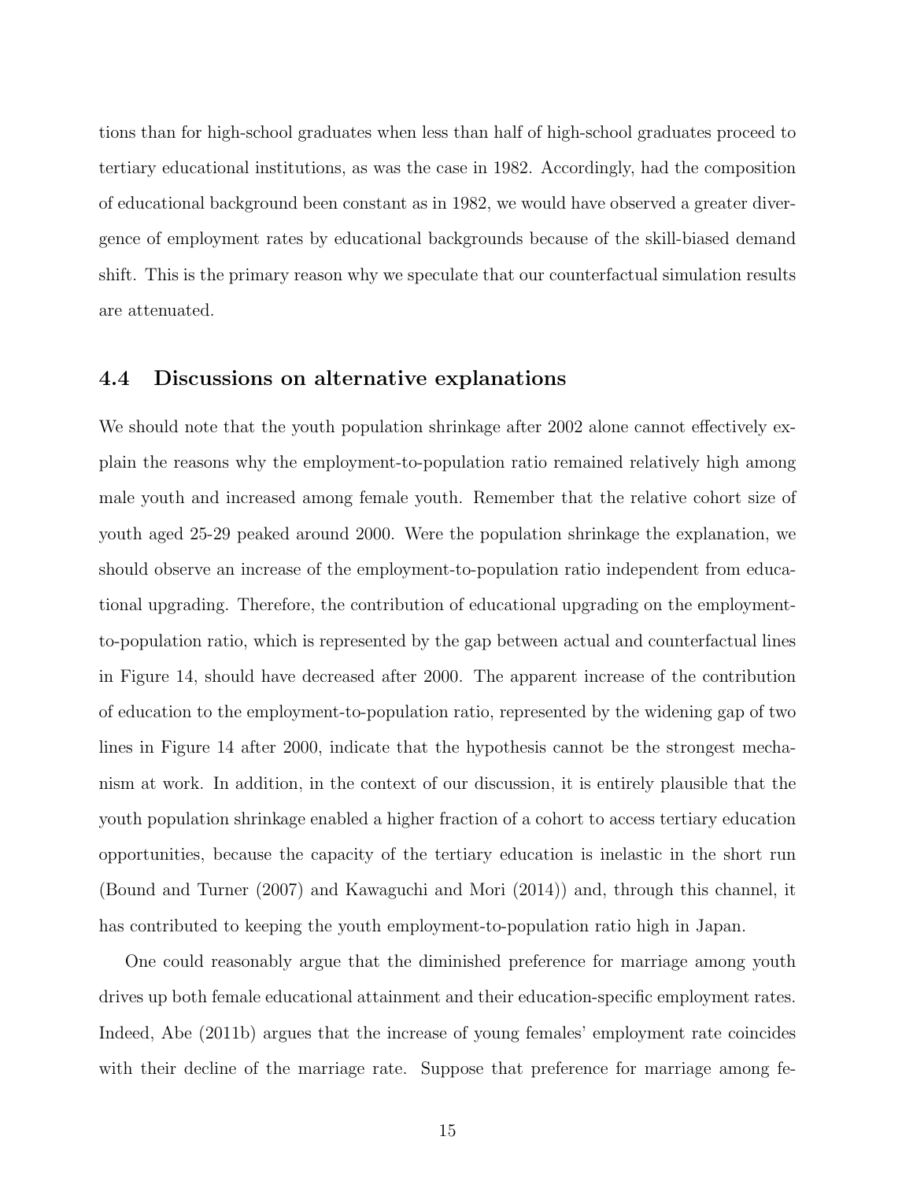tions than for high-school graduates when less than half of high-school graduates proceed to tertiary educational institutions, as was the case in 1982. Accordingly, had the composition of educational background been constant as in 1982, we would have observed a greater divergence of employment rates by educational backgrounds because of the skill-biased demand shift. This is the primary reason why we speculate that our counterfactual simulation results are attenuated.

### 4.4 Discussions on alternative explanations

We should note that the youth population shrinkage after 2002 alone cannot effectively explain the reasons why the employment-to-population ratio remained relatively high among male youth and increased among female youth. Remember that the relative cohort size of youth aged 25-29 peaked around 2000. Were the population shrinkage the explanation, we should observe an increase of the employment-to-population ratio independent from educational upgrading. Therefore, the contribution of educational upgrading on the employment-to-population ratio, which is represented by the gap between actual and counterfactual lines in Figure 14, should have decreased after 2000. The apparent increase of the contribution of education to the employment-to-population ratio, represented by the widening gap of two lines in Figure 14 after 2000, indicate that the hypothesis cannot be the strongest mechanism at work. In addition, in the context of our discussion, it is entirely plausible that the youth population shrinkage enabled a higher fraction of a cohort to access tertiary education opportunities, because the capacity of the tertiary education is inelastic in the short run (Bound and Turner (2007) and Kawaguchi and Mori (2014)) and, through this channel, it has contributed to keeping the youth employment-to-population ratio high in Japan.

One could reasonably argue that the diminished preference for marriage among youth drives up both female educational attainment and their education-specific employment rates. Indeed, Abe (2011b) argues that the increase of young females' employment rate coincides with their decline of the marriage rate. Suppose that preference for marriage among fe-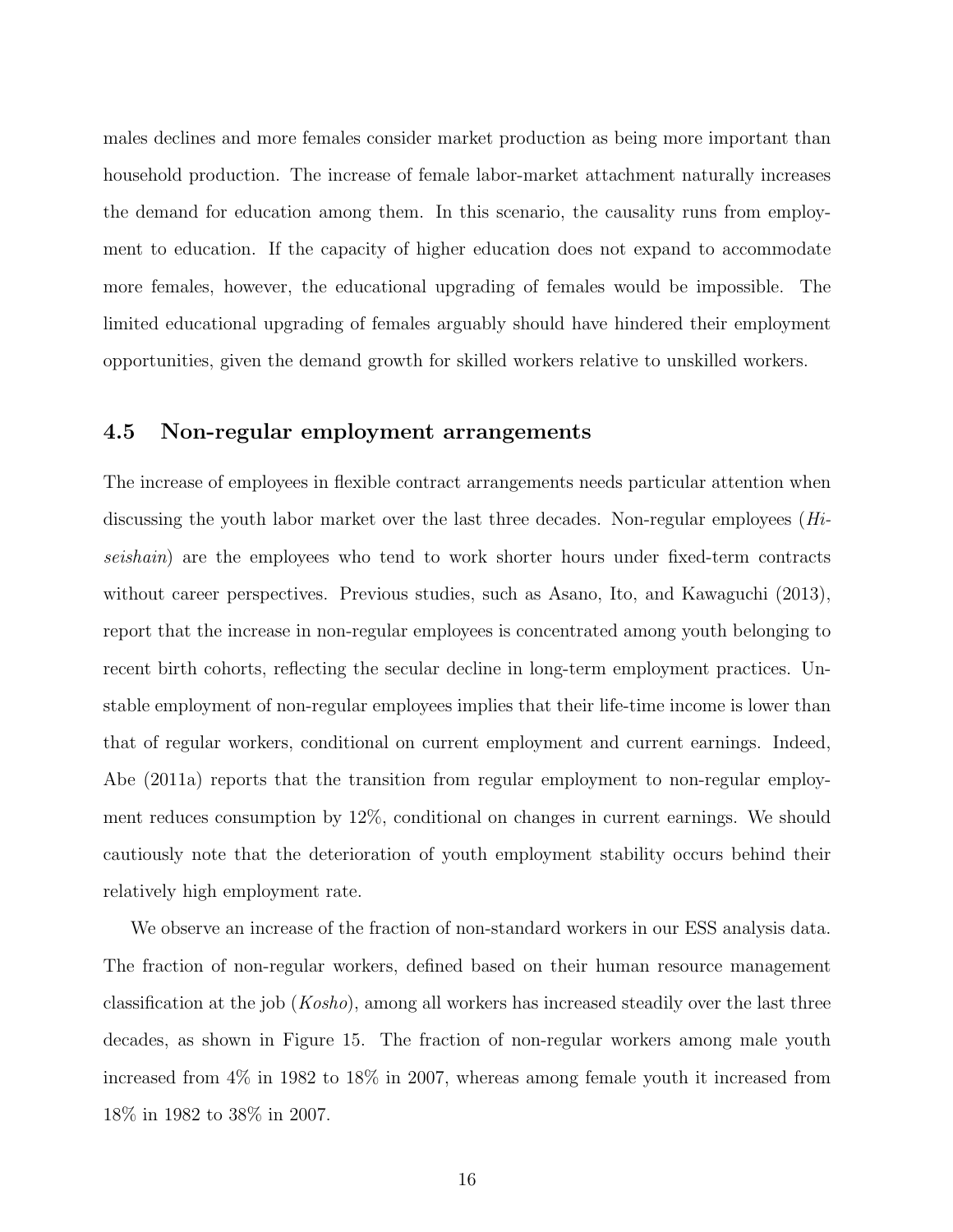males declines and more females consider market production as being more important than household production. The increase of female labor-market attachment naturally increases the demand for education among them. In this scenario, the causality runs from employment to education. If the capacity of higher education does not expand to accommodate more females, however, the educational upgrading of females would be impossible. The limited educational upgrading of females arguably should have hindered their employment opportunities, given the demand growth for skilled workers relative to unskilled workers.

### 4.5 Non-regular employment arrangements

The increase of employees in flexible contract arrangements needs particular attention when discussing the youth labor market over the last three decades. Non-regular employees (*Hiseishain*) are the employees who tend to work shorter hours under fixed-term contracts without career perspectives. Previous studies, such as Asano, Ito, and Kawaguchi (2013), report that the increase in non-regular employees is concentrated among youth belonging to recent birth cohorts, reflecting the secular decline in long-term employment practices. Unstable employment of non-regular employees implies that their life-time income is lower than that of regular workers, conditional on current employment and current earnings. Indeed, Abe (2011a) reports that the transition from regular employment to non-regular employment reduces consumption by 12%, conditional on changes in current earnings. We should cautiously note that the deterioration of youth employment stability occurs behind their relatively high employment rate.

We observe an increase of the fraction of non-standard workers in our ESS analysis data. The fraction of non-regular workers, defined based on their human resource management classification at the job (*Kosho*), among all workers has increased steadily over the last three decades, as shown in Figure 15. The fraction of non-regular workers among male youth increased from 4% in 1982 to 18% in 2007, whereas among female youth it increased from 18% in 1982 to 38% in 2007.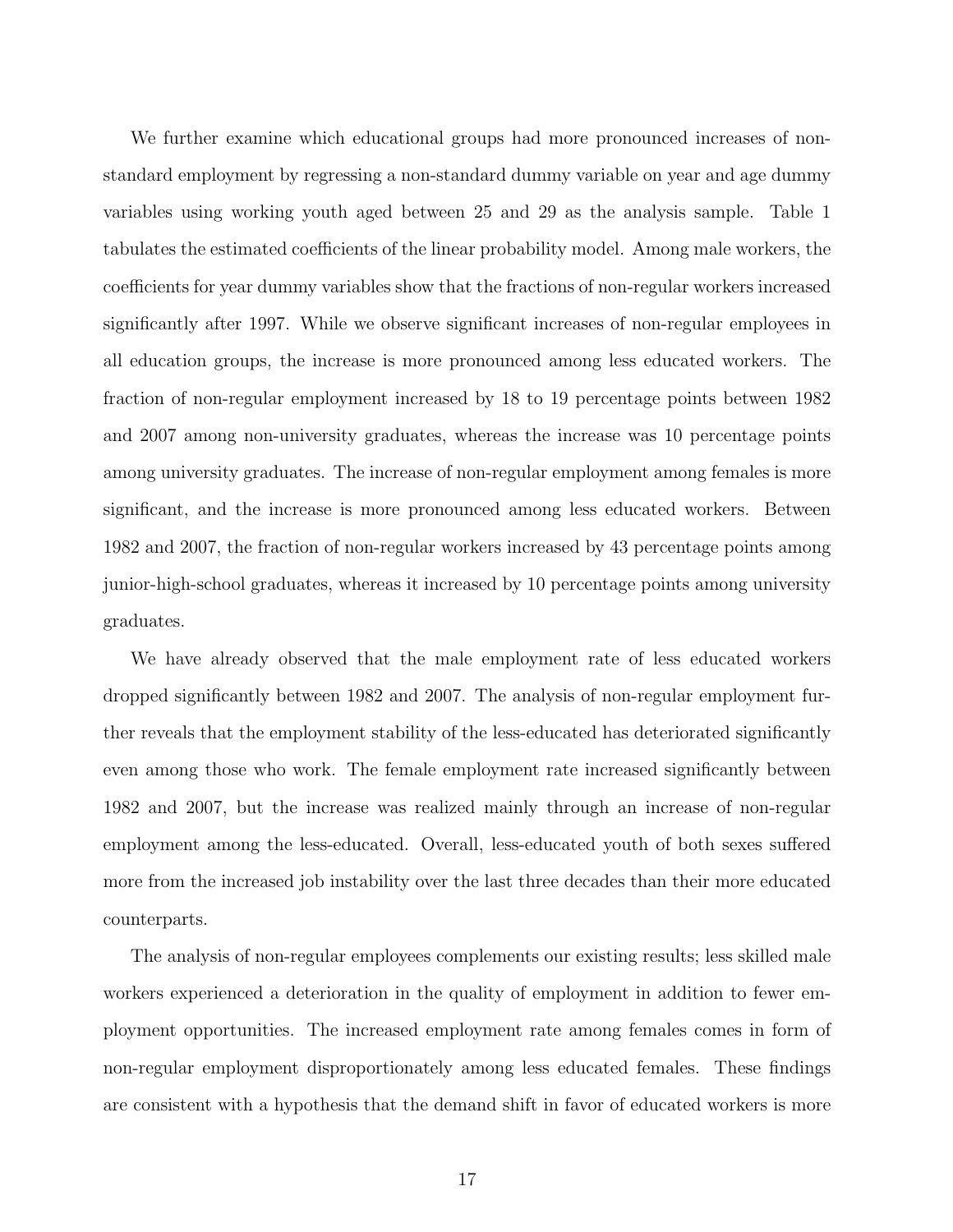We further examine which educational groups had more pronounced increases of non-standard employment by regressing a non-standard dummy variable on year and age dummy variables using working youth aged between 25 and 29 as the analysis sample. Table 1 tabulates the estimated coefficients of the linear probability model. Among male workers, the coefficients for year dummy variables show that the fractions of non-regular workers increased significantly after 1997. While we observe significant increases of non-regular employees in all education groups, the increase is more pronounced among less educated workers. The fraction of non-regular employment increased by 18 to 19 percentage points between 1982 and 2007 among non-university graduates, whereas the increase was 10 percentage points among university graduates. The increase of non-regular employment among females is more significant, and the increase is more pronounced among less educated workers. Between 1982 and 2007, the fraction of non-regular workers increased by 43 percentage points among junior-high-school graduates, whereas it increased by 10 percentage points among university graduates.

We have already observed that the male employment rate of less educated workers dropped significantly between 1982 and 2007. The analysis of non-regular employment further reveals that the employment stability of the less-educated has deteriorated significantly even among those who work. The female employment rate increased significantly between 1982 and 2007, but the increase was realized mainly through an increase of non-regular employment among the less-educated. Overall, less-educated youth of both sexes suffered more from the increased job instability over the last three decades than their more educated counterparts.

The analysis of non-regular employees complements our existing results; less skilled male workers experienced a deterioration in the quality of employment in addition to fewer employment opportunities. The increased employment rate among females comes in form of non-regular employment disproportionately among less educated females. These findings are consistent with a hypothesis that the demand shift in favor of educated workers is more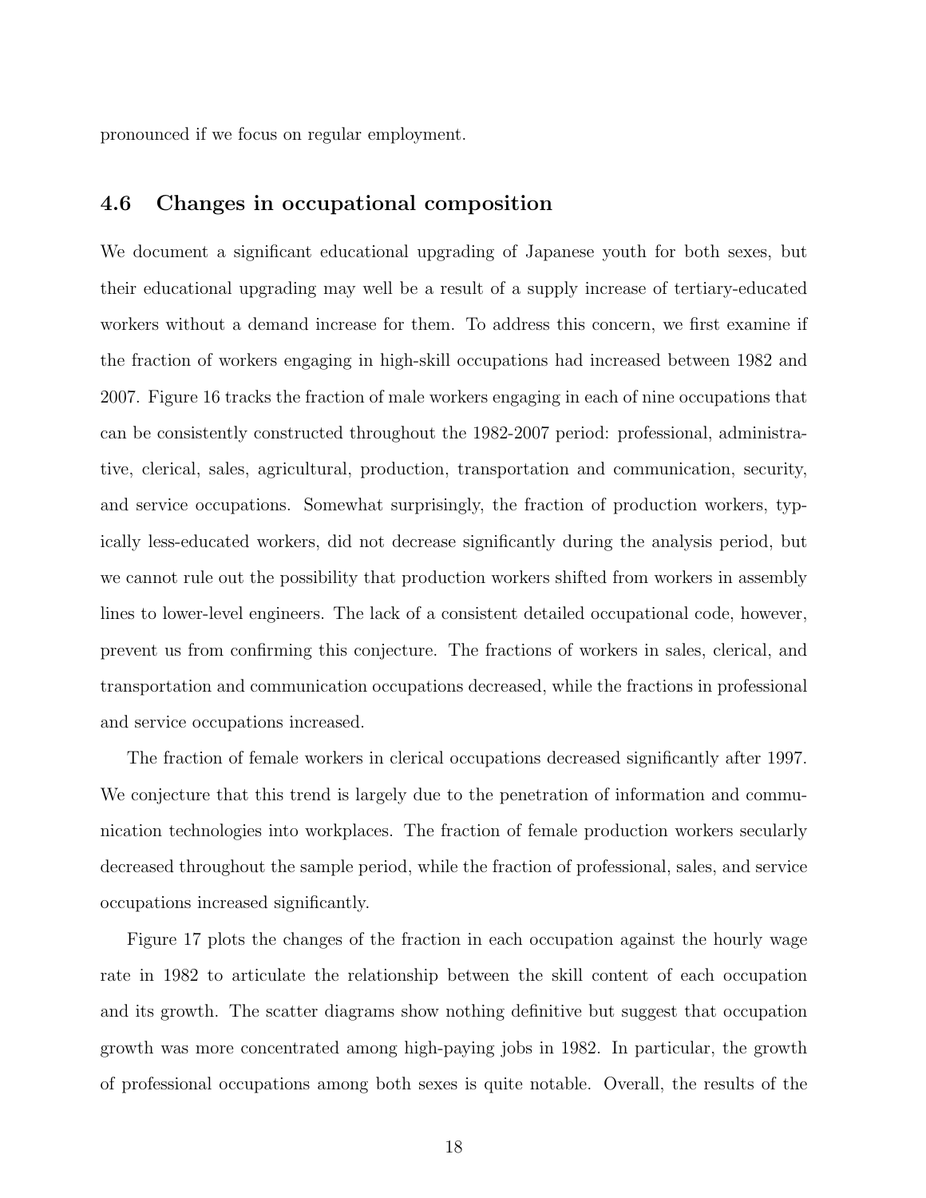pronounced if we focus on regular employment.

## 4.6 Changes in occupational composition

We document a significant educational upgrading of Japanese youth for both sexes, but their educational upgrading may well be a result of a supply increase of tertiary-educated workers without a demand increase for them. To address this concern, we first examine if the fraction of workers engaging in high-skill occupations had increased between 1982 and 2007. Figure 16 tracks the fraction of male workers engaging in each of nine occupations that can be consistently constructed throughout the 1982-2007 period: professional, administrative, clerical, sales, agricultural, production, transportation and communication, security, and service occupations. Somewhat surprisingly, the fraction of production workers, typically less-educated workers, did not decrease significantly during the analysis period, but we cannot rule out the possibility that production workers shifted from workers in assembly lines to lower-level engineers. The lack of a consistent detailed occupational code, however, prevent us from confirming this conjecture. The fractions of workers in sales, clerical, and transportation and communication occupations decreased, while the fractions in professional and service occupations increased.

The fraction of female workers in clerical occupations decreased significantly after 1997. We conjecture that this trend is largely due to the penetration of information and communication technologies into workplaces. The fraction of female production workers secularly decreased throughout the sample period, while the fraction of professional, sales, and service occupations increased significantly.

Figure 17 plots the changes of the fraction in each occupation against the hourly wage rate in 1982 to articulate the relationship between the skill content of each occupation and its growth. The scatter diagrams show nothing definitive but suggest that occupation growth was more concentrated among high-paying jobs in 1982. In particular, the growth of professional occupations among both sexes is quite notable. Overall, the results of the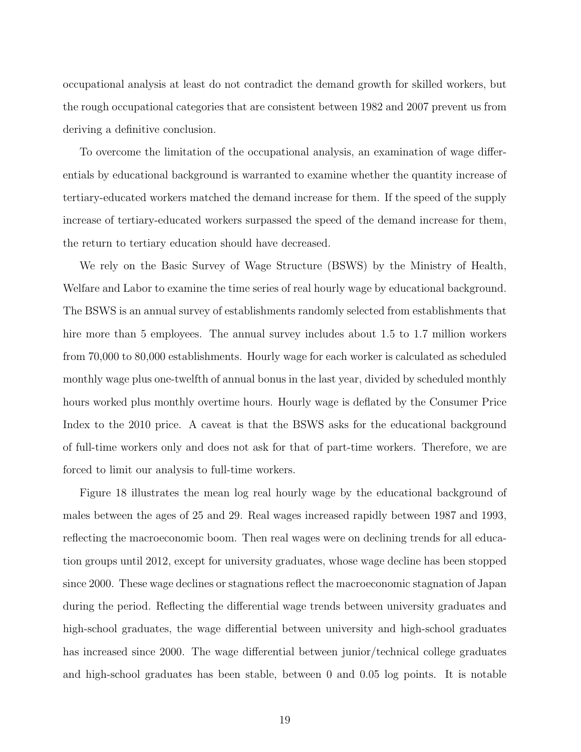occupational analysis at least do not contradict the demand growth for skilled workers, but the rough occupational categories that are consistent between 1982 and 2007 prevent us from deriving a definitive conclusion.

To overcome the limitation of the occupational analysis, an examination of wage differentials by educational background is warranted to examine whether the quantity increase of tertiary-educated workers matched the demand increase for them. If the speed of the supply increase of tertiary-educated workers surpassed the speed of the demand increase for them, the return to tertiary education should have decreased.

We rely on the Basic Survey of Wage Structure (BSWS) by the Ministry of Health, Welfare and Labor to examine the time series of real hourly wage by educational background. The BSWS is an annual survey of establishments randomly selected from establishments that hire more than 5 employees. The annual survey includes about 1.5 to 1.7 million workers from 70,000 to 80,000 establishments. Hourly wage for each worker is calculated as scheduled monthly wage plus one-twelfth of annual bonus in the last year, divided by scheduled monthly hours worked plus monthly overtime hours. Hourly wage is deflated by the Consumer Price Index to the 2010 price. A caveat is that the BSWS asks for the educational background of full-time workers only and does not ask for that of part-time workers. Therefore, we are forced to limit our analysis to full-time workers.

Figure 18 illustrates the mean log real hourly wage by the educational background of males between the ages of 25 and 29. Real wages increased rapidly between 1987 and 1993, reflecting the macroeconomic boom. Then real wages were on declining trends for all education groups until 2012, except for university graduates, whose wage decline has been stopped since 2000. These wage declines or stagnations reflect the macroeconomic stagnation of Japan during the period. Reflecting the differential wage trends between university graduates and high-school graduates, the wage differential between university and high-school graduates has increased since 2000. The wage differential between junior/technical college graduates and high-school graduates has been stable, between 0 and 0.05 log points. It is notable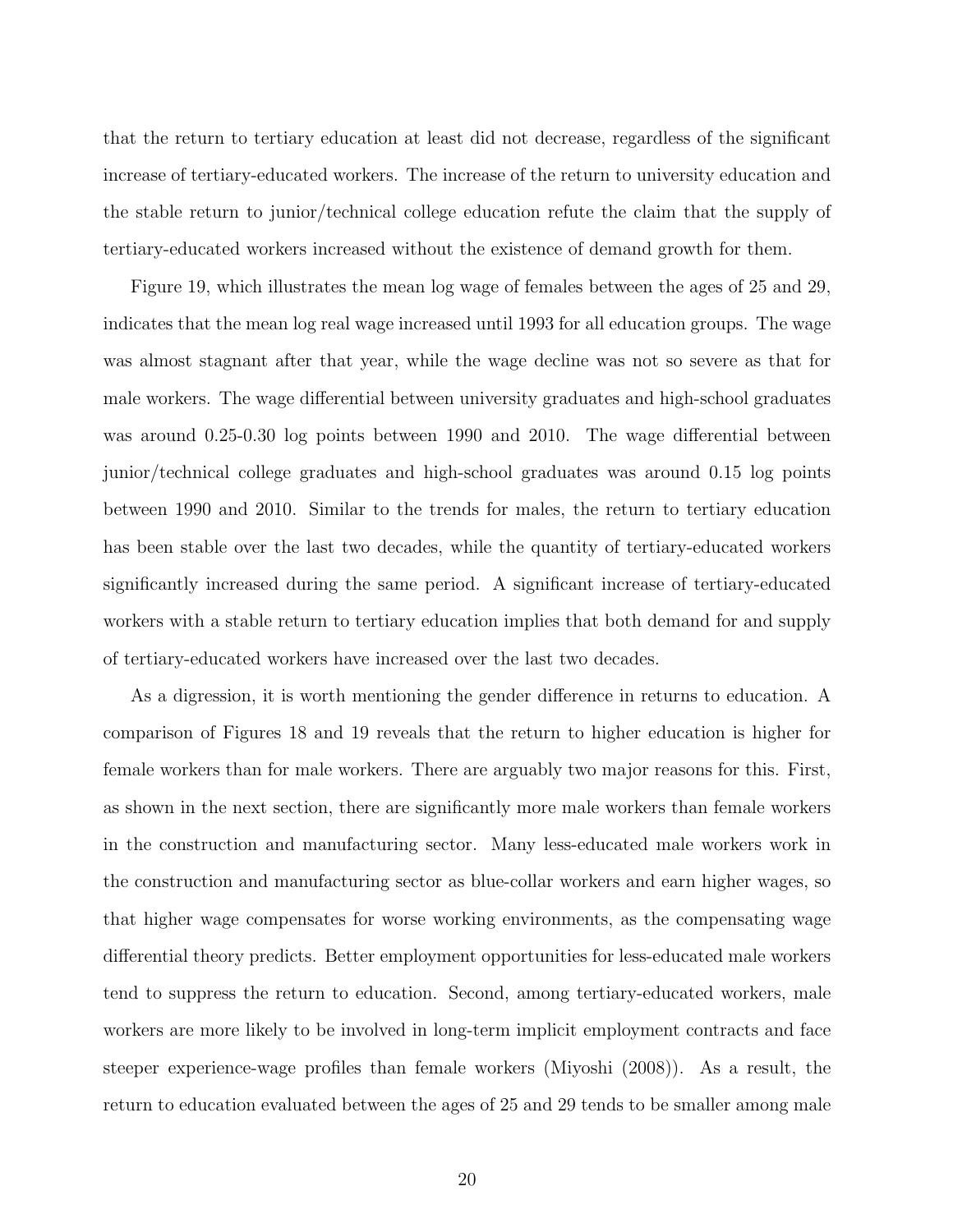that the return to tertiary education at least did not decrease, regardless of the significant increase of tertiary-educated workers. The increase of the return to university education and the stable return to junior/technical college education refute the claim that the supply of tertiary-educated workers increased without the existence of demand growth for them.

Figure 19, which illustrates the mean log wage of females between the ages of 25 and 29, indicates that the mean log real wage increased until 1993 for all education groups. The wage was almost stagnant after that year, while the wage decline was not so severe as that for male workers. The wage differential between university graduates and high-school graduates was around 0.25-0.30 log points between 1990 and 2010. The wage differential between junior/technical college graduates and high-school graduates was around 0.15 log points between 1990 and 2010. Similar to the trends for males, the return to tertiary education has been stable over the last two decades, while the quantity of tertiary-educated workers significantly increased during the same period. A significant increase of tertiary-educated workers with a stable return to tertiary education implies that both demand for and supply of tertiary-educated workers have increased over the last two decades.

As a digression, it is worth mentioning the gender difference in returns to education. A comparison of Figures 18 and 19 reveals that the return to higher education is higher for female workers than for male workers. There are arguably two major reasons for this. First, as shown in the next section, there are significantly more male workers than female workers in the construction and manufacturing sector. Many less-educated male workers work in the construction and manufacturing sector as blue-collar workers and earn higher wages, so that higher wage compensates for worse working environments, as the compensating wage differential theory predicts. Better employment opportunities for less-educated male workers tend to suppress the return to education. Second, among tertiary-educated workers, male workers are more likely to be involved in long-term implicit employment contracts and face steeper experience-wage profiles than female workers (Miyoshi (2008)). As a result, the return to education evaluated between the ages of 25 and 29 tends to be smaller among male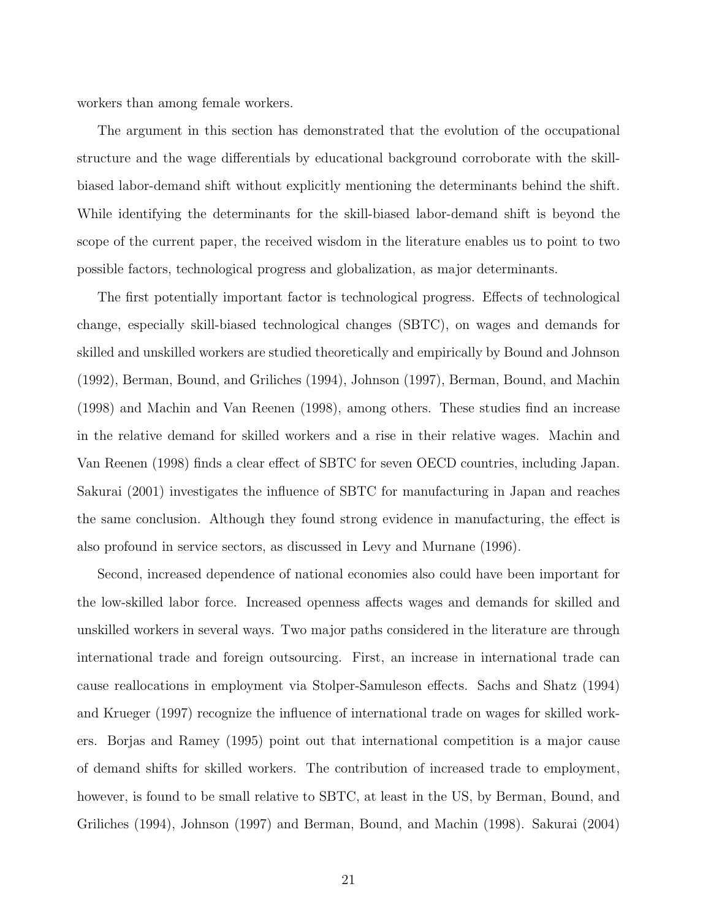workers than among female workers.

The argument in this section has demonstrated that the evolution of the occupational structure and the wage differentials by educational background corroborate with the skill-biased labor-demand shift without explicitly mentioning the determinants behind the shift. While identifying the determinants for the skill-biased labor-demand shift is beyond the scope of the current paper, the received wisdom in the literature enables us to point to two possible factors, technological progress and globalization, as major determinants.

The first potentially important factor is technological progress. Effects of technological change, especially skill-biased technological changes (SBTC), on wages and demands for skilled and unskilled workers are studied theoretically and empirically by Bound and Johnson (1992), Berman, Bound, and Griliches (1994), Johnson (1997), Berman, Bound, and Machin (1998) and Machin and Van Reenen (1998), among others. These studies find an increase in the relative demand for skilled workers and a rise in their relative wages. Machin and Van Reenen (1998) finds a clear effect of SBTC for seven OECD countries, including Japan. Sakurai (2001) investigates the influence of SBTC for manufacturing in Japan and reaches the same conclusion. Although they found strong evidence in manufacturing, the effect is also profound in service sectors, as discussed in Levy and Murnane (1996).

Second, increased dependence of national economies also could have been important for the low-skilled labor force. Increased openness affects wages and demands for skilled and unskilled workers in several ways. Two major paths considered in the literature are through international trade and foreign outsourcing. First, an increase in international trade can cause reallocations in employment via Stolper-Samuleson effects. Sachs and Shatz (1994) and Krueger (1997) recognize the influence of international trade on wages for skilled workers. Borjas and Ramey (1995) point out that international competition is a major cause of demand shifts for skilled workers. The contribution of increased trade to employment, however, is found to be small relative to SBTC, at least in the US, by Berman, Bound, and Griliches (1994), Johnson (1997) and Berman, Bound, and Machin (1998). Sakurai (2004)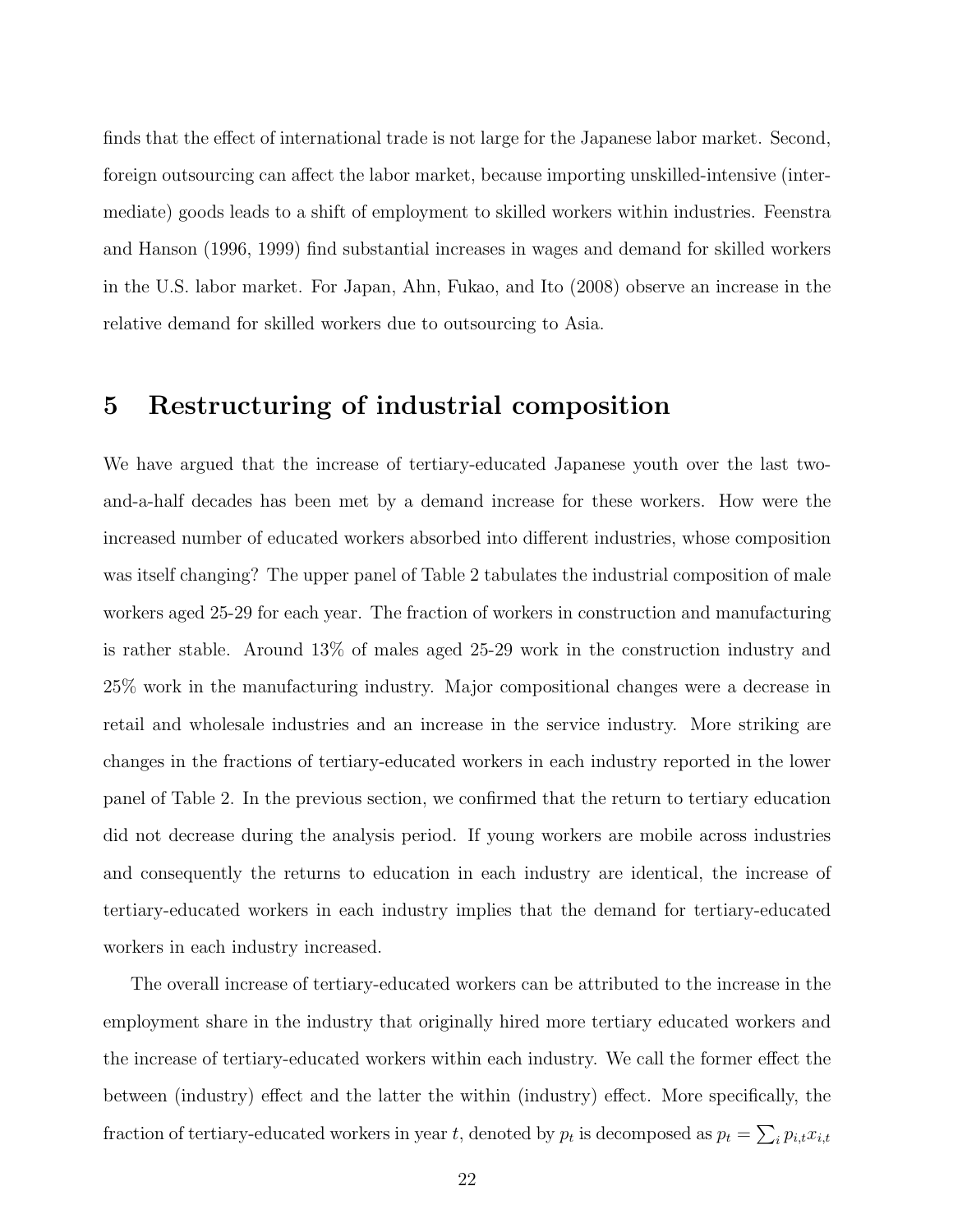finds that the effect of international trade is not large for the Japanese labor market. Second, foreign outsourcing can affect the labor market, because importing unskilled-intensive (intermediate) goods leads to a shift of employment to skilled workers within industries. Feenstra and Hanson (1996, 1999) find substantial increases in wages and demand for skilled workers in the U.S. labor market. For Japan, Ahn, Fukao, and Ito (2008) observe an increase in the relative demand for skilled workers due to outsourcing to Asia.

# 5 Restructuring of industrial composition

We have argued that the increase of tertiary-educated Japanese youth over the last two-and-a-half decades has been met by a demand increase for these workers. How were the increased number of educated workers absorbed into different industries, whose composition was itself changing? The upper panel of Table 2 tabulates the industrial composition of male workers aged 25-29 for each year. The fraction of workers in construction and manufacturing is rather stable. Around 13% of males aged 25-29 work in the construction industry and 25% work in the manufacturing industry. Major compositional changes were a decrease in retail and wholesale industries and an increase in the service industry. More striking are changes in the fractions of tertiary-educated workers in each industry reported in the lower panel of Table 2. In the previous section, we confirmed that the return to tertiary education did not decrease during the analysis period. If young workers are mobile across industries and consequently the returns to education in each industry are identical, the increase of tertiary-educated workers in each industry implies that the demand for tertiary-educated workers in each industry increased.

The overall increase of tertiary-educated workers can be attributed to the increase in the employment share in the industry that originally hired more tertiary educated workers and the increase of tertiary-educated workers within each industry. We call the former effect the between (industry) effect and the latter the within (industry) effect. More specifically, the fraction of tertiary-educated workers in year $t$, denoted by $p_t$ is decomposed as $p_t = \sum_i p_{i,t} x_{i,t}$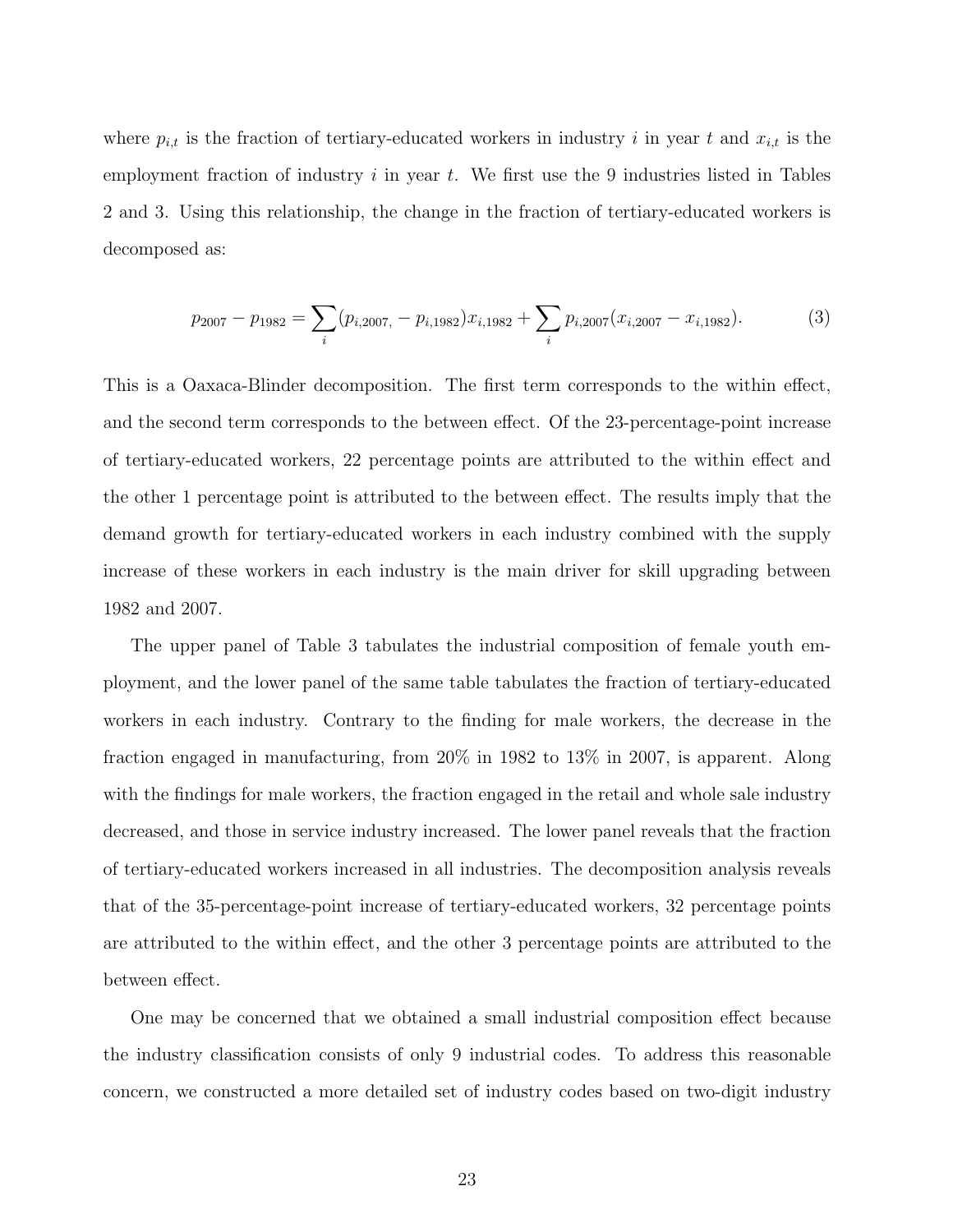where $p_{i,t}$ is the fraction of tertiary-educated workers in industry $i$ in year $t$ and $x_{i,t}$ is the employment fraction of industry $i$ in year $t$. We first use the 9 industries listed in Tables 2 and 3. Using this relationship, the change in the fraction of tertiary-educated workers is decomposed as:

$$p_{2007} - p_{1982} = \sum_i (p_{i,2007,} - p_{i,1982}) x_{i,1982} + \sum_i p_{i,2007}(x_{i,2007} - x_{i,1982}). \tag{3}$$

This is a Oaxaca-Blinder decomposition. The first term corresponds to the within effect, and the second term corresponds to the between effect. Of the 23-percentage-point increase of tertiary-educated workers, 22 percentage points are attributed to the within effect and the other 1 percentage point is attributed to the between effect. The results imply that the demand growth for tertiary-educated workers in each industry combined with the supply increase of these workers in each industry is the main driver for skill upgrading between 1982 and 2007.

The upper panel of Table 3 tabulates the industrial composition of female youth employment, and the lower panel of the same table tabulates the fraction of tertiary-educated workers in each industry. Contrary to the finding for male workers, the decrease in the fraction engaged in manufacturing, from 20% in 1982 to 13% in 2007, is apparent. Along with the findings for male workers, the fraction engaged in the retail and whole sale industry decreased, and those in service industry increased. The lower panel reveals that the fraction of tertiary-educated workers increased in all industries. The decomposition analysis reveals that of the 35-percentage-point increase of tertiary-educated workers, 32 percentage points are attributed to the within effect, and the other 3 percentage points are attributed to the between effect.

One may be concerned that we obtained a small industrial composition effect because the industry classification consists of only 9 industrial codes. To address this reasonable concern, we constructed a more detailed set of industry codes based on two-digit industry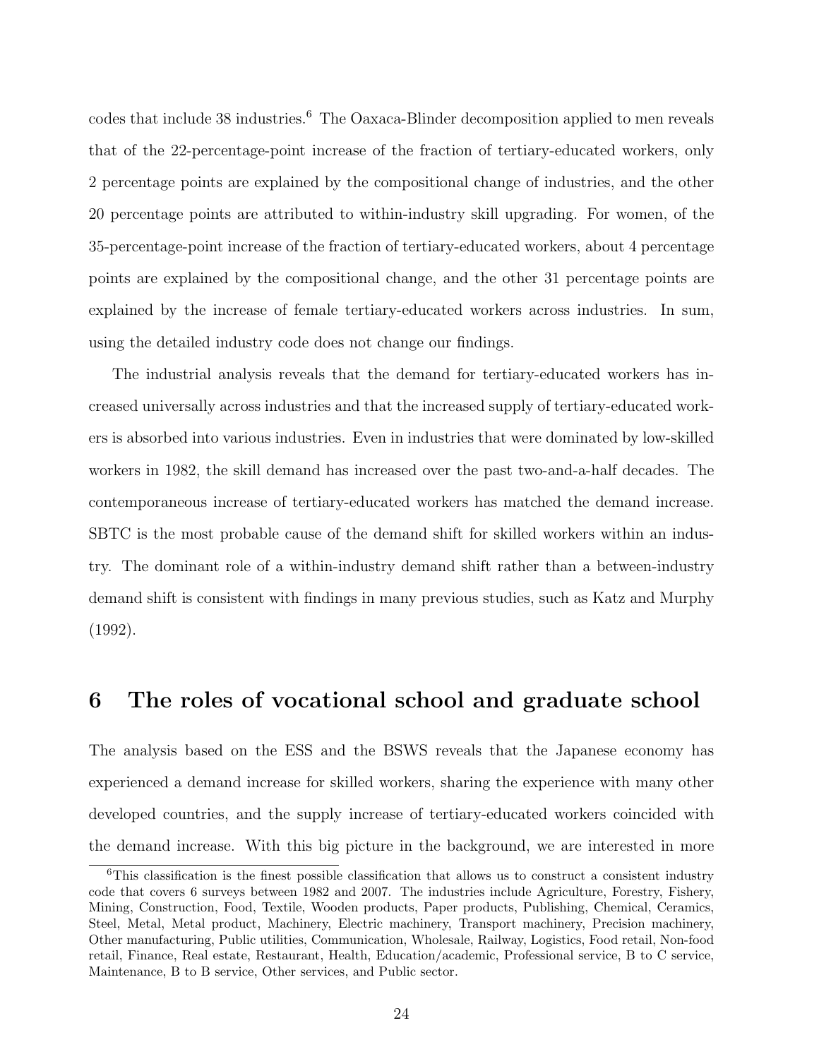codes that include 38 industries.[6] The Oaxaca-Blinder decomposition applied to men reveals that of the 22-percentage-point increase of the fraction of tertiary-educated workers, only 2 percentage points are explained by the compositional change of industries, and the other 20 percentage points are attributed to within-industry skill upgrading. For women, of the 35-percentage-point increase of the fraction of tertiary-educated workers, about 4 percentage points are explained by the compositional change, and the other 31 percentage points are explained by the increase of female tertiary-educated workers across industries. In sum, using the detailed industry code does not change our findings.

The industrial analysis reveals that the demand for tertiary-educated workers has increased universally across industries and that the increased supply of tertiary-educated workers is absorbed into various industries. Even in industries that were dominated by low-skilled workers in 1982, the skill demand has increased over the past two-and-a-half decades. The contemporaneous increase of tertiary-educated workers has matched the demand increase. SBTC is the most probable cause of the demand shift for skilled workers within an industry. The dominant role of a within-industry demand shift rather than a between-industry demand shift is consistent with findings in many previous studies, such as Katz and Murphy (1992).

# 6 The roles of vocational school and graduate school

The analysis based on the ESS and the BSWS reveals that the Japanese economy has experienced a demand increase for skilled workers, sharing the experience with many other developed countries, and the supply increase of tertiary-educated workers coincided with the demand increase. With this big picture in the background, we are interested in more

[6]This classification is the finest possible classification that allows us to construct a consistent industry code that covers 6 surveys between 1982 and 2007. The industries include Agriculture, Forestry, Fishery, Mining, Construction, Food, Textile, Wooden products, Paper products, Publishing, Chemical, Ceramics, Steel, Metal, Metal product, Machinery, Electric machinery, Transport machinery, Precision machinery, Other manufacturing, Public utilities, Communication, Wholesale, Railway, Logistics, Food retail, Non-food retail, Finance, Real estate, Restaurant, Health, Education/academic, Professional service, B to C service, Maintenance, B to B service, Other services, and Public sector.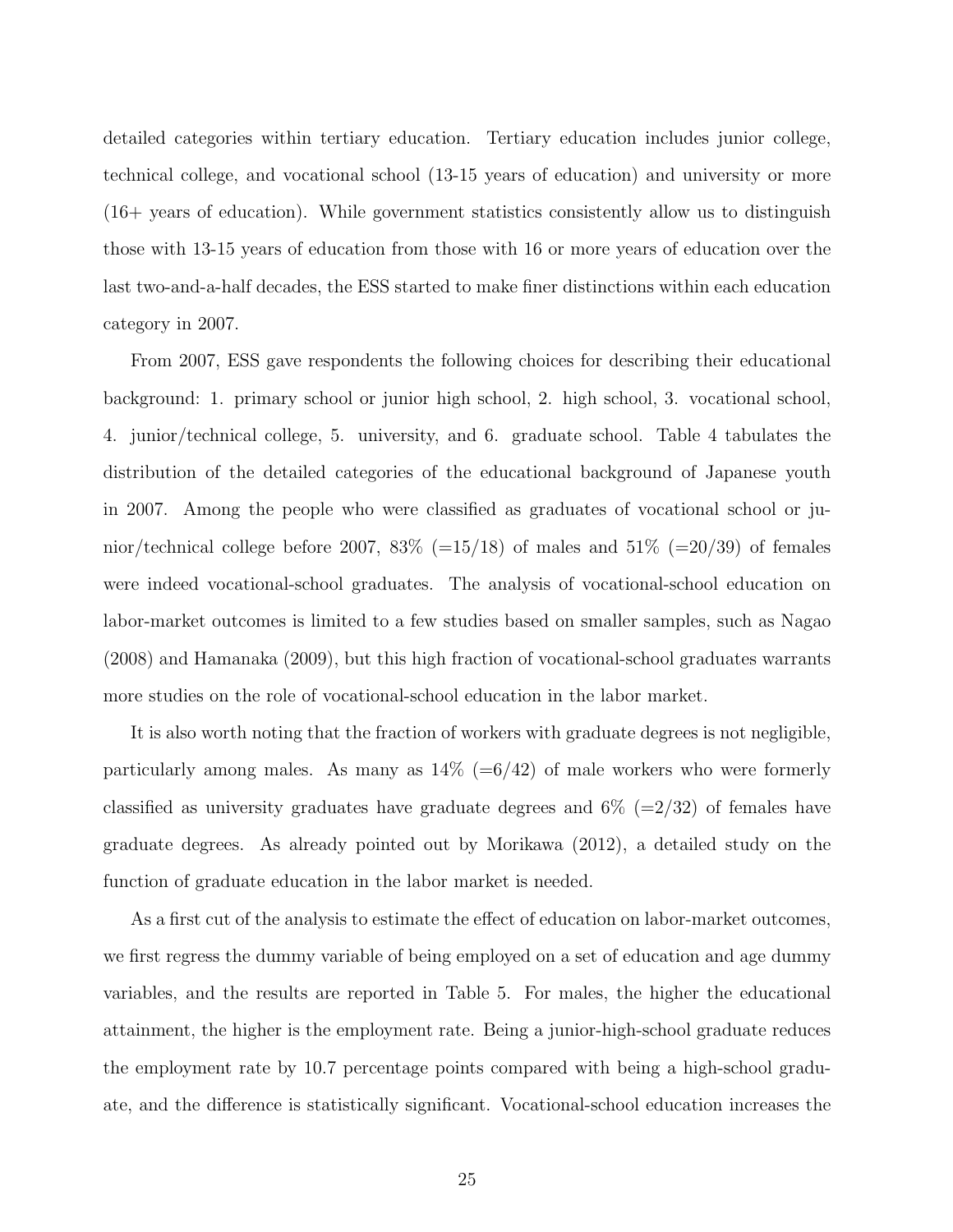detailed categories within tertiary education. Tertiary education includes junior college, technical college, and vocational school (13-15 years of education) and university or more (16+ years of education). While government statistics consistently allow us to distinguish those with 13-15 years of education from those with 16 or more years of education over the last two-and-a-half decades, the ESS started to make finer distinctions within each education category in 2007.

From 2007, ESS gave respondents the following choices for describing their educational background: 1. primary school or junior high school, 2. high school, 3. vocational school, 4. junior/technical college, 5. university, and 6. graduate school. Table 4 tabulates the distribution of the detailed categories of the educational background of Japanese youth in 2007. Among the people who were classified as graduates of vocational school or junior/technical college before 2007, 83% (=15/18) of males and 51% (=20/39) of females were indeed vocational-school graduates. The analysis of vocational-school education on labor-market outcomes is limited to a few studies based on smaller samples, such as Nagao (2008) and Hamanaka (2009), but this high fraction of vocational-school graduates warrants more studies on the role of vocational-school education in the labor market.

It is also worth noting that the fraction of workers with graduate degrees is not negligible, particularly among males. As many as 14% (=6/42) of male workers who were formerly classified as university graduates have graduate degrees and 6% (=2/32) of females have graduate degrees. As already pointed out by Morikawa (2012), a detailed study on the function of graduate education in the labor market is needed.

As a first cut of the analysis to estimate the effect of education on labor-market outcomes, we first regress the dummy variable of being employed on a set of education and age dummy variables, and the results are reported in Table 5. For males, the higher the educational attainment, the higher is the employment rate. Being a junior-high-school graduate reduces the employment rate by 10.7 percentage points compared with being a high-school graduate, and the difference is statistically significant. Vocational-school education increases the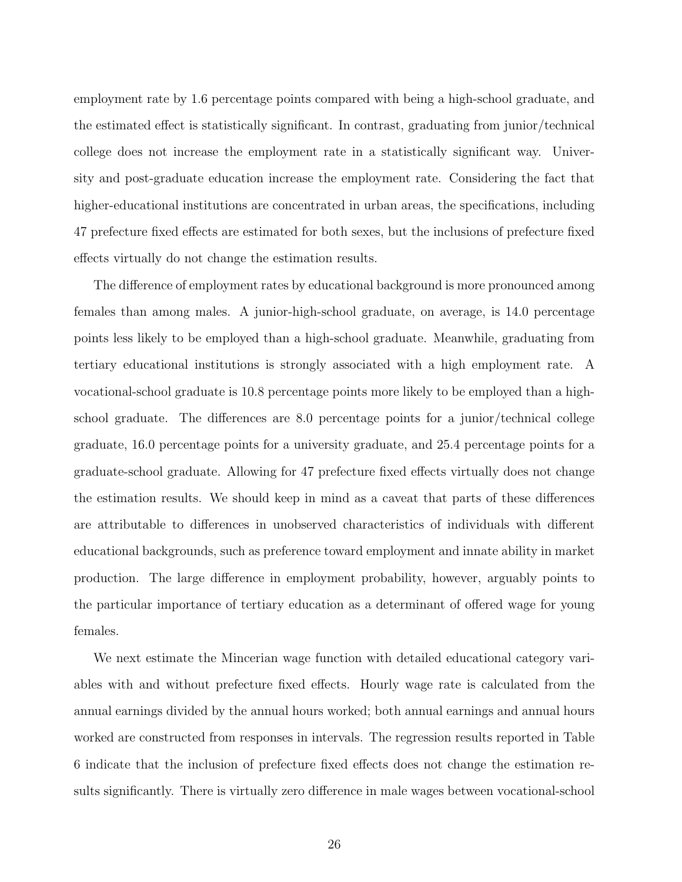employment rate by 1.6 percentage points compared with being a high-school graduate, and the estimated effect is statistically significant. In contrast, graduating from junior/technical college does not increase the employment rate in a statistically significant way. University and post-graduate education increase the employment rate. Considering the fact that higher-educational institutions are concentrated in urban areas, the specifications, including 47 prefecture fixed effects are estimated for both sexes, but the inclusions of prefecture fixed effects virtually do not change the estimation results.

The difference of employment rates by educational background is more pronounced among females than among males. A junior-high-school graduate, on average, is 14.0 percentage points less likely to be employed than a high-school graduate. Meanwhile, graduating from tertiary educational institutions is strongly associated with a high employment rate. A vocational-school graduate is 10.8 percentage points more likely to be employed than a high-school graduate. The differences are 8.0 percentage points for a junior/technical college graduate, 16.0 percentage points for a university graduate, and 25.4 percentage points for a graduate-school graduate. Allowing for 47 prefecture fixed effects virtually does not change the estimation results. We should keep in mind as a caveat that parts of these differences are attributable to differences in unobserved characteristics of individuals with different educational backgrounds, such as preference toward employment and innate ability in market production. The large difference in employment probability, however, arguably points to the particular importance of tertiary education as a determinant of offered wage for young females.

We next estimate the Mincerian wage function with detailed educational category variables with and without prefecture fixed effects. Hourly wage rate is calculated from the annual earnings divided by the annual hours worked; both annual earnings and annual hours worked are constructed from responses in intervals. The regression results reported in Table 6 indicate that the inclusion of prefecture fixed effects does not change the estimation results significantly. There is virtually zero difference in male wages between vocational-school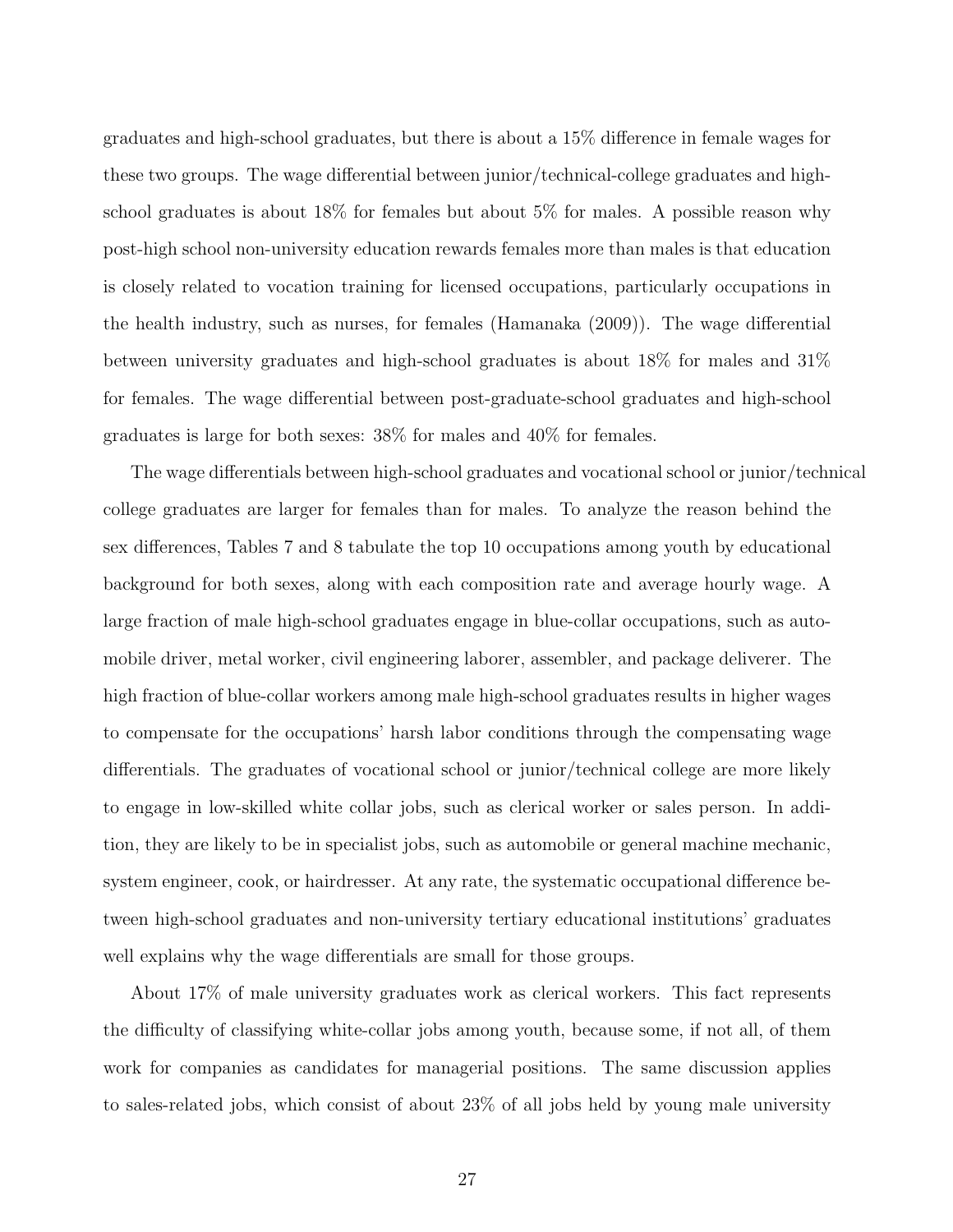graduates and high-school graduates, but there is about a 15% difference in female wages for these two groups. The wage differential between junior/technical-college graduates and high-school graduates is about 18% for females but about 5% for males. A possible reason why post-high school non-university education rewards females more than males is that education is closely related to vocation training for licensed occupations, particularly occupations in the health industry, such as nurses, for females (Hamanaka (2009)). The wage differential between university graduates and high-school graduates is about 18% for males and 31% for females. The wage differential between post-graduate-school graduates and high-school graduates is large for both sexes: 38% for males and 40% for females.

The wage differentials between high-school graduates and vocational school or junior/technical college graduates are larger for females than for males. To analyze the reason behind the sex differences, Tables 7 and 8 tabulate the top 10 occupations among youth by educational background for both sexes, along with each composition rate and average hourly wage. A large fraction of male high-school graduates engage in blue-collar occupations, such as automobile driver, metal worker, civil engineering laborer, assembler, and package deliverer. The high fraction of blue-collar workers among male high-school graduates results in higher wages to compensate for the occupations' harsh labor conditions through the compensating wage differentials. The graduates of vocational school or junior/technical college are more likely to engage in low-skilled white collar jobs, such as clerical worker or sales person. In addition, they are likely to be in specialist jobs, such as automobile or general machine mechanic, system engineer, cook, or hairdresser. At any rate, the systematic occupational difference between high-school graduates and non-university tertiary educational institutions' graduates well explains why the wage differentials are small for those groups.

About 17% of male university graduates work as clerical workers. This fact represents the difficulty of classifying white-collar jobs among youth, because some, if not all, of them work for companies as candidates for managerial positions. The same discussion applies to sales-related jobs, which consist of about 23% of all jobs held by young male university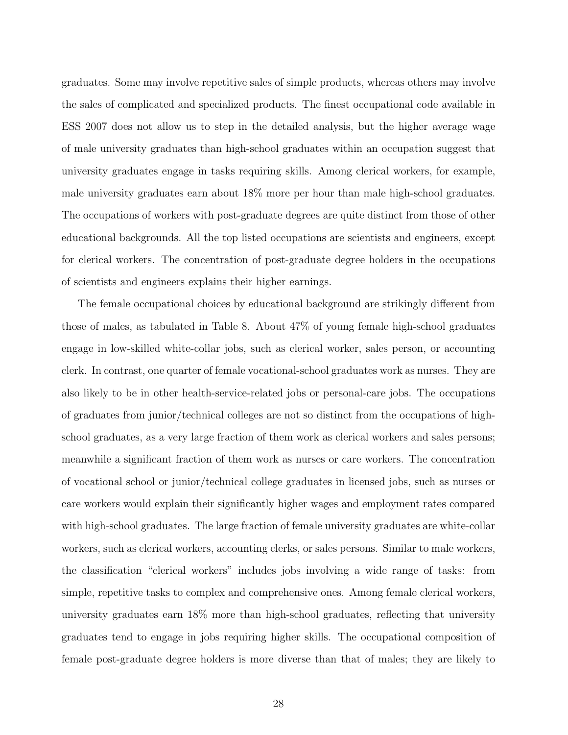graduates. Some may involve repetitive sales of simple products, whereas others may involve the sales of complicated and specialized products. The finest occupational code available in ESS 2007 does not allow us to step in the detailed analysis, but the higher average wage of male university graduates than high-school graduates within an occupation suggest that university graduates engage in tasks requiring skills. Among clerical workers, for example, male university graduates earn about 18% more per hour than male high-school graduates. The occupations of workers with post-graduate degrees are quite distinct from those of other educational backgrounds. All the top listed occupations are scientists and engineers, except for clerical workers. The concentration of post-graduate degree holders in the occupations of scientists and engineers explains their higher earnings.

The female occupational choices by educational background are strikingly different from those of males, as tabulated in Table 8. About 47% of young female high-school graduates engage in low-skilled white-collar jobs, such as clerical worker, sales person, or accounting clerk. In contrast, one quarter of female vocational-school graduates work as nurses. They are also likely to be in other health-service-related jobs or personal-care jobs. The occupations of graduates from junior/technical colleges are not so distinct from the occupations of high-school graduates, as a very large fraction of them work as clerical workers and sales persons; meanwhile a significant fraction of them work as nurses or care workers. The concentration of vocational school or junior/technical college graduates in licensed jobs, such as nurses or care workers would explain their significantly higher wages and employment rates compared with high-school graduates. The large fraction of female university graduates are white-collar workers, such as clerical workers, accounting clerks, or sales persons. Similar to male workers, the classification "clerical workers" includes jobs involving a wide range of tasks: from simple, repetitive tasks to complex and comprehensive ones. Among female clerical workers, university graduates earn 18% more than high-school graduates, reflecting that university graduates tend to engage in jobs requiring higher skills. The occupational composition of female post-graduate degree holders is more diverse than that of males; they are likely to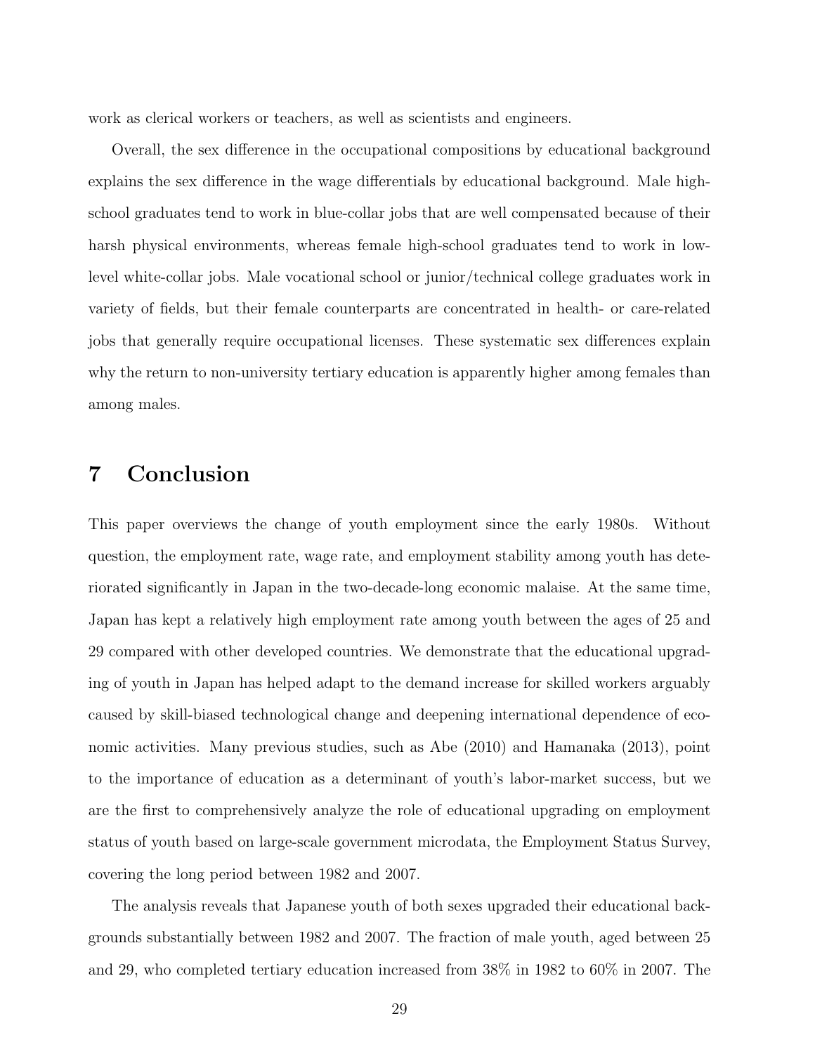work as clerical workers or teachers, as well as scientists and engineers.

Overall, the sex difference in the occupational compositions by educational background explains the sex difference in the wage differentials by educational background. Male high-school graduates tend to work in blue-collar jobs that are well compensated because of their harsh physical environments, whereas female high-school graduates tend to work in low-level white-collar jobs. Male vocational school or junior/technical college graduates work in variety of fields, but their female counterparts are concentrated in health- or care-related jobs that generally require occupational licenses. These systematic sex differences explain why the return to non-university tertiary education is apparently higher among females than among males.

# 7 Conclusion

This paper overviews the change of youth employment since the early 1980s. Without question, the employment rate, wage rate, and employment stability among youth has deteriorated significantly in Japan in the two-decade-long economic malaise. At the same time, Japan has kept a relatively high employment rate among youth between the ages of 25 and 29 compared with other developed countries. We demonstrate that the educational upgrading of youth in Japan has helped adapt to the demand increase for skilled workers arguably caused by skill-biased technological change and deepening international dependence of economic activities. Many previous studies, such as Abe (2010) and Hamanaka (2013), point to the importance of education as a determinant of youth's labor-market success, but we are the first to comprehensively analyze the role of educational upgrading on employment status of youth based on large-scale government microdata, the Employment Status Survey, covering the long period between 1982 and 2007.

The analysis reveals that Japanese youth of both sexes upgraded their educational backgrounds substantially between 1982 and 2007. The fraction of male youth, aged between 25 and 29, who completed tertiary education increased from 38% in 1982 to 60% in 2007. The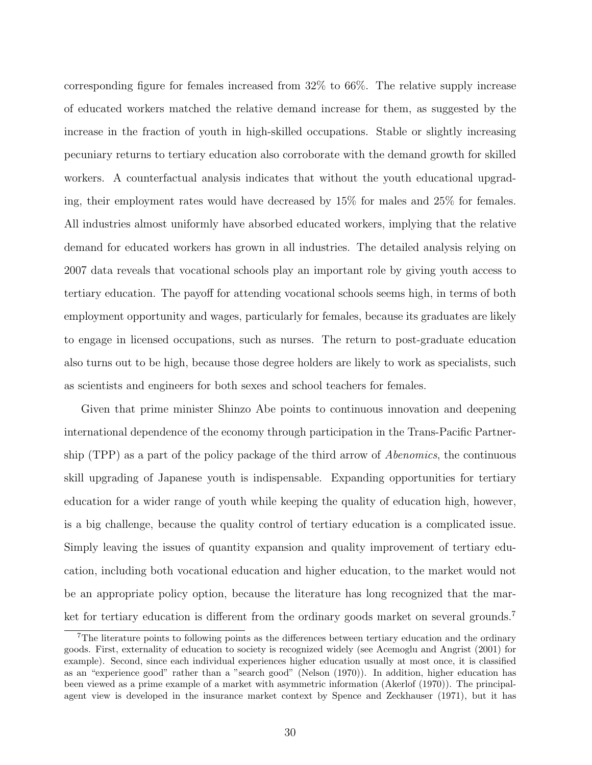corresponding figure for females increased from 32% to 66%. The relative supply increase of educated workers matched the relative demand increase for them, as suggested by the increase in the fraction of youth in high-skilled occupations. Stable or slightly increasing pecuniary returns to tertiary education also corroborate with the demand growth for skilled workers. A counterfactual analysis indicates that without the youth educational upgrading, their employment rates would have decreased by 15% for males and 25% for females. All industries almost uniformly have absorbed educated workers, implying that the relative demand for educated workers has grown in all industries. The detailed analysis relying on 2007 data reveals that vocational schools play an important role by giving youth access to tertiary education. The payoff for attending vocational schools seems high, in terms of both employment opportunity and wages, particularly for females, because its graduates are likely to engage in licensed occupations, such as nurses. The return to post-graduate education also turns out to be high, because those degree holders are likely to work as specialists, such as scientists and engineers for both sexes and school teachers for females.

Given that prime minister Shinzo Abe points to continuous innovation and deepening international dependence of the economy through participation in the Trans-Pacific Partnership (TPP) as a part of the policy package of the third arrow of *Abenomics*, the continuous skill upgrading of Japanese youth is indispensable. Expanding opportunities for tertiary education for a wider range of youth while keeping the quality of education high, however, is a big challenge, because the quality control of tertiary education is a complicated issue. Simply leaving the issues of quantity expansion and quality improvement of tertiary education, including both vocational education and higher education, to the market would not be an appropriate policy option, because the literature has long recognized that the market for tertiary education is different from the ordinary goods market on several grounds.[7]

[7] The literature points to following points as the differences between tertiary education and the ordinary goods. First, externality of education to society is recognized widely (see Acemoglu and Angrist (2001) for example). Second, since each individual experiences higher education usually at most once, it is classified as an "experience good" rather than a "search good" (Nelson (1970)). In addition, higher education has been viewed as a prime example of a market with asymmetric information (Akerlof (1970)). The principal-agent view is developed in the insurance market context by Spence and Zeckhauser (1971), but it has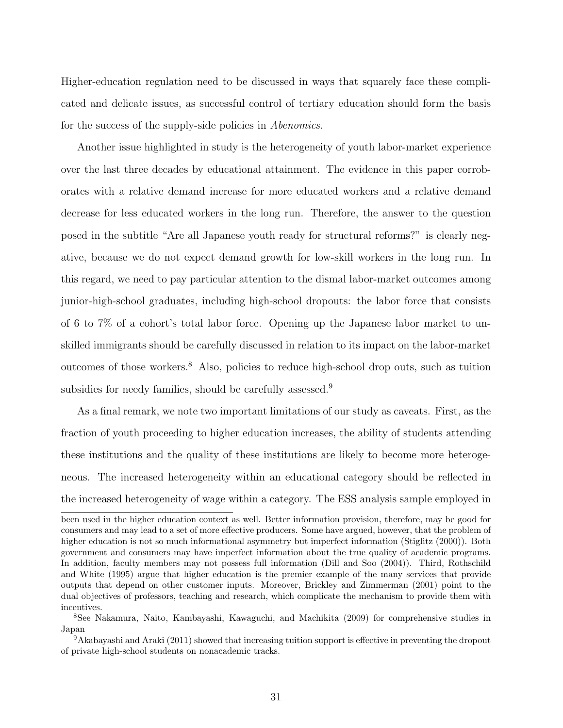Higher-education regulation need to be discussed in ways that squarely face these complicated and delicate issues, as successful control of tertiary education should form the basis for the success of the supply-side policies in *Abenomics*.

Another issue highlighted in study is the heterogeneity of youth labor-market experience over the last three decades by educational attainment. The evidence in this paper corroborates with a relative demand increase for more educated workers and a relative demand decrease for less educated workers in the long run. Therefore, the answer to the question posed in the subtitle "Are all Japanese youth ready for structural reforms?" is clearly negative, because we do not expect demand growth for low-skill workers in the long run. In this regard, we need to pay particular attention to the dismal labor-market outcomes among junior-high-school graduates, including high-school dropouts: the labor force that consists of 6 to 7% of a cohort's total labor force. Opening up the Japanese labor market to unskilled immigrants should be carefully discussed in relation to its impact on the labor-market outcomes of those workers.[8] Also, policies to reduce high-school drop outs, such as tuition subsidies for needy families, should be carefully assessed.[9]

As a final remark, we note two important limitations of our study as caveats. First, as the fraction of youth proceeding to higher education increases, the ability of students attending these institutions and the quality of these institutions are likely to become more heterogeneous. The increased heterogeneity within an educational category should be reflected in the increased heterogeneity of wage within a category. The ESS analysis sample employed in

---

been used in the higher education context as well. Better information provision, therefore, may be good for consumers and may lead to a set of more effective producers. Some have argued, however, that the problem of higher education is not so much informational asymmetry but imperfect information (Stiglitz (2000)). Both government and consumers may have imperfect information about the true quality of academic programs. In addition, faculty members may not possess full information (Dill and Soo (2004)). Third, Rothschild and White (1995) argue that higher education is the premier example of the many services that provide outputs that depend on other customer inputs. Moreover, Brickley and Zimmerman (2001) point to the dual objectives of professors, teaching and research, which complicate the mechanism to provide them with incentives.

[8] See Nakamura, Naito, Kambayashi, Kawaguchi, and Machikita (2009) for comprehensive studies in Japan

[9] Akabayashi and Araki (2011) showed that increasing tuition support is effective in preventing the dropout of private high-school students on nonacademic tracks.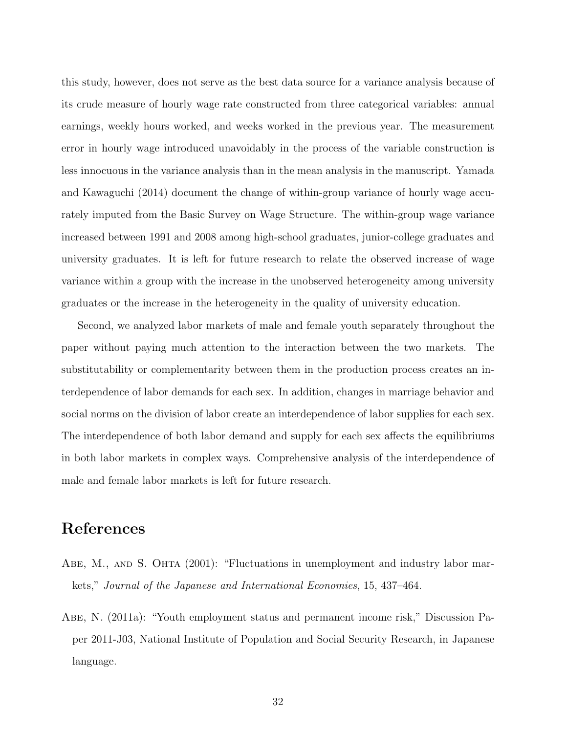this study, however, does not serve as the best data source for a variance analysis because of its crude measure of hourly wage rate constructed from three categorical variables: annual earnings, weekly hours worked, and weeks worked in the previous year. The measurement error in hourly wage introduced unavoidably in the process of the variable construction is less innocuous in the variance analysis than in the mean analysis in the manuscript. Yamada and Kawaguchi (2014) document the change of within-group variance of hourly wage accurately imputed from the Basic Survey on Wage Structure. The within-group wage variance increased between 1991 and 2008 among high-school graduates, junior-college graduates and university graduates. It is left for future research to relate the observed increase of wage variance within a group with the increase in the unobserved heterogeneity among university graduates or the increase in the heterogeneity in the quality of university education.

Second, we analyzed labor markets of male and female youth separately throughout the paper without paying much attention to the interaction between the two markets. The substitutability or complementarity between them in the production process creates an interdependence of labor demands for each sex. In addition, changes in marriage behavior and social norms on the division of labor create an interdependence of labor supplies for each sex. The interdependence of both labor demand and supply for each sex affects the equilibriums in both labor markets in complex ways. Comprehensive analysis of the interdependence of male and female labor markets is left for future research.

# References

Abe, M., and S. Ohta (2001): "Fluctuations in unemployment and industry labor markets," *Journal of the Japanese and International Economies*, 15, 437–464.

Abe, N. (2011a): "Youth employment status and permanent income risk," Discussion Paper 2011-J03, National Institute of Population and Social Security Research, in Japanese language.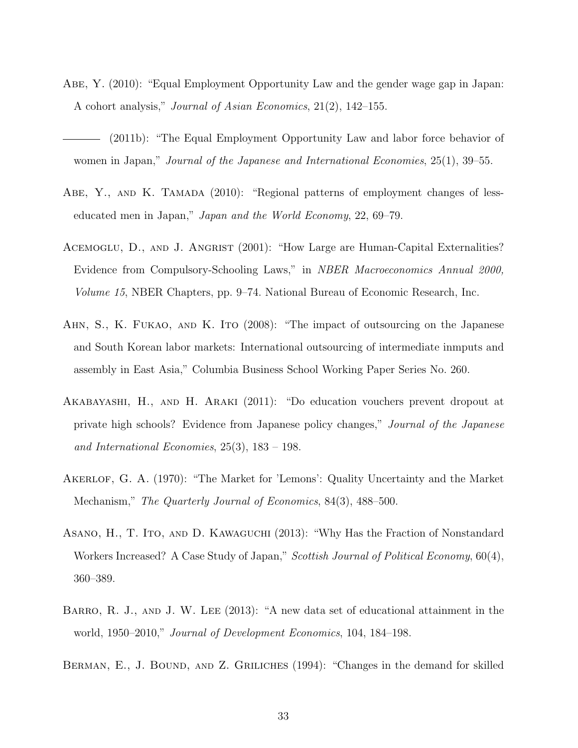Abe, Y. (2010): "Equal Employment Opportunity Law and the gender wage gap in Japan: A cohort analysis," *Journal of Asian Economics*, 21(2), 142–155.

——— (2011b): "The Equal Employment Opportunity Law and labor force behavior of women in Japan," *Journal of the Japanese and International Economies*, 25(1), 39–55.

Abe, Y., and K. Tamada (2010): "Regional patterns of employment changes of less-educated men in Japan," *Japan and the World Economy*, 22, 69–79.

Acemoglu, D., and J. Angrist (2001): "How Large are Human-Capital Externalities? Evidence from Compulsory-Schooling Laws," in *NBER Macroeconomics Annual 2000, Volume 15*, NBER Chapters, pp. 9–74. National Bureau of Economic Research, Inc.

Ahn, S., K. Fukao, and K. Ito (2008): "The impact of outsourcing on the Japanese and South Korean labor markets: International outsourcing of intermediate inmputs and assembly in East Asia," Columbia Business School Working Paper Series No. 260.

Akabayashi, H., and H. Araki (2011): "Do education vouchers prevent dropout at private high schools? Evidence from Japanese policy changes," *Journal of the Japanese and International Economies*, 25(3), 183 – 198.

Akerlof, G. A. (1970): "The Market for 'Lemons': Quality Uncertainty and the Market Mechanism," *The Quarterly Journal of Economics*, 84(3), 488–500.

Asano, H., T. Ito, and D. Kawaguchi (2013): "Why Has the Fraction of Nonstandard Workers Increased? A Case Study of Japan," *Scottish Journal of Political Economy*, 60(4), 360–389.

Barro, R. J., and J. W. Lee (2013): "A new data set of educational attainment in the world, 1950–2010," *Journal of Development Economics*, 104, 184–198.

Berman, E., J. Bound, and Z. Griliches (1994): "Changes in the demand for skilled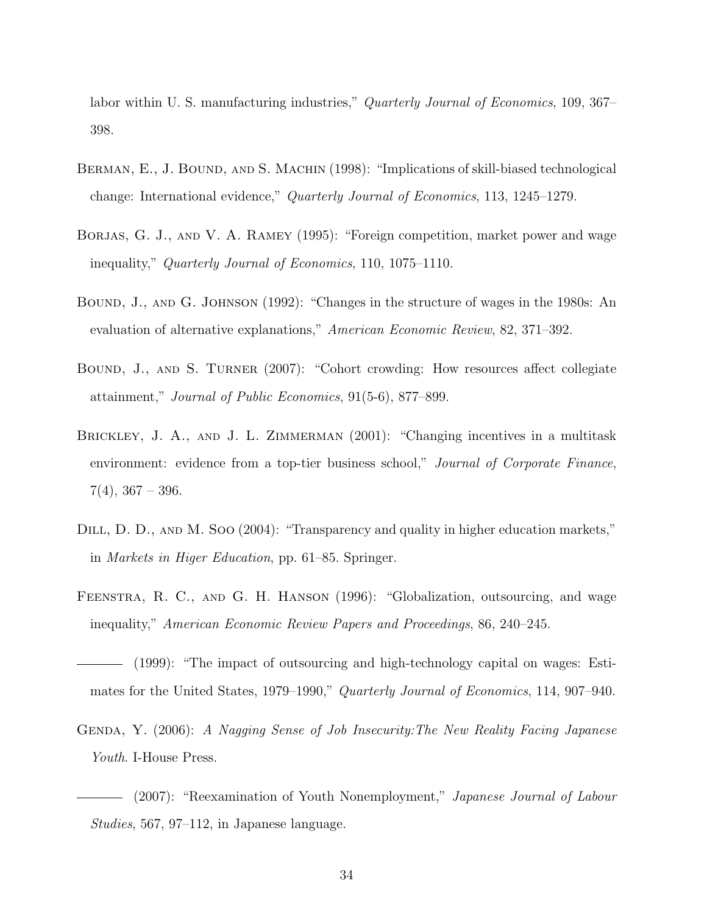labor within U. S. manufacturing industries," *Quarterly Journal of Economics*, 109, 367–398.

Berman, E., J. Bound, and S. Machin (1998): "Implications of skill-biased technological change: International evidence," *Quarterly Journal of Economics*, 113, 1245–1279.

Borjas, G. J., and V. A. Ramey (1995): "Foreign competition, market power and wage inequality," *Quarterly Journal of Economics*, 110, 1075–1110.

Bound, J., and G. Johnson (1992): "Changes in the structure of wages in the 1980s: An evaluation of alternative explanations," *American Economic Review*, 82, 371–392.

Bound, J., and S. Turner (2007): "Cohort crowding: How resources affect collegiate attainment," *Journal of Public Economics*, 91(5-6), 877–899.

Brickley, J. A., and J. L. Zimmerman (2001): "Changing incentives in a multitask environment: evidence from a top-tier business school," *Journal of Corporate Finance*, 7(4), 367 – 396.

Dill, D. D., and M. Soo (2004): "Transparency and quality in higher education markets," in *Markets in Higer Education*, pp. 61–85. Springer.

Feenstra, R. C., and G. H. Hanson (1996): "Globalization, outsourcing, and wage inequality," *American Economic Review Papers and Proceedings*, 86, 240–245.

——— (1999): "The impact of outsourcing and high-technology capital on wages: Estimates for the United States, 1979–1990," *Quarterly Journal of Economics*, 114, 907–940.

Genda, Y. (2006): *A Nagging Sense of Job Insecurity:The New Reality Facing Japanese Youth*. I-House Press.

——— (2007): "Reexamination of Youth Nonemployment," *Japanese Journal of Labour Studies*, 567, 97–112, in Japanese language.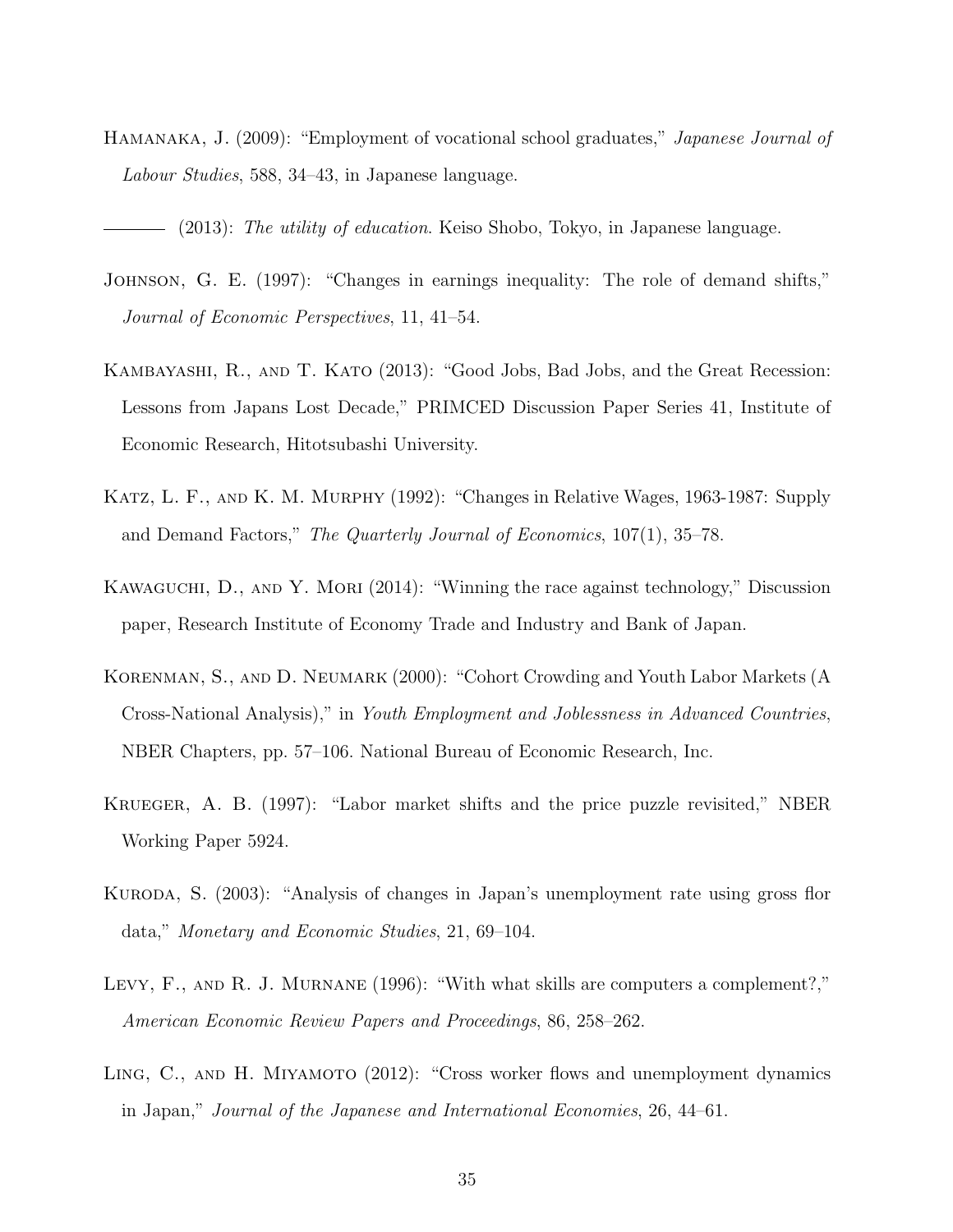Hamanaka, J. (2009): "Employment of vocational school graduates," *Japanese Journal of Labour Studies*, 588, 34–43, in Japanese language.

——— (2013): *The utility of education*. Keiso Shobo, Tokyo, in Japanese language.

Johnson, G. E. (1997): "Changes in earnings inequality: The role of demand shifts," *Journal of Economic Perspectives*, 11, 41–54.

Kambayashi, R., and T. Kato (2013): "Good Jobs, Bad Jobs, and the Great Recession: Lessons from Japans Lost Decade," PRIMCED Discussion Paper Series 41, Institute of Economic Research, Hitotsubashi University.

Katz, L. F., and K. M. Murphy (1992): "Changes in Relative Wages, 1963-1987: Supply and Demand Factors," *The Quarterly Journal of Economics*, 107(1), 35–78.

Kawaguchi, D., and Y. Mori (2014): "Winning the race against technology," Discussion paper, Research Institute of Economy Trade and Industry and Bank of Japan.

Korenman, S., and D. Neumark (2000): "Cohort Crowding and Youth Labor Markets (A Cross-National Analysis)," in *Youth Employment and Joblessness in Advanced Countries*, NBER Chapters, pp. 57–106. National Bureau of Economic Research, Inc.

Krueger, A. B. (1997): "Labor market shifts and the price puzzle revisited," NBER Working Paper 5924.

Kuroda, S. (2003): "Analysis of changes in Japan's unemployment rate using gross flor data," *Monetary and Economic Studies*, 21, 69–104.

Levy, F., and R. J. Murnane (1996): "With what skills are computers a complement?," *American Economic Review Papers and Proceedings*, 86, 258–262.

Ling, C., and H. Miyamoto (2012): "Cross worker flows and unemployment dynamics in Japan," *Journal of the Japanese and International Economies*, 26, 44–61.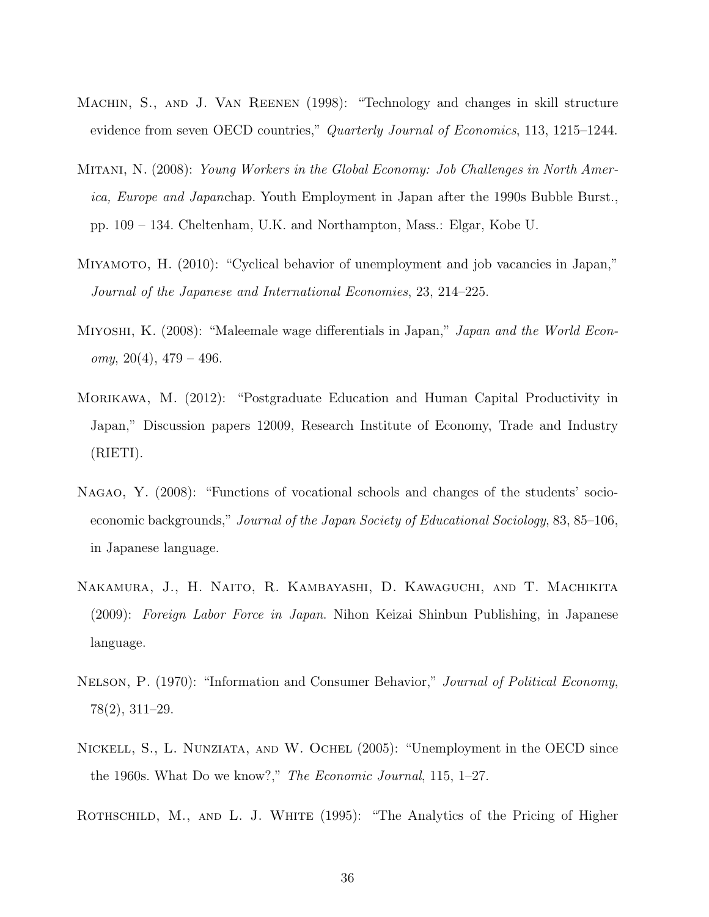Machin, S., and J. Van Reenen (1998): "Technology and changes in skill structure evidence from seven OECD countries," *Quarterly Journal of Economics*, 113, 1215–1244.

Mitani, N. (2008): *Young Workers in the Global Economy: Job Challenges in North America, Europe and Japan*chap. Youth Employment in Japan after the 1990s Bubble Burst., pp. 109 – 134. Cheltenham, U.K. and Northampton, Mass.: Elgar, Kobe U.

Miyamoto, H. (2010): "Cyclical behavior of unemployment and job vacancies in Japan," *Journal of the Japanese and International Economies*, 23, 214–225.

Miyoshi, K. (2008): "Maleemale wage differentials in Japan," *Japan and the World Economy*, 20(4), 479 – 496.

Morikawa, M. (2012): "Postgraduate Education and Human Capital Productivity in Japan," Discussion papers 12009, Research Institute of Economy, Trade and Industry (RIETI).

Nagao, Y. (2008): "Functions of vocational schools and changes of the students' socio-economic backgrounds," *Journal of the Japan Society of Educational Sociology*, 83, 85–106, in Japanese language.

Nakamura, J., H. Naito, R. Kambayashi, D. Kawaguchi, and T. Machikita (2009): *Foreign Labor Force in Japan*. Nihon Keizai Shinbun Publishing, in Japanese language.

Nelson, P. (1970): "Information and Consumer Behavior," *Journal of Political Economy*, 78(2), 311–29.

Nickell, S., L. Nunziata, and W. Ochel (2005): "Unemployment in the OECD since the 1960s. What Do we know?," *The Economic Journal*, 115, 1–27.

Rothschild, M., and L. J. White (1995): "The Analytics of the Pricing of Higher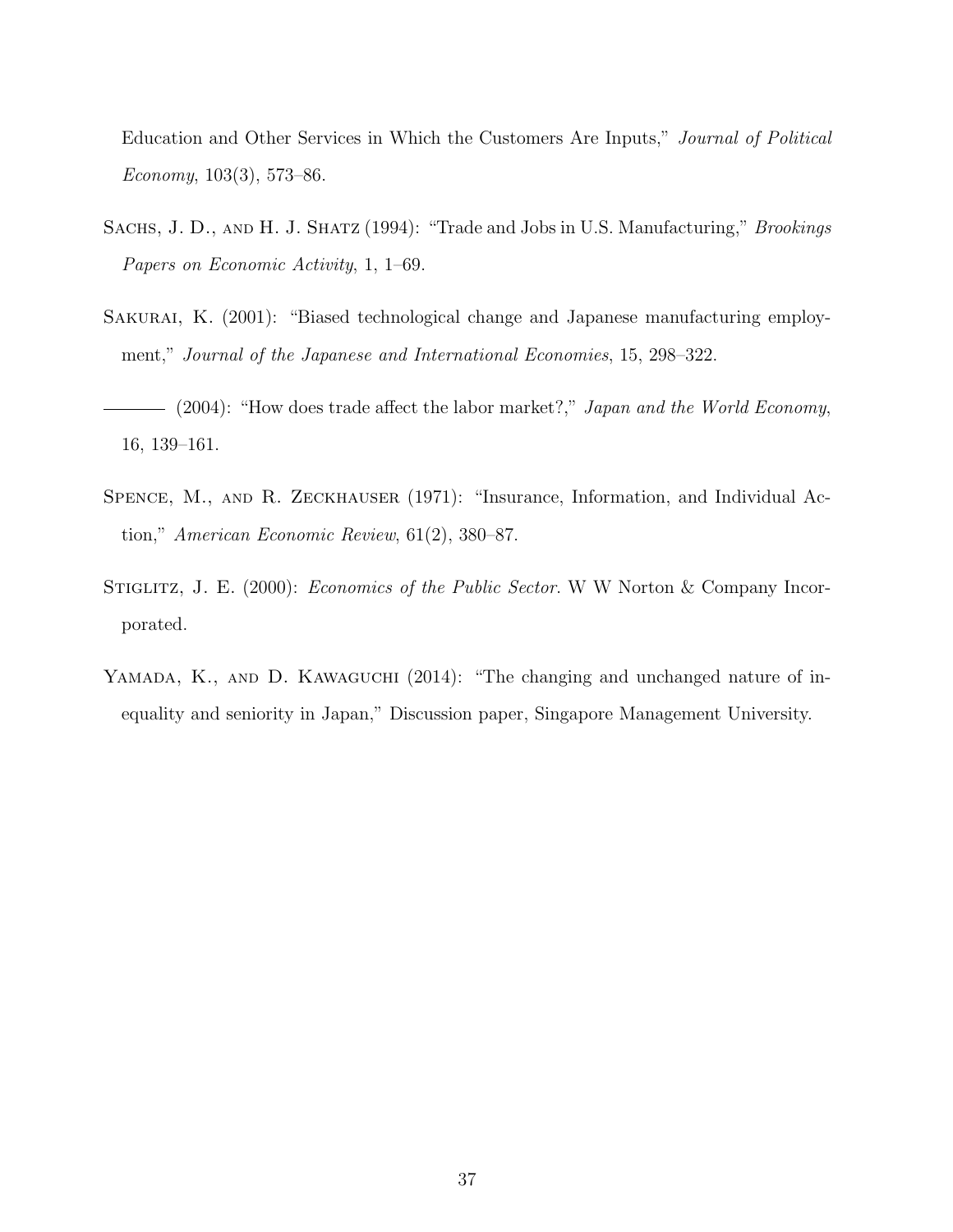Education and Other Services in Which the Customers Are Inputs," *Journal of Political Economy*, 103(3), 573–86.

Sachs, J. D., and H. J. Shatz (1994): "Trade and Jobs in U.S. Manufacturing," *Brookings Papers on Economic Activity*, 1, 1–69.

Sakurai, K. (2001): "Biased technological change and Japanese manufacturing employment," *Journal of the Japanese and International Economies*, 15, 298–322.

——— (2004): "How does trade affect the labor market?," *Japan and the World Economy*, 16, 139–161.

Spence, M., and R. Zeckhauser (1971): "Insurance, Information, and Individual Action," *American Economic Review*, 61(2), 380–87.

Stiglitz, J. E. (2000): *Economics of the Public Sector*. W W Norton & Company Incorporated.

Yamada, K., and D. Kawaguchi (2014): "The changing and unchanged nature of inequality and seniority in Japan," Discussion paper, Singapore Management University.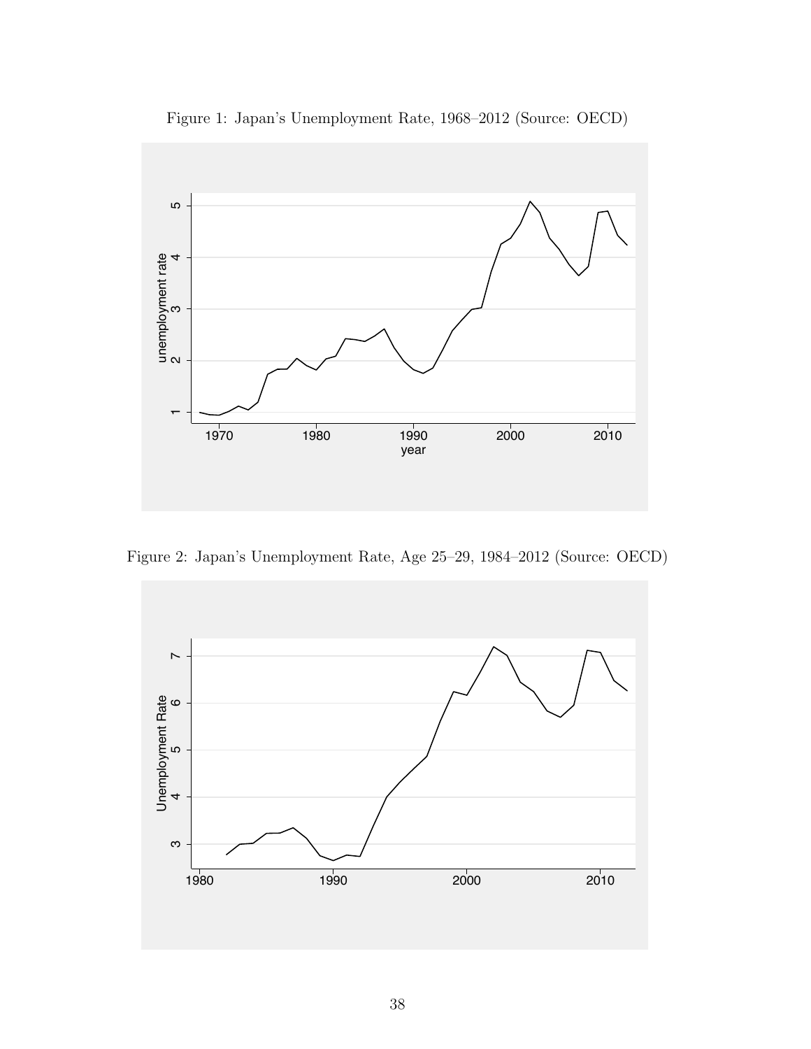Figure 1: Japan's Unemployment Rate, 1968–2012 (Source: OECD)

Figure 2: Japan's Unemployment Rate, Age 25–29, 1984–2012 (Source: OECD)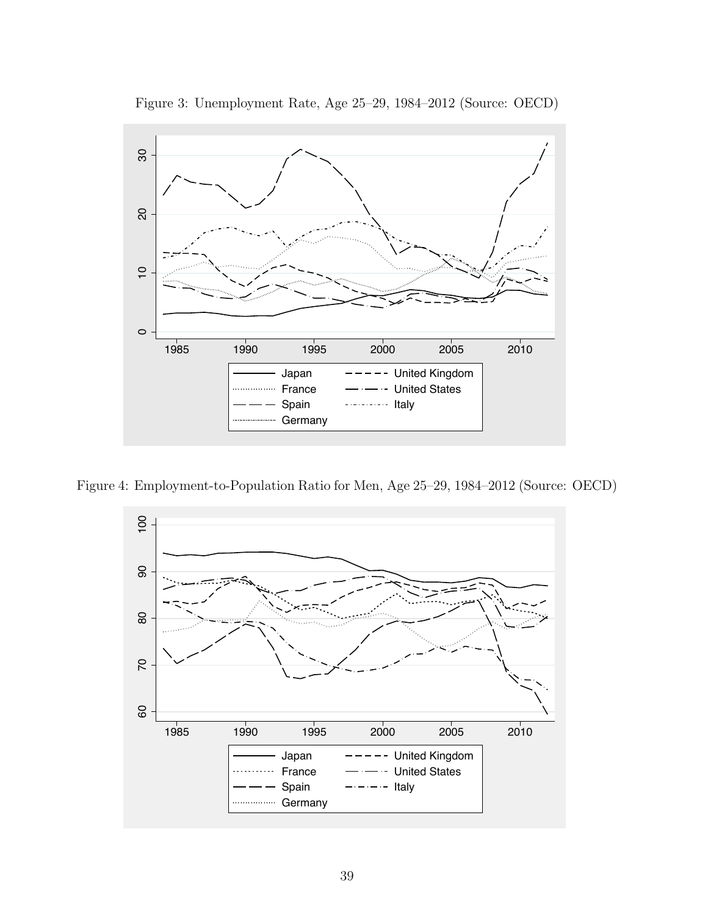Figure 3: Unemployment Rate, Age 25–29, 1984–2012 (Source: OECD)

Figure 4: Employment-to-Population Ratio for Men, Age 25–29, 1984–2012 (Source: OECD)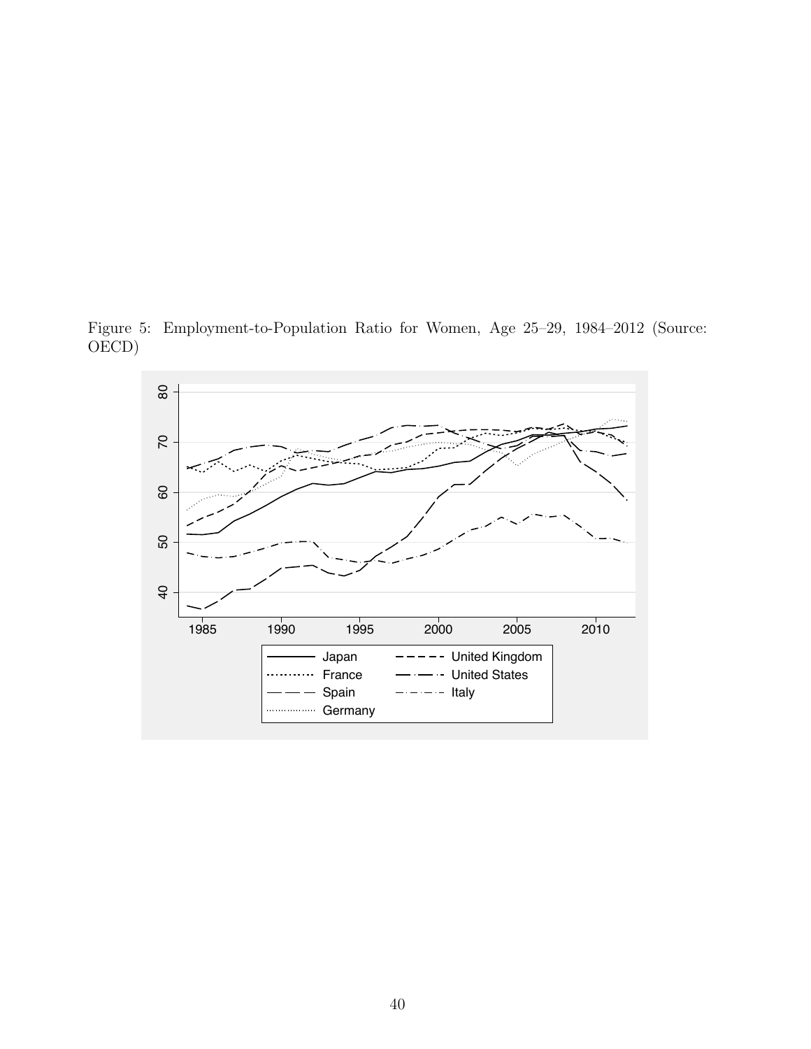Figure 5: Employment-to-Population Ratio for Women, Age 25–29, 1984–2012 (Source: OECD)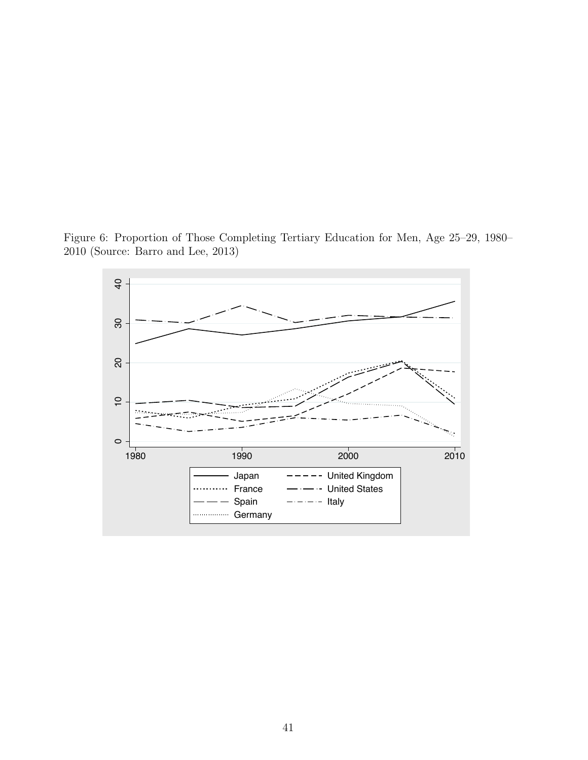Figure 6: Proportion of Those Completing Tertiary Education for Men, Age 25–29, 1980–2010 (Source: Barro and Lee, 2013)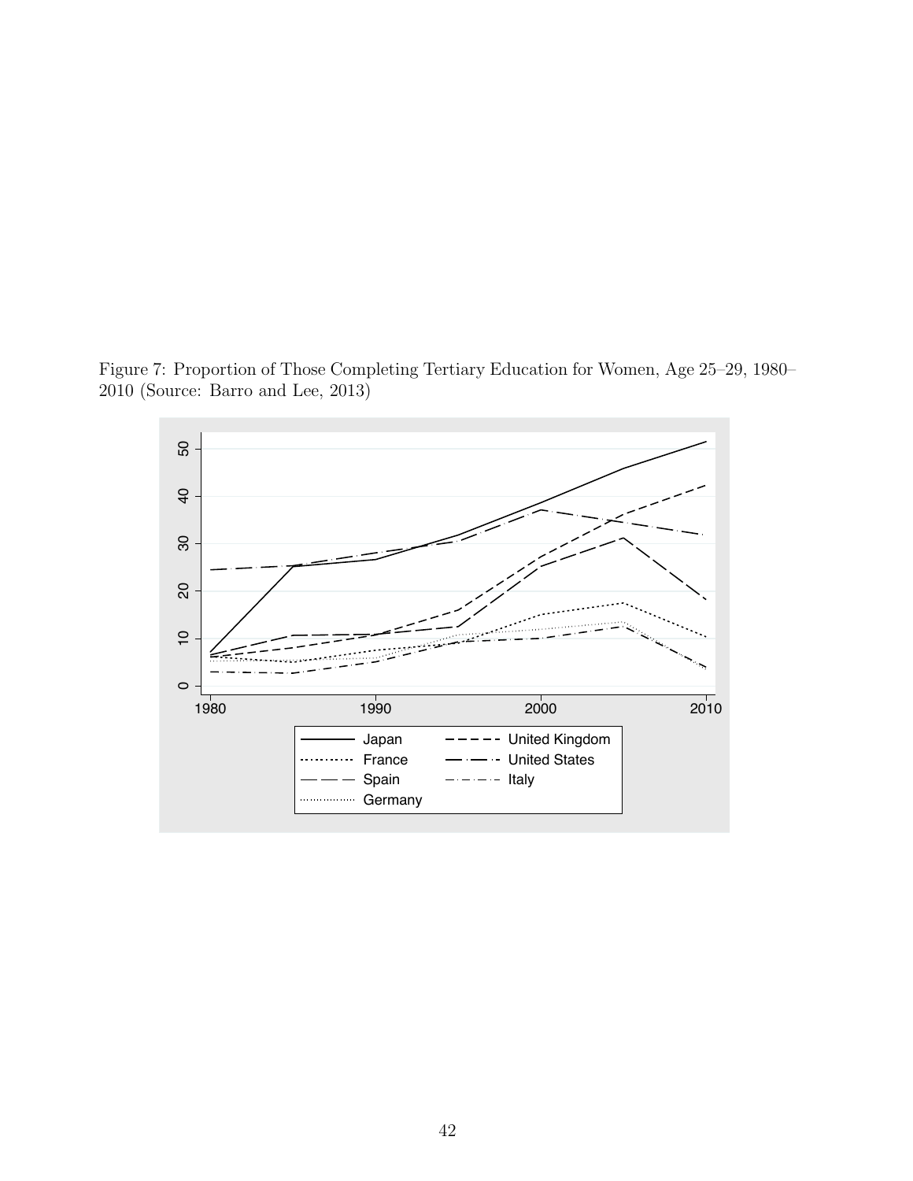Figure 7: Proportion of Those Completing Tertiary Education for Women, Age 25–29, 1980–2010 (Source: Barro and Lee, 2013)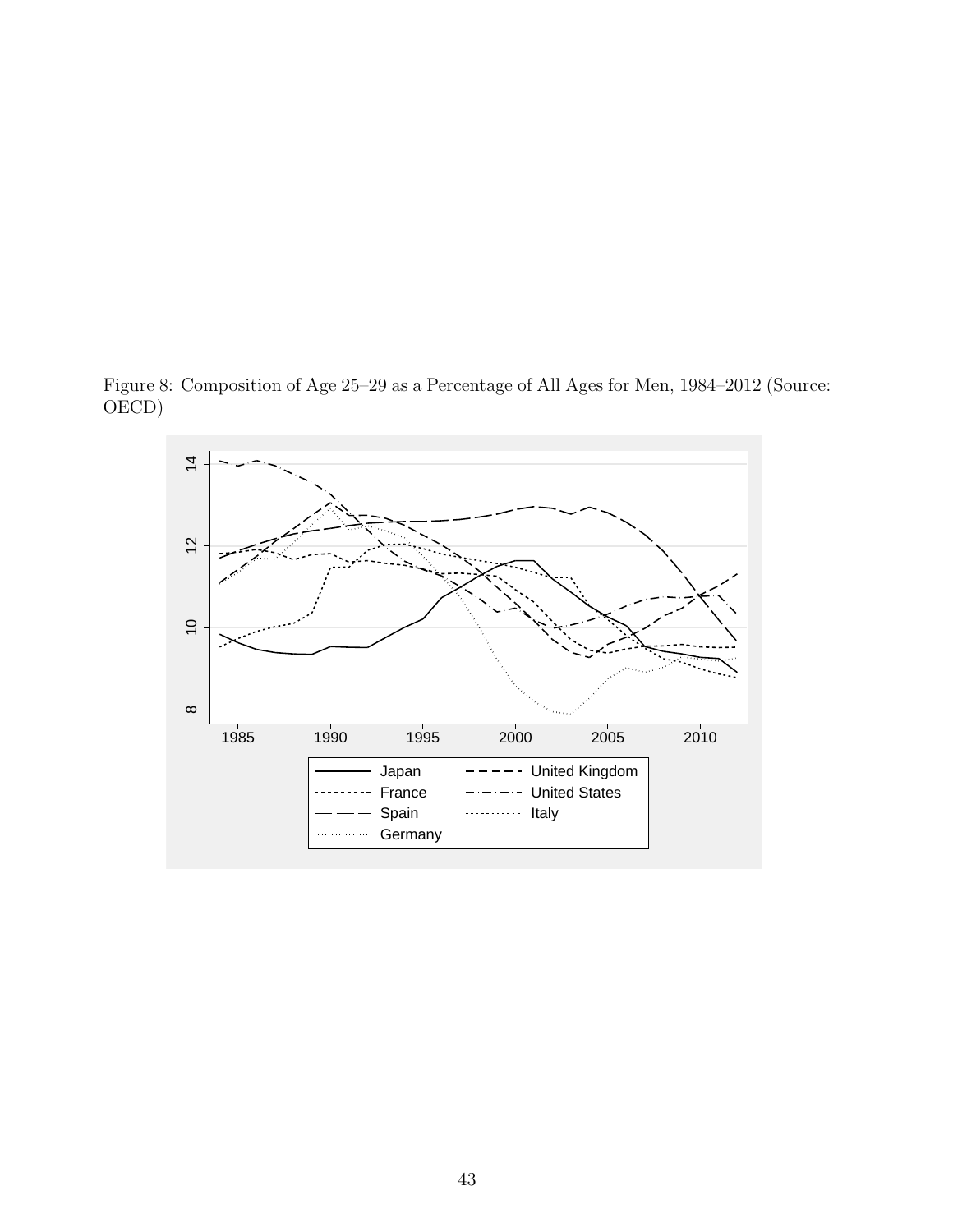Figure 8: Composition of Age 25–29 as a Percentage of All Ages for Men, 1984–2012 (Source: OECD)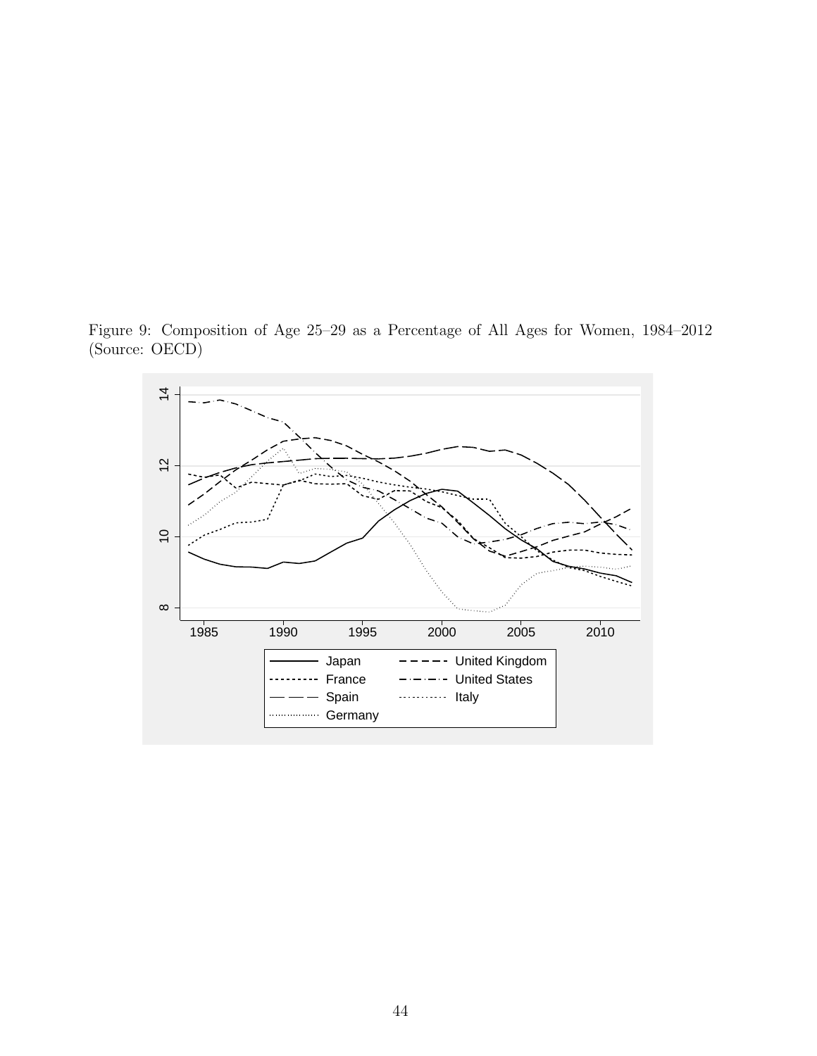Figure 9: Composition of Age 25–29 as a Percentage of All Ages for Women, 1984–2012 (Source: OECD)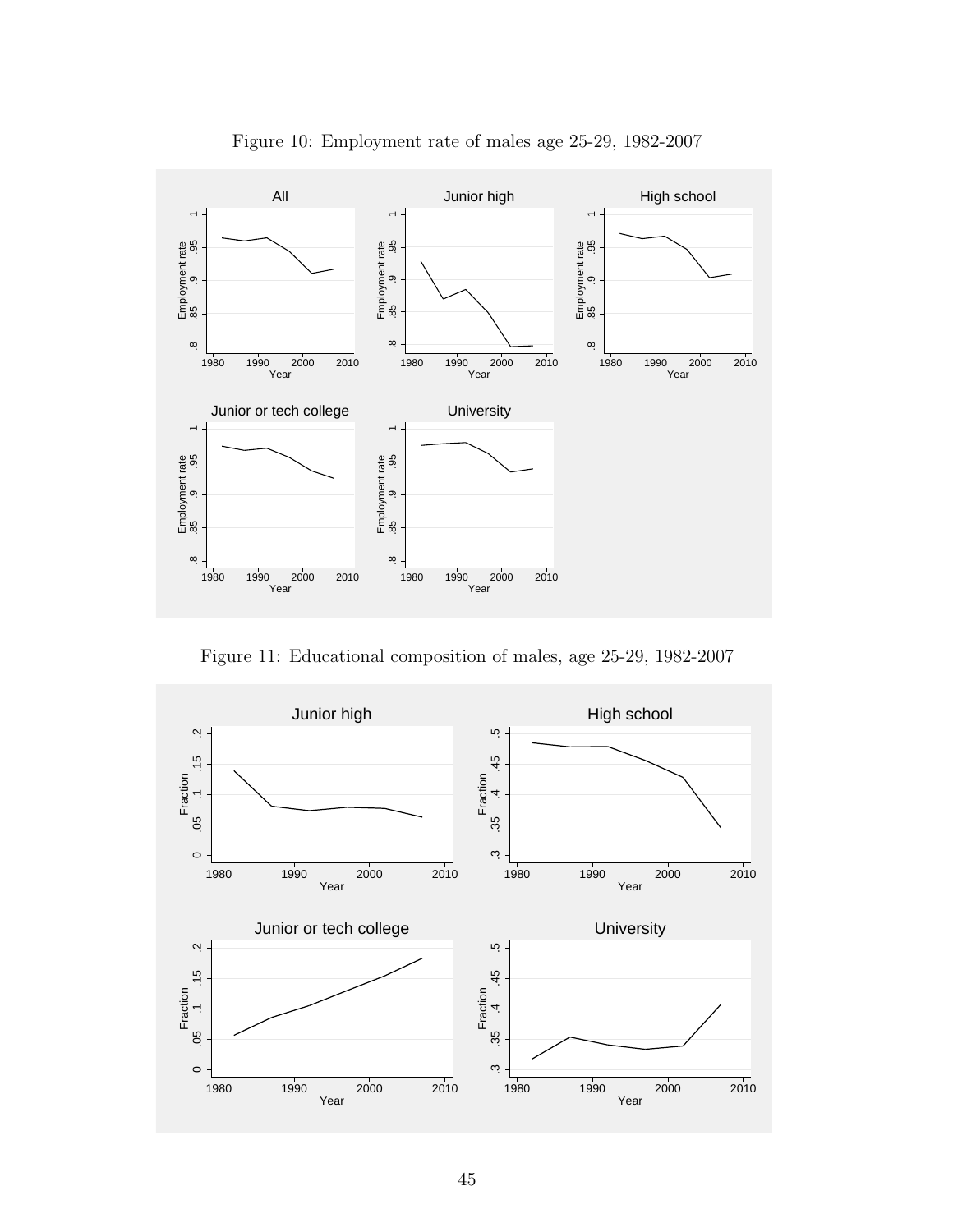Figure 10: Employment rate of males age 25-29, 1982-2007

Figure 11: Educational composition of males, age 25-29, 1982-2007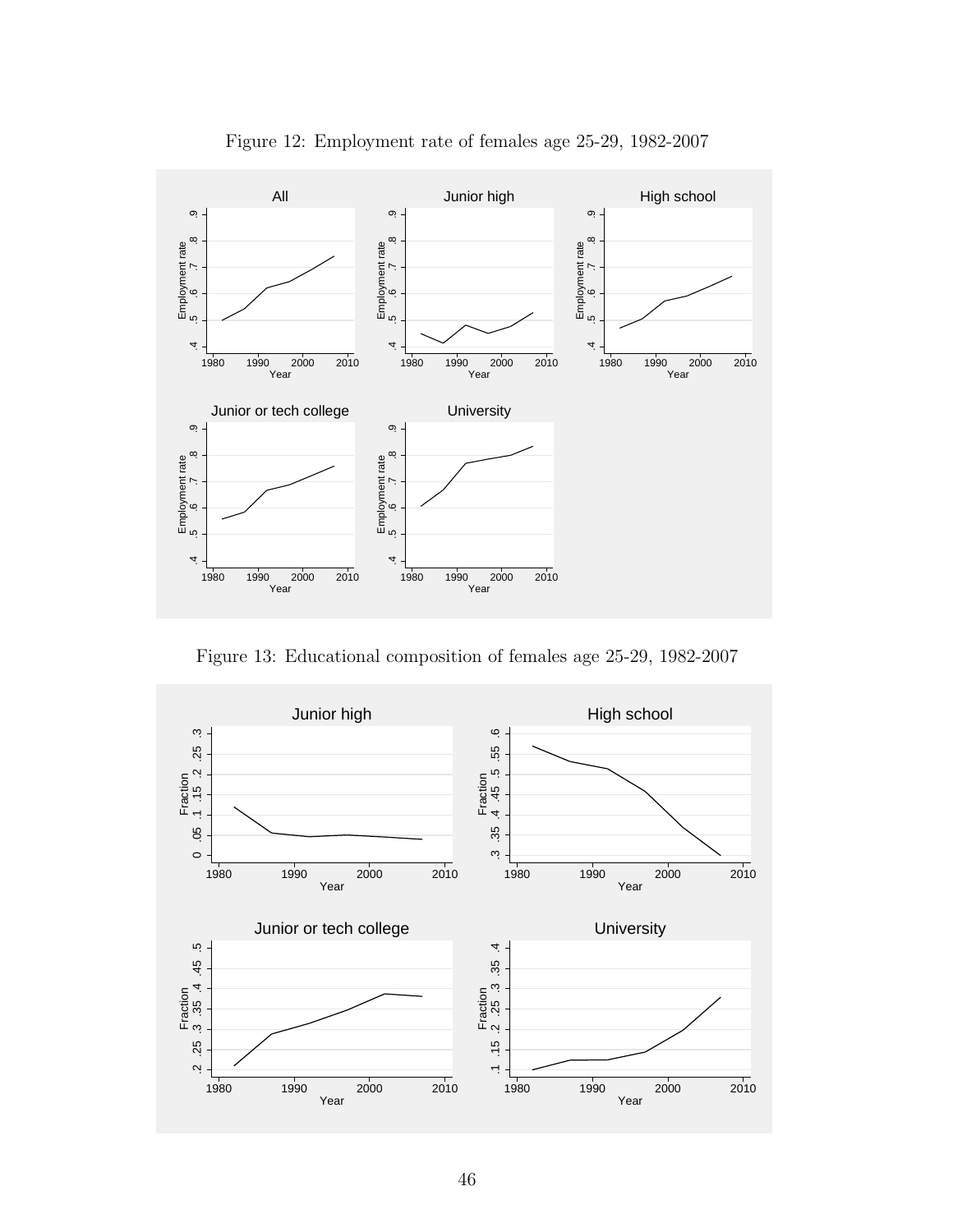Figure 12: Employment rate of females age 25-29, 1982-2007

Figure 13: Educational composition of females age 25-29, 1982-2007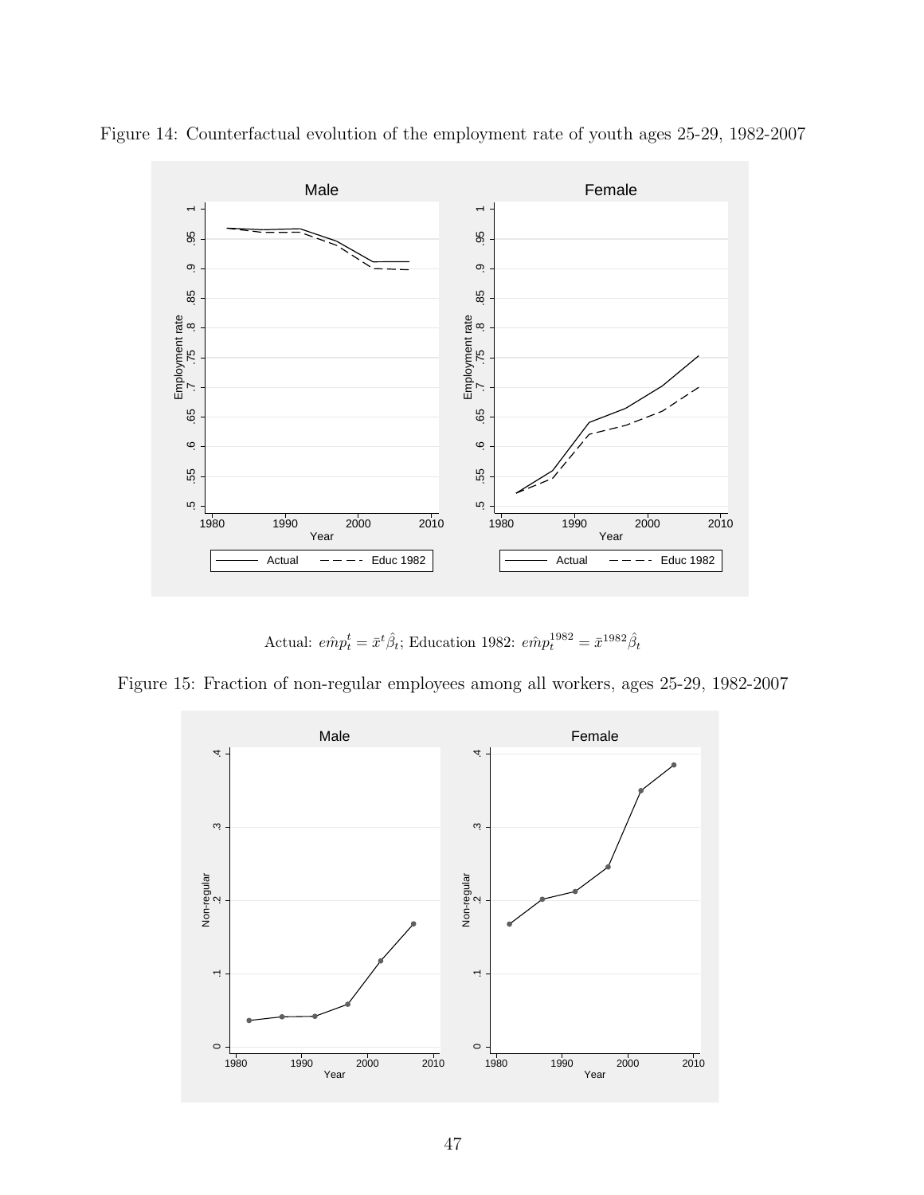Figure 14: Counterfactual evolution of the employment rate of youth ages 25-29, 1982-2007

Actual: $\hat{emp}_t^t = \bar{x}^t \hat{\beta}_t$; Education 1982: $\hat{emp}_t^{1982} = \bar{x}^{1982} \hat{\beta}_t$

Figure 15: Fraction of non-regular employees among all workers, ages 25-29, 1982-2007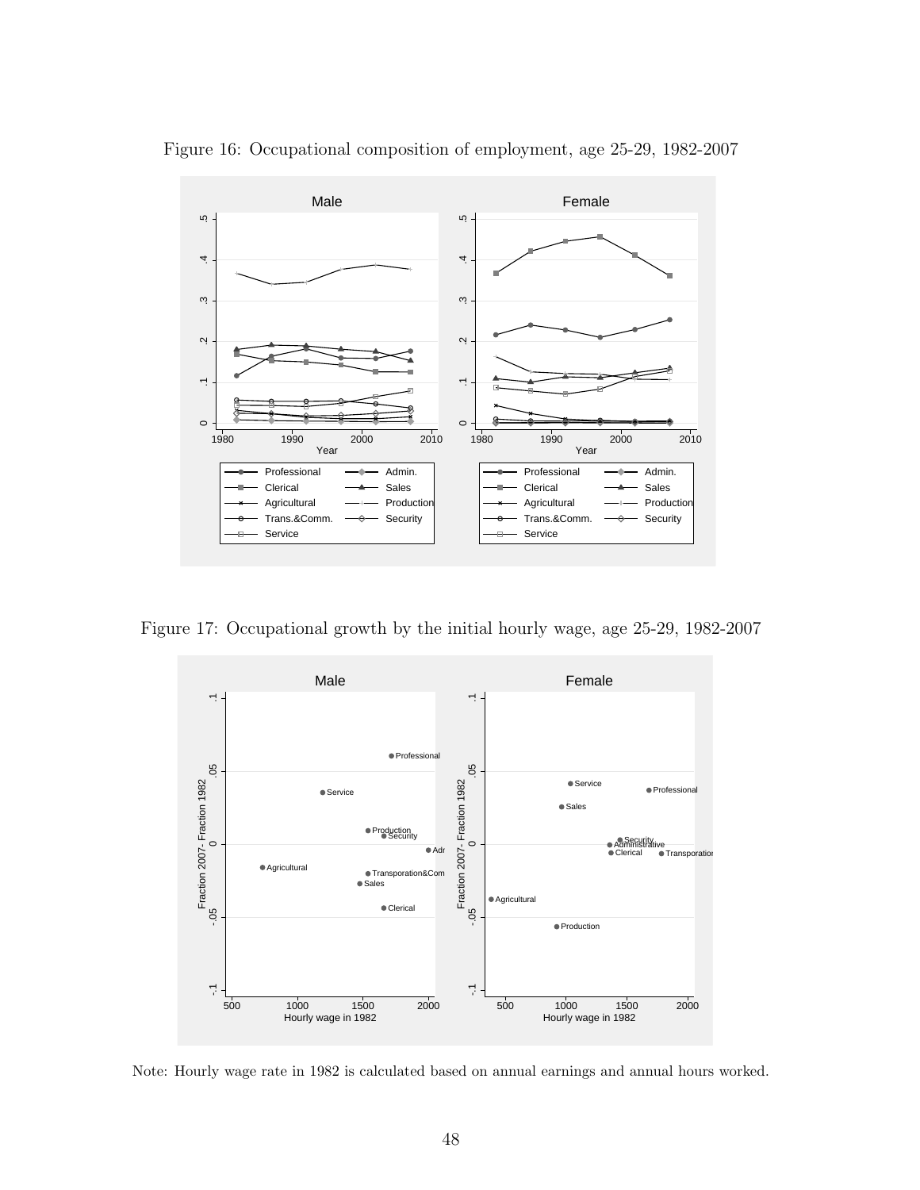Figure 16: Occupational composition of employment, age 25-29, 1982-2007

Figure 17: Occupational growth by the initial hourly wage, age 25-29, 1982-2007

Note: Hourly wage rate in 1982 is calculated based on annual earnings and annual hours worked.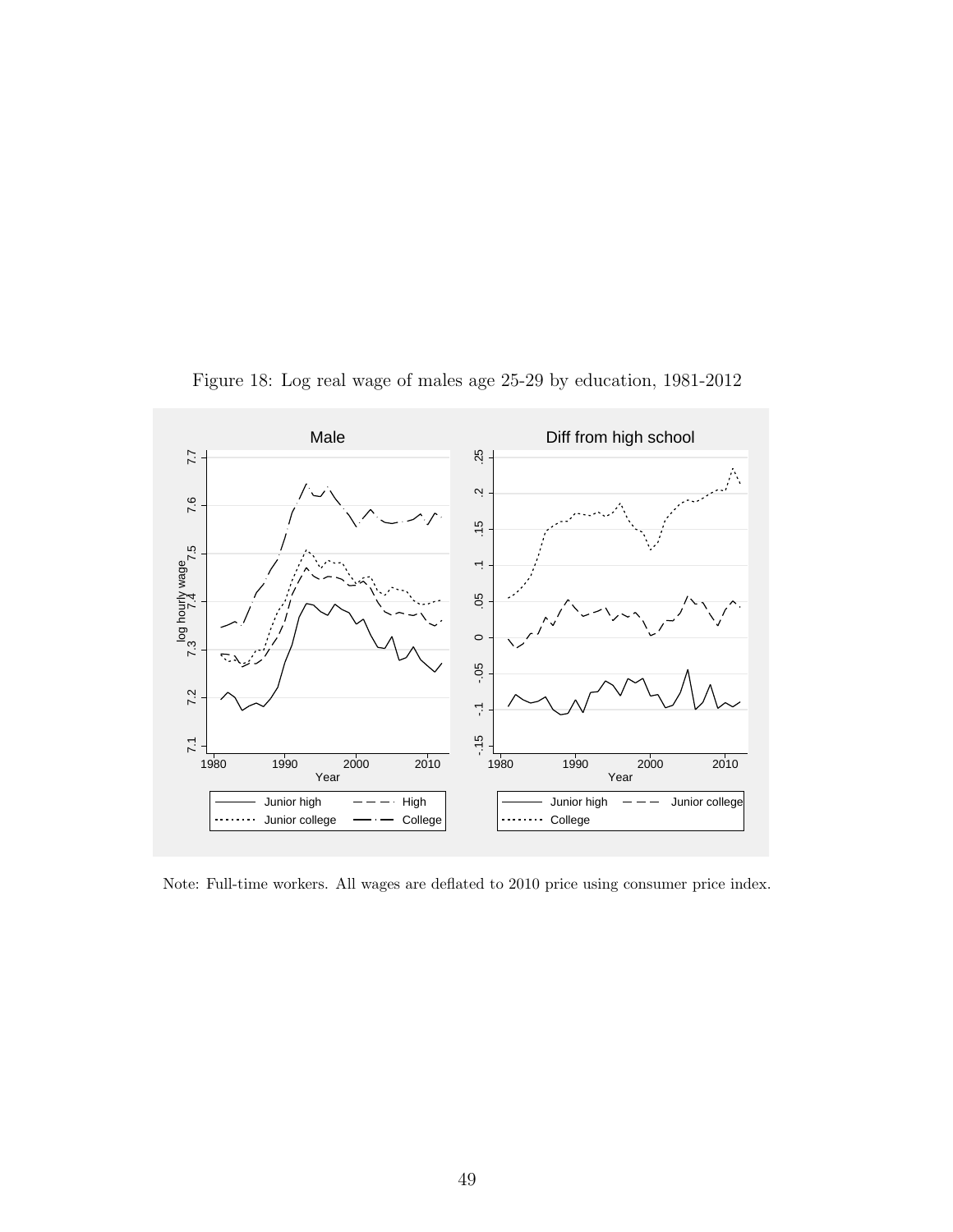Figure 18: Log real wage of males age 25-29 by education, 1981-2012

Note: Full-time workers. All wages are deflated to 2010 price using consumer price index.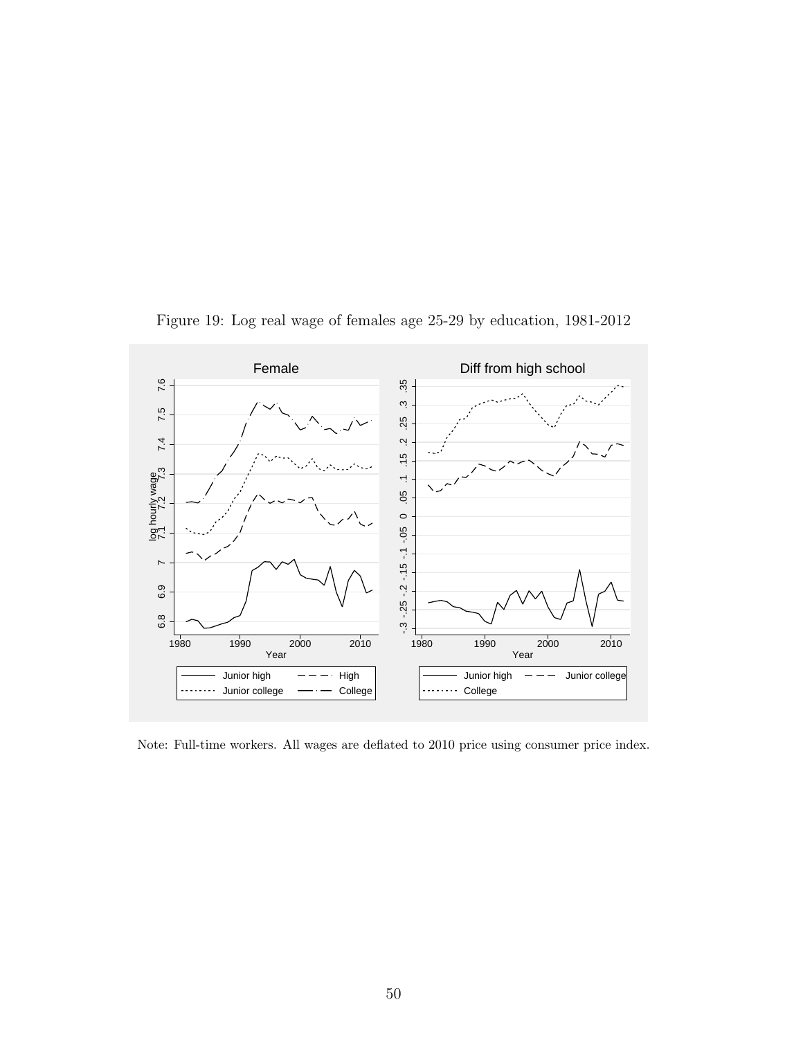Figure 19: Log real wage of females age 25-29 by education, 1981-2012

Note: Full-time workers. All wages are deflated to 2010 price using consumer price index.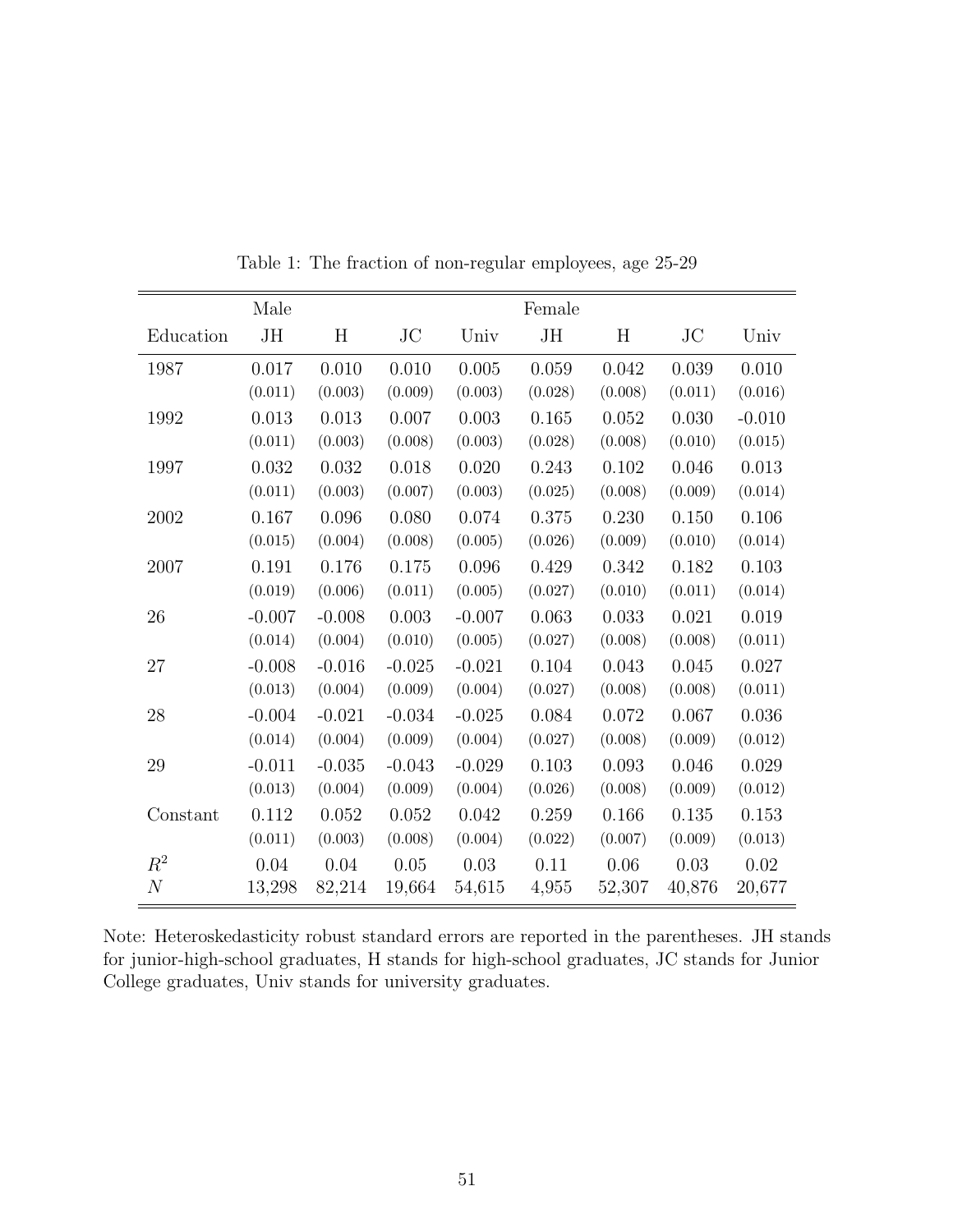Table 1: The fraction of non-regular employees, age 25-29

| | Male | | | | Female | | | |
|---|---|---|---|---|---|---|---|---|
| Education | JH | H | JC | Univ | JH | H | JC | Univ |
| 1987 | 0.017 | 0.010 | 0.010 | 0.005 | 0.059 | 0.042 | 0.039 | 0.010 |
| | (0.011) | (0.003) | (0.009) | (0.003) | (0.028) | (0.008) | (0.011) | (0.016) |
| 1992 | 0.013 | 0.013 | 0.007 | 0.003 | 0.165 | 0.052 | 0.030 | -0.010 |
| | (0.011) | (0.003) | (0.008) | (0.003) | (0.028) | (0.008) | (0.010) | (0.015) |
| 1997 | 0.032 | 0.032 | 0.018 | 0.020 | 0.243 | 0.102 | 0.046 | 0.013 |
| | (0.011) | (0.003) | (0.007) | (0.003) | (0.025) | (0.008) | (0.009) | (0.014) |
| 2002 | 0.167 | 0.096 | 0.080 | 0.074 | 0.375 | 0.230 | 0.150 | 0.106 |
| | (0.015) | (0.004) | (0.008) | (0.005) | (0.026) | (0.009) | (0.010) | (0.014) |
| 2007 | 0.191 | 0.176 | 0.175 | 0.096 | 0.429 | 0.342 | 0.182 | 0.103 |
| | (0.019) | (0.006) | (0.011) | (0.005) | (0.027) | (0.010) | (0.011) | (0.014) |
| 26 | -0.007 | -0.008 | 0.003 | -0.007 | 0.063 | 0.033 | 0.021 | 0.019 |
| | (0.014) | (0.004) | (0.010) | (0.005) | (0.027) | (0.008) | (0.008) | (0.011) |
| 27 | -0.008 | -0.016 | -0.025 | -0.021 | 0.104 | 0.043 | 0.045 | 0.027 |
| | (0.013) | (0.004) | (0.009) | (0.004) | (0.027) | (0.008) | (0.008) | (0.011) |
| 28 | -0.004 | -0.021 | -0.034 | -0.025 | 0.084 | 0.072 | 0.067 | 0.036 |
| | (0.014) | (0.004) | (0.009) | (0.004) | (0.027) | (0.008) | (0.009) | (0.012) |
| 29 | -0.011 | -0.035 | -0.043 | -0.029 | 0.103 | 0.093 | 0.046 | 0.029 |
| | (0.013) | (0.004) | (0.009) | (0.004) | (0.026) | (0.008) | (0.009) | (0.012) |
| Constant | 0.112 | 0.052 | 0.052 | 0.042 | 0.259 | 0.166 | 0.135 | 0.153 |
| | (0.011) | (0.003) | (0.008) | (0.004) | (0.022) | (0.007) | (0.009) | (0.013) |
| $R^2$ | 0.04 | 0.04 | 0.05 | 0.03 | 0.11 | 0.06 | 0.03 | 0.02 |
| $N$ | 13,298 | 82,214 | 19,664 | 54,615 | 4,955 | 52,307 | 40,876 | 20,677 |

Note: Heteroskedasticity robust standard errors are reported in the parentheses. JH stands for junior-high-school graduates, H stands for high-school graduates, JC stands for Junior College graduates, Univ stands for university graduates.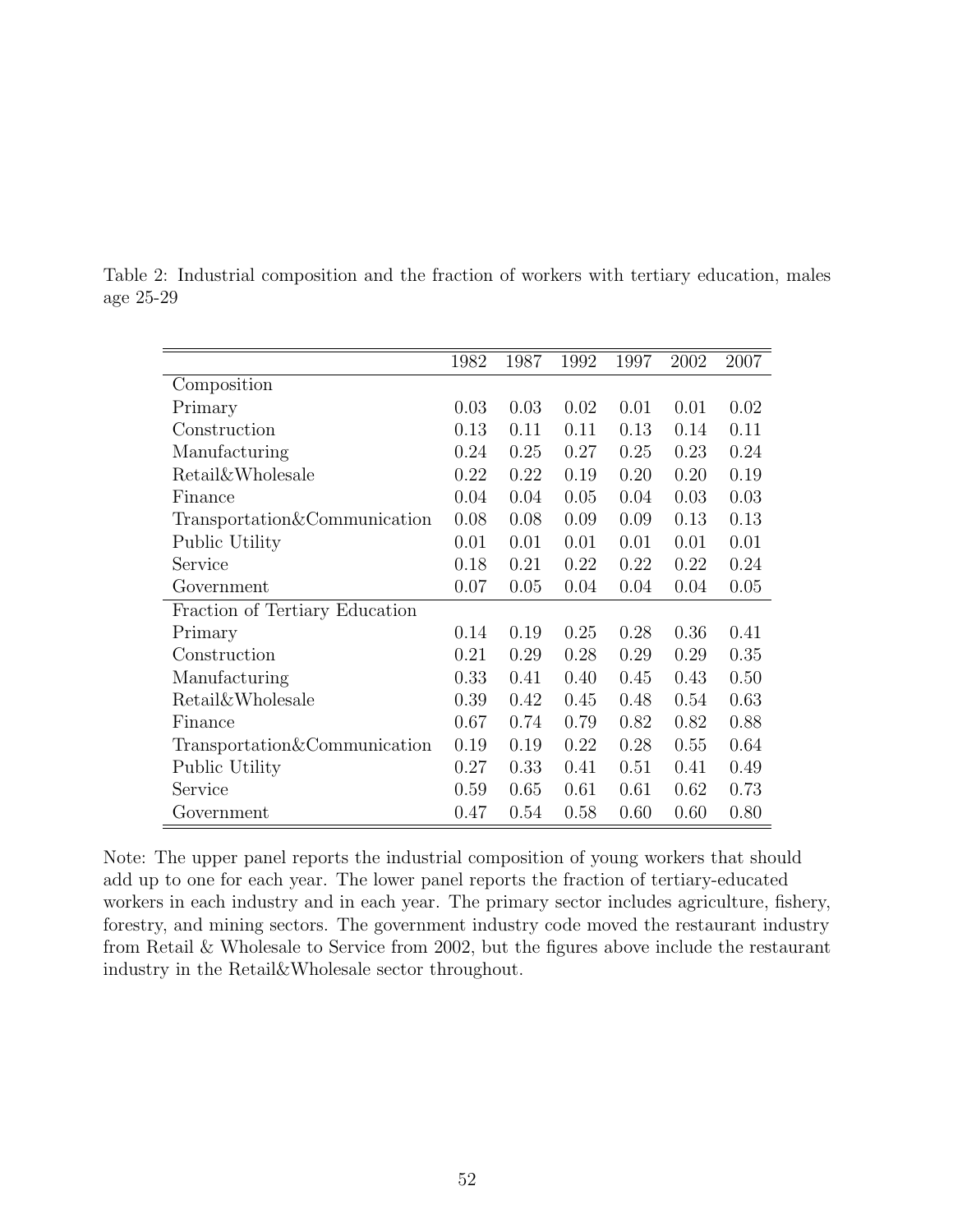Table 2: Industrial composition and the fraction of workers with tertiary education, males age 25-29

| | 1982 | 1987 | 1992 | 1997 | 2002 | 2007 |
|---|---|---|---|---|---|---|
| Composition | | | | | | |
| Primary | 0.03 | 0.03 | 0.02 | 0.01 | 0.01 | 0.02 |
| Construction | 0.13 | 0.11 | 0.11 | 0.13 | 0.14 | 0.11 |
| Manufacturing | 0.24 | 0.25 | 0.27 | 0.25 | 0.23 | 0.24 |
| Retail&Wholesale | 0.22 | 0.22 | 0.19 | 0.20 | 0.20 | 0.19 |
| Finance | 0.04 | 0.04 | 0.05 | 0.04 | 0.03 | 0.03 |
| Transportation&Communication | 0.08 | 0.08 | 0.09 | 0.09 | 0.13 | 0.13 |
| Public Utility | 0.01 | 0.01 | 0.01 | 0.01 | 0.01 | 0.01 |
| Service | 0.18 | 0.21 | 0.22 | 0.22 | 0.22 | 0.24 |
| Government | 0.07 | 0.05 | 0.04 | 0.04 | 0.04 | 0.05 |
| Fraction of Tertiary Education | | | | | | |
| Primary | 0.14 | 0.19 | 0.25 | 0.28 | 0.36 | 0.41 |
| Construction | 0.21 | 0.29 | 0.28 | 0.29 | 0.29 | 0.35 |
| Manufacturing | 0.33 | 0.41 | 0.40 | 0.45 | 0.43 | 0.50 |
| Retail&Wholesale | 0.39 | 0.42 | 0.45 | 0.48 | 0.54 | 0.63 |
| Finance | 0.67 | 0.74 | 0.79 | 0.82 | 0.82 | 0.88 |
| Transportation&Communication | 0.19 | 0.19 | 0.22 | 0.28 | 0.55 | 0.64 |
| Public Utility | 0.27 | 0.33 | 0.41 | 0.51 | 0.41 | 0.49 |
| Service | 0.59 | 0.65 | 0.61 | 0.61 | 0.62 | 0.73 |
| Government | 0.47 | 0.54 | 0.58 | 0.60 | 0.60 | 0.80 |

Note: The upper panel reports the industrial composition of young workers that should add up to one for each year. The lower panel reports the fraction of tertiary-educated workers in each industry and in each year. The primary sector includes agriculture, fishery, forestry, and mining sectors. The government industry code moved the restaurant industry from Retail & Wholesale to Service from 2002, but the figures above include the restaurant industry in the Retail&Wholesale sector throughout.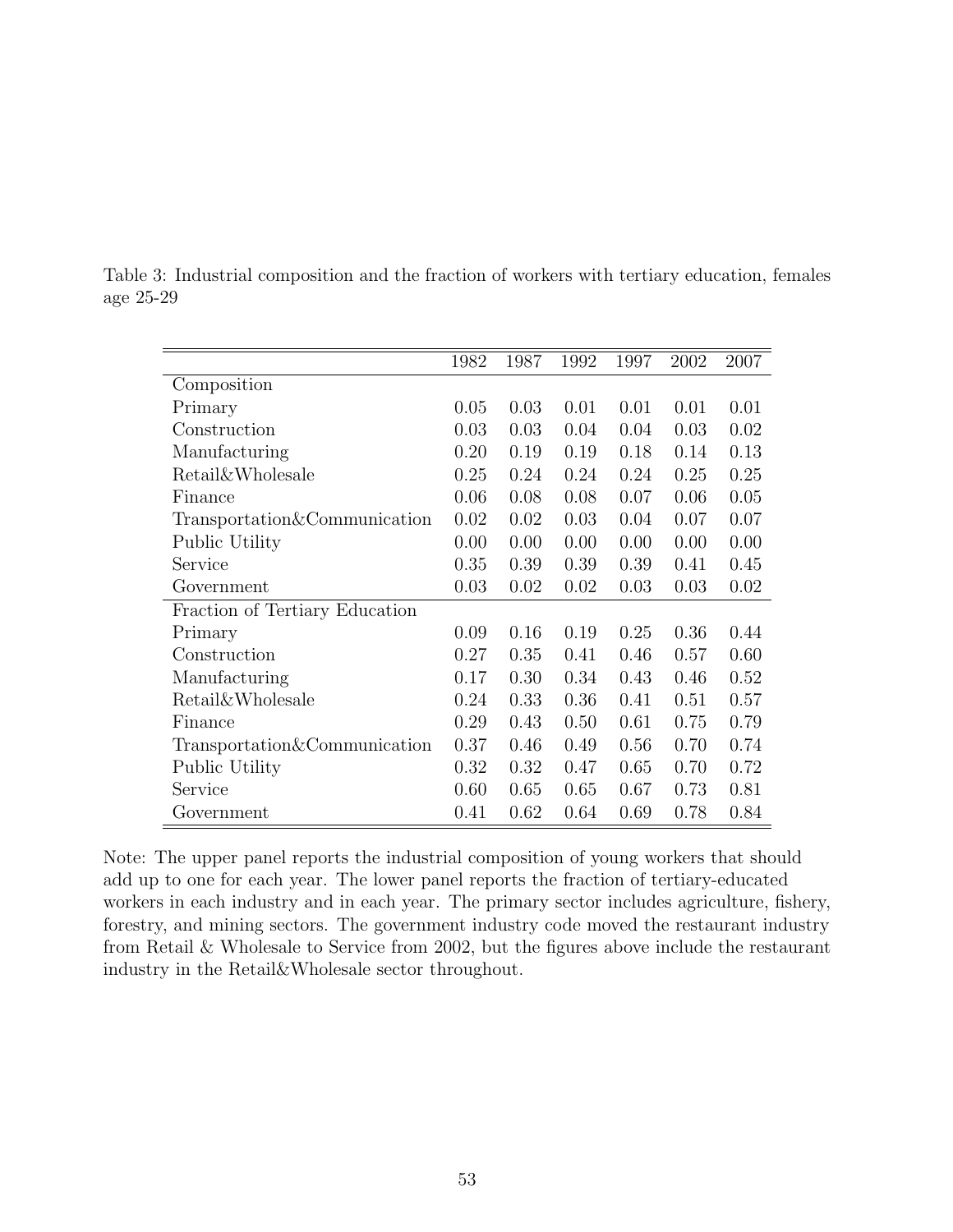Table 3: Industrial composition and the fraction of workers with tertiary education, females age 25-29

| | 1982 | 1987 | 1992 | 1997 | 2002 | 2007 |
|---|---|---|---|---|---|---|
| Composition | | | | | | |
| Primary | 0.05 | 0.03 | 0.01 | 0.01 | 0.01 | 0.01 |
| Construction | 0.03 | 0.03 | 0.04 | 0.04 | 0.03 | 0.02 |
| Manufacturing | 0.20 | 0.19 | 0.19 | 0.18 | 0.14 | 0.13 |
| Retail&Wholesale | 0.25 | 0.24 | 0.24 | 0.24 | 0.25 | 0.25 |
| Finance | 0.06 | 0.08 | 0.08 | 0.07 | 0.06 | 0.05 |
| Transportation&Communication | 0.02 | 0.02 | 0.03 | 0.04 | 0.07 | 0.07 |
| Public Utility | 0.00 | 0.00 | 0.00 | 0.00 | 0.00 | 0.00 |
| Service | 0.35 | 0.39 | 0.39 | 0.39 | 0.41 | 0.45 |
| Government | 0.03 | 0.02 | 0.02 | 0.03 | 0.03 | 0.02 |
| Fraction of Tertiary Education | | | | | | |
| Primary | 0.09 | 0.16 | 0.19 | 0.25 | 0.36 | 0.44 |
| Construction | 0.27 | 0.35 | 0.41 | 0.46 | 0.57 | 0.60 |
| Manufacturing | 0.17 | 0.30 | 0.34 | 0.43 | 0.46 | 0.52 |
| Retail&Wholesale | 0.24 | 0.33 | 0.36 | 0.41 | 0.51 | 0.57 |
| Finance | 0.29 | 0.43 | 0.50 | 0.61 | 0.75 | 0.79 |
| Transportation&Communication | 0.37 | 0.46 | 0.49 | 0.56 | 0.70 | 0.74 |
| Public Utility | 0.32 | 0.32 | 0.47 | 0.65 | 0.70 | 0.72 |
| Service | 0.60 | 0.65 | 0.65 | 0.67 | 0.73 | 0.81 |
| Government | 0.41 | 0.62 | 0.64 | 0.69 | 0.78 | 0.84 |

Note: The upper panel reports the industrial composition of young workers that should add up to one for each year. The lower panel reports the fraction of tertiary-educated workers in each industry and in each year. The primary sector includes agriculture, fishery, forestry, and mining sectors. The government industry code moved the restaurant industry from Retail & Wholesale to Service from 2002, but the figures above include the restaurant industry in the Retail&Wholesale sector throughout.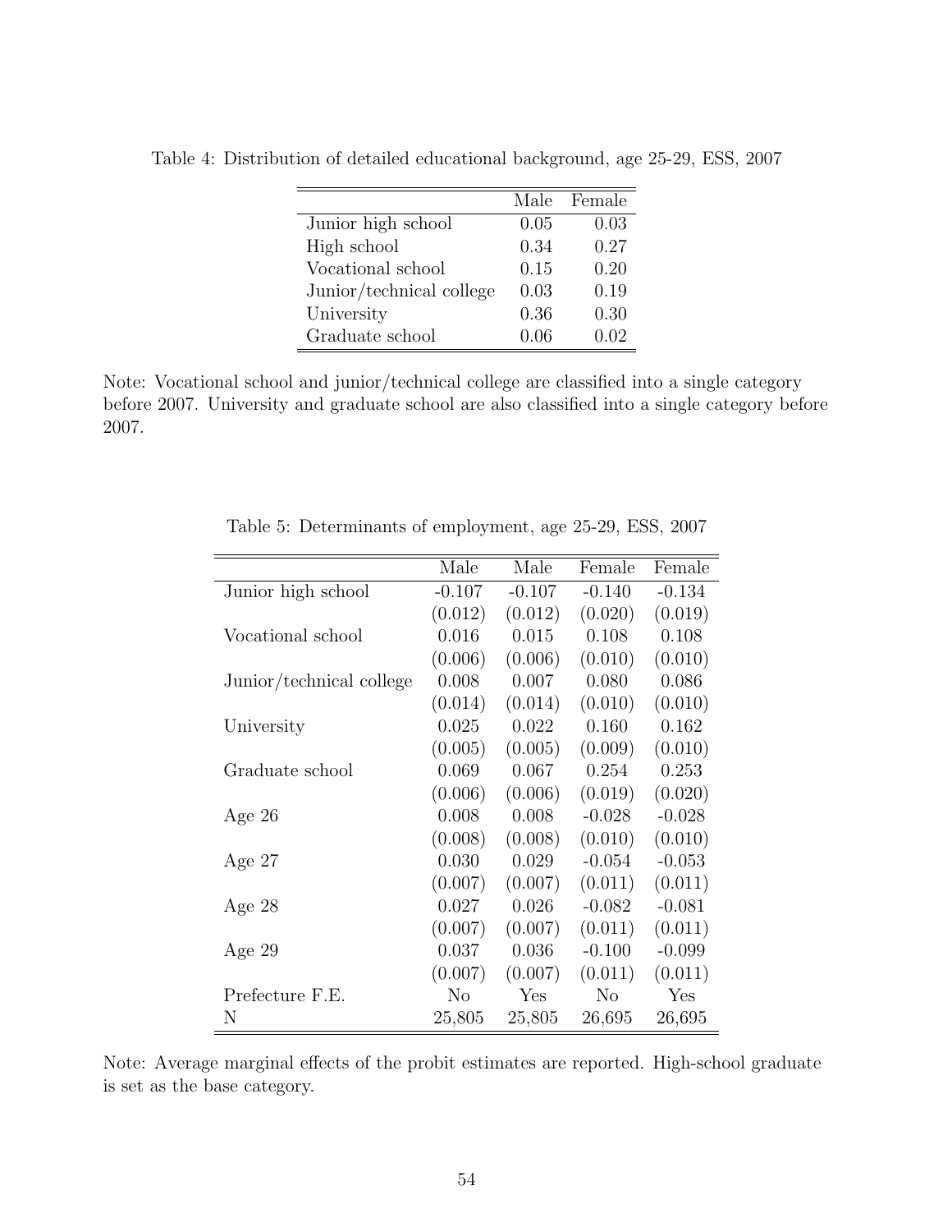Table 4: Distribution of detailed educational background, age 25-29, ESS, 2007

| | Male | Female |
|---|---|---|
| Junior high school | 0.05 | 0.03 |
| High school | 0.34 | 0.27 |
| Vocational school | 0.15 | 0.20 |
| Junior/technical college | 0.03 | 0.19 |
| University | 0.36 | 0.30 |
| Graduate school | 0.06 | 0.02 |

Note: Vocational school and junior/technical college are classified into a single category before 2007. University and graduate school are also classified into a single category before 2007.

Table 5: Determinants of employment, age 25-29, ESS, 2007

| | Male | Male | Female | Female |
|---|---|---|---|---|
| Junior high school | -0.107 | -0.107 | -0.140 | -0.134 |
| | (0.012) | (0.012) | (0.020) | (0.019) |
| Vocational school | 0.016 | 0.015 | 0.108 | 0.108 |
| | (0.006) | (0.006) | (0.010) | (0.010) |
| Junior/technical college | 0.008 | 0.007 | 0.080 | 0.086 |
| | (0.014) | (0.014) | (0.010) | (0.010) |
| University | 0.025 | 0.022 | 0.160 | 0.162 |
| | (0.005) | (0.005) | (0.009) | (0.010) |
| Graduate school | 0.069 | 0.067 | 0.254 | 0.253 |
| | (0.006) | (0.006) | (0.019) | (0.020) |
| Age 26 | 0.008 | 0.008 | -0.028 | -0.028 |
| | (0.008) | (0.008) | (0.010) | (0.010) |
| Age 27 | 0.030 | 0.029 | -0.054 | -0.053 |
| | (0.007) | (0.007) | (0.011) | (0.011) |
| Age 28 | 0.027 | 0.026 | -0.082 | -0.081 |
| | (0.007) | (0.007) | (0.011) | (0.011) |
| Age 29 | 0.037 | 0.036 | -0.100 | -0.099 |
| | (0.007) | (0.007) | (0.011) | (0.011) |
| Prefecture F.E. | No | Yes | No | Yes |
| N | 25,805 | 25,805 | 26,695 | 26,695 |

Note: Average marginal effects of the probit estimates are reported. High-school graduate is set as the base category.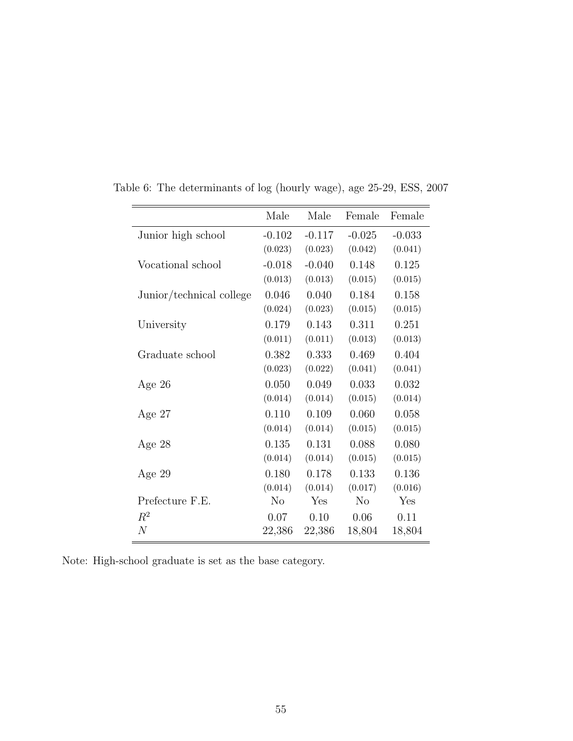Table 6: The determinants of log (hourly wage), age 25-29, ESS, 2007

| | Male | Male | Female | Female |
|---|---|---|---|---|
| Junior high school | -0.102 | -0.117 | -0.025 | -0.033 |
| | (0.023) | (0.023) | (0.042) | (0.041) |
| Vocational school | -0.018 | -0.040 | 0.148 | 0.125 |
| | (0.013) | (0.013) | (0.015) | (0.015) |
| Junior/technical college | 0.046 | 0.040 | 0.184 | 0.158 |
| | (0.024) | (0.023) | (0.015) | (0.015) |
| University | 0.179 | 0.143 | 0.311 | 0.251 |
| | (0.011) | (0.011) | (0.013) | (0.013) |
| Graduate school | 0.382 | 0.333 | 0.469 | 0.404 |
| | (0.023) | (0.022) | (0.041) | (0.041) |
| Age 26 | 0.050 | 0.049 | 0.033 | 0.032 |
| | (0.014) | (0.014) | (0.015) | (0.014) |
| Age 27 | 0.110 | 0.109 | 0.060 | 0.058 |
| | (0.014) | (0.014) | (0.015) | (0.015) |
| Age 28 | 0.135 | 0.131 | 0.088 | 0.080 |
| | (0.014) | (0.014) | (0.015) | (0.015) |
| Age 29 | 0.180 | 0.178 | 0.133 | 0.136 |
| | (0.014) | (0.014) | (0.017) | (0.016) |
| Prefecture F.E. | No | Yes | No | Yes |
| $R^2$ | 0.07 | 0.10 | 0.06 | 0.11 |
| $N$ | 22,386 | 22,386 | 18,804 | 18,804 |

Note: High-school graduate is set as the base category.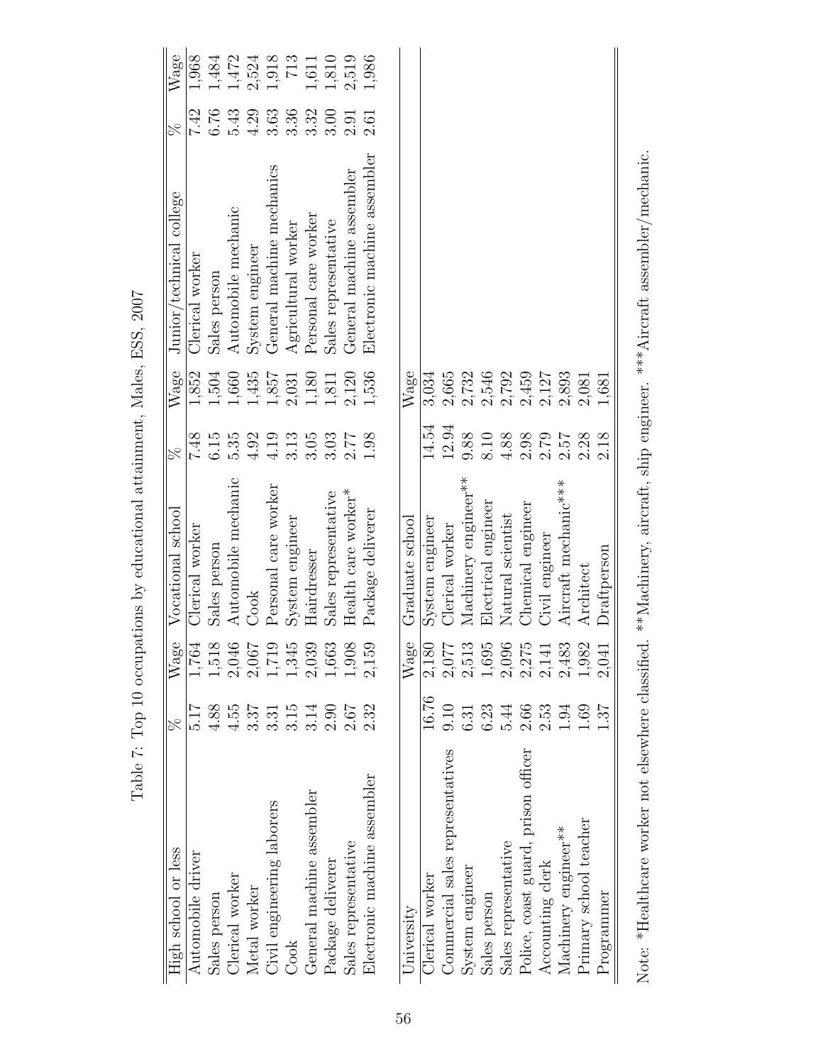Table 7: Top 10 occupations by educational attainment, Males, ESS, 2007

| High school or less | % | Wage | Vocational school | % | Wage | Junior/technical college | % | Wage |
|---|---|---|---|---|---|---|---|---|
| Automobile driver | 5.17 | 1,764 | Clerical worker | 7.48 | 1,852 | Clerical worker | 7.42 | 1,968 |
| Sales person | 4.88 | 1,518 | Sales person | 6.15 | 1,504 | Sales person | 6.76 | 1,484 |
| Clerical worker | 4.55 | 2,046 | Automobile mechanic | 5.35 | 1,660 | Automobile mechanic | 5.43 | 1,472 |
| Metal worker | 3.37 | 2,067 | Cook | 4.92 | 1,435 | System engineer | 4.29 | 2,524 |
| Civil engineering laborers | 3.31 | 1,719 | Personal care worker | 4.19 | 1,857 | General machine mechanics | 3.63 | 1,918 |
| Cook | 3.15 | 1,345 | System engineer | 3.13 | 2,031 | Agricultural worker | 3.36 | 713 |
| General machine assembler | 3.14 | 2,039 | Hairdresser | 3.05 | 1,180 | Personal care worker | 3.32 | 1,611 |
| Package deliverer | 2.90 | 1,663 | Sales representative | 3.03 | 1,811 | Sales representative | 3.00 | 1,810 |
| Sales representative | 2.67 | 1,908 | Health care worker* | 2.77 | 2,120 | General machine assembler | 2.91 | 2,519 |
| Electronic machine assembler | 2.32 | 2,159 | Package deliverer | 1.98 | 1,536 | Electronic machine assembler | 2.61 | 1,986 |
| | | | | | | | | |
| University | | Wage | Graduate school | | Wage | | | |
| Clerical worker | 16.76 | 2,180 | System engineer | 14.54 | 3,034 | | | |
| Commercial sales representatives | 9.10 | 2,077 | Clerical worker | 12.94 | 2,665 | | | |
| System engineer | 6.31 | 2,513 | Machinery engineer** | 9.88 | 2,732 | | | |
| Sales person | 6.23 | 1,695 | Electrical engineer | 8.10 | 2,546 | | | |
| Sales representative | 5.44 | 2,096 | Natural scientist | 4.88 | 2,792 | | | |
| Police, coast guard, prison officer | 2.66 | 2,275 | Chemical engineer | 2.98 | 2,459 | | | |
| Accounting clerk | 2.53 | 2,141 | Civil engineer | 2.79 | 2,127 | | | |
| Machinery engineer** | 1.94 | 2,483 | Aircraft mechanic*** | 2.57 | 2,893 | | | |
| Primary school teacher | 1.69 | 1,982 | Architect | 2.28 | 2,081 | | | |
| Programmer | 1.37 | 2,041 | Draftperson | 2.18 | 1,681 | | | |

Note: *Healthcare worker not elsewhere classified. **Machinery, aircraft, ship engineer. ***Aircraft assembler/mechanic.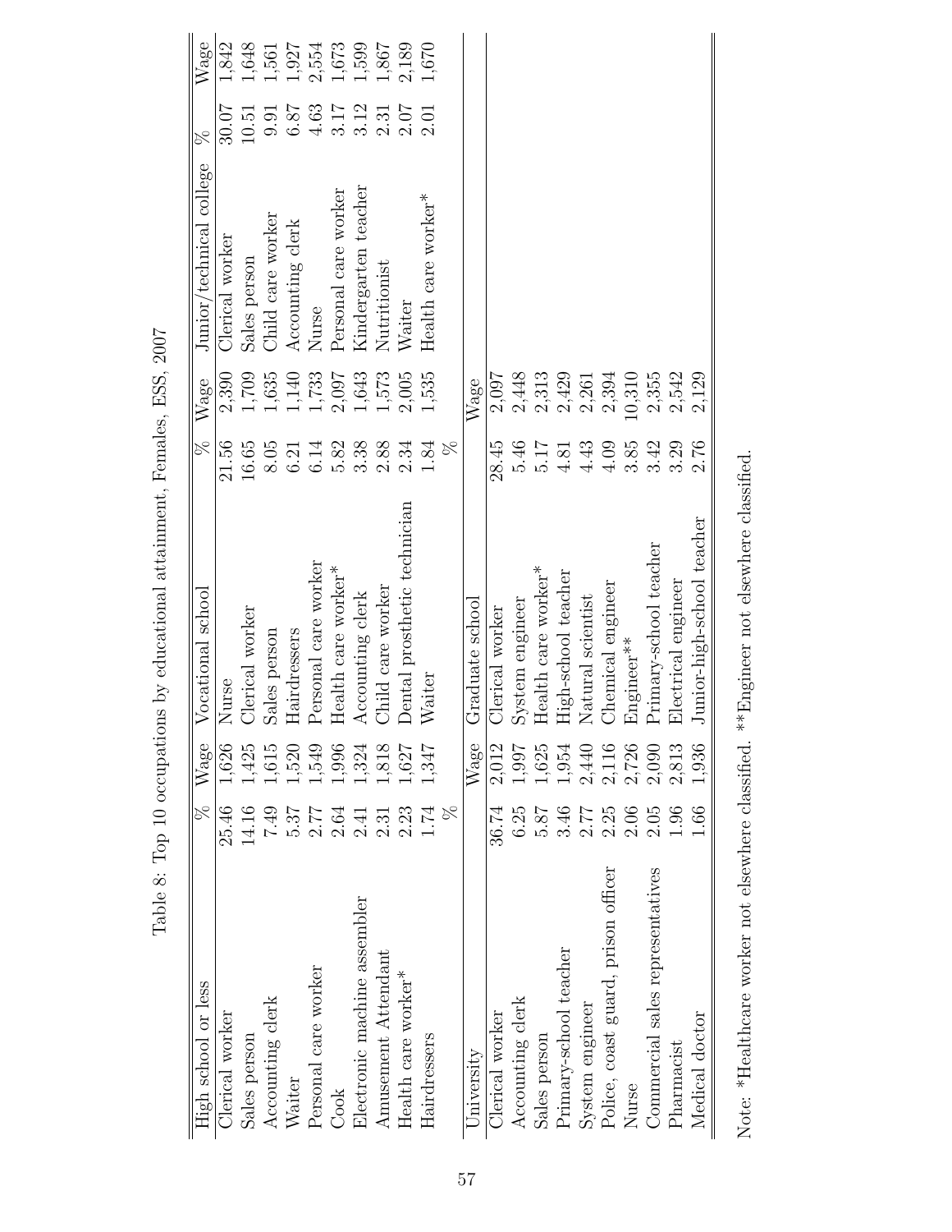Table 8: Top 10 occupations by educational attainment, Females, ESS, 2007

| High school or less | % | Wage | Vocational school | % | Wage | Junior/technical college | % | Wage |
|---|---|---|---|---|---|---|---|---|
| Clerical worker | 25.46 | 1,626 | Nurse | 21.56 | 2,390 | Clerical worker | 30.07 | 1,842 |
| Sales person | 14.16 | 1,425 | Clerical worker | 16.65 | 1,709 | Sales person | 10.51 | 1,648 |
| Accounting clerk | 7.49 | 1,615 | Sales person | 8.05 | 1,635 | Child care worker | 9.91 | 1,561 |
| Waiter | 5.37 | 1,520 | Hairdressers | 6.21 | 1,140 | Accounting clerk | 6.87 | 1,927 |
| Personal care worker | 2.77 | 1,549 | Personal care worker | 6.14 | 1,733 | Nurse | 4.63 | 2,554 |
| Cook | 2.64 | 1,996 | Health care worker* | 5.82 | 2,097 | Personal care worker | 3.17 | 1,673 |
| Electronic machine assembler | 2.41 | 1,324 | Accounting clerk | 3.38 | 1,643 | Kindergarten teacher | 3.12 | 1,599 |
| Amusement Attendant | 2.31 | 1,818 | Child care worker | 2.88 | 1,573 | Nutritionist | 2.31 | 1,867 |
| Health care worker* | 2.23 | 1,627 | Dental prosthetic technician | 2.34 | 2,005 | Waiter | 2.07 | 2,189 |
| Hairdressers | 1.74 | 1,347 | Waiter | 1.84 | 1,535 | Health care worker* | 2.01 | 1,670 |
| | % | | | % | | | | |
| University | | Wage | Graduate school | | Wage | | | |
| Clerical worker | 36.74 | 2,012 | Clerical worker | 28.45 | 2,097 | | | |
| Accounting clerk | 6.25 | 1,997 | System engineer | 5.46 | 2,448 | | | |
| Sales person | 5.87 | 1,625 | Health care worker* | 5.17 | 2,313 | | | |
| Primary-school teacher | 3.46 | 1,954 | High-school teacher | 4.81 | 2,429 | | | |
| System engineer | 2.77 | 2,440 | Natural scientist | 4.43 | 2,261 | | | |
| Police, coast guard, prison officer | 2.25 | 2,116 | Chemical engineer | 4.09 | 2,394 | | | |
| Nurse | 2.06 | 2,726 | Engineer** | 3.85 | 10,310 | | | |
| Commercial sales representatives | 2.05 | 2,090 | Primary-school teacher | 3.42 | 2,355 | | | |
| Pharmacist | 1.96 | 2,813 | Electrical engineer | 3.29 | 2,542 | | | |
| Medical doctor | 1.66 | 1,936 | Junior-high-school teacher | 2.76 | 2,129 | | | |

Note: *Healthcare worker not elsewhere classified. **Engineer not elsewhere classified.